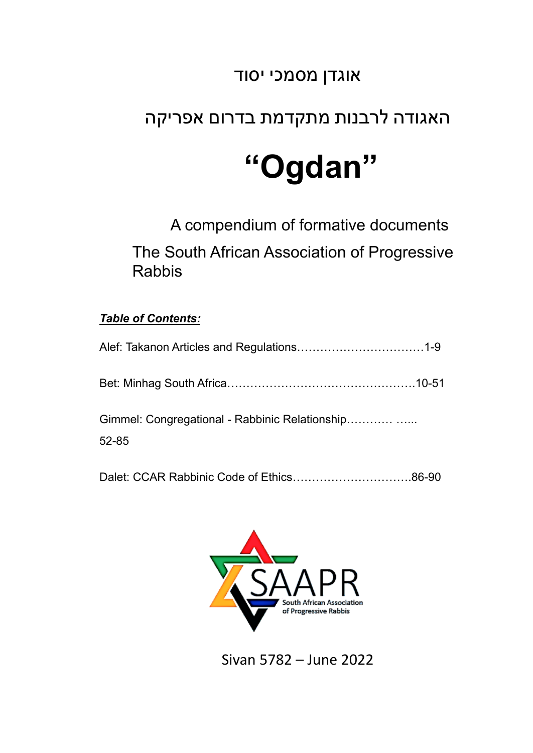אוגדן מסמכי יסוד

האגודה לרבנות מתקדמת בדרום אפריקה

# "Ogdan"

A compendium of formative documents

The South African Association of Progressive Rabbis

***Table of Contents:***

Alef: Takanon Articles and Regulations……………………………1-9

Bet: Minhag South Africa………………………………………….10-51

Gimmel: Congregational - Rabbinic Relationship………… …...52-85

Dalet: CCAR Rabbinic Code of Ethics…………………………..86-90

SAAPR
South African Association of Progressive Rabbis

Sivan 5782 – June 2022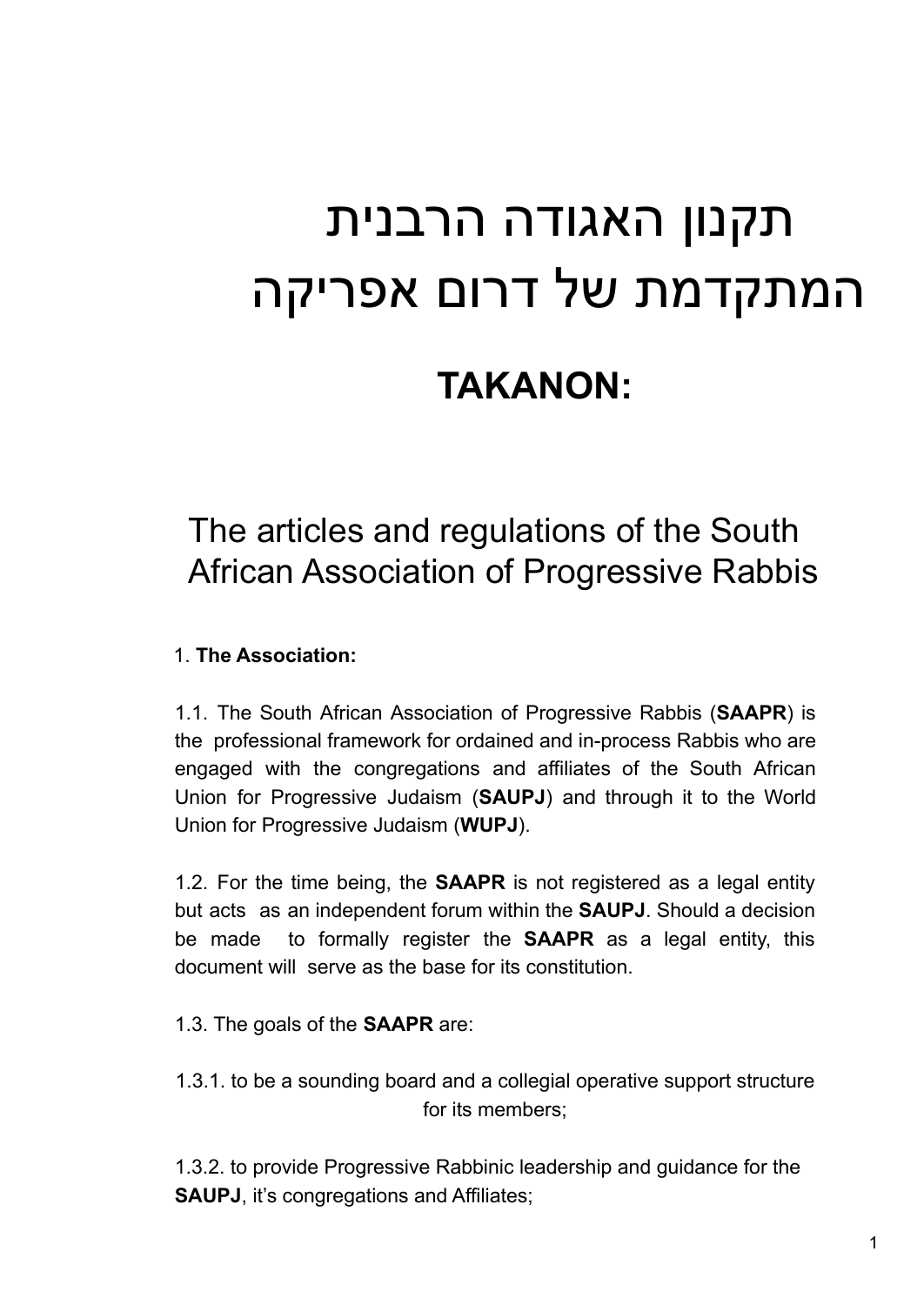# תקנון האגודה הרבנית המתקדמת של דרום אפריקה

# TAKANON:

## The articles and regulations of the South African Association of Progressive Rabbis

1. **The Association:**

1.1. The South African Association of Progressive Rabbis (**SAAPR**) is the professional framework for ordained and in-process Rabbis who are engaged with the congregations and affiliates of the South African Union for Progressive Judaism (**SAUPJ**) and through it to the World Union for Progressive Judaism (**WUPJ**).

1.2. For the time being, the **SAAPR** is not registered as a legal entity but acts as an independent forum within the **SAUPJ**. Should a decision be made to formally register the **SAAPR** as a legal entity, this document will serve as the base for its constitution.

1.3. The goals of the **SAAPR** are:

1.3.1. to be a sounding board and a collegial operative support structure for its members;

1.3.2. to provide Progressive Rabbinic leadership and guidance for the **SAUPJ**, it's congregations and Affiliates;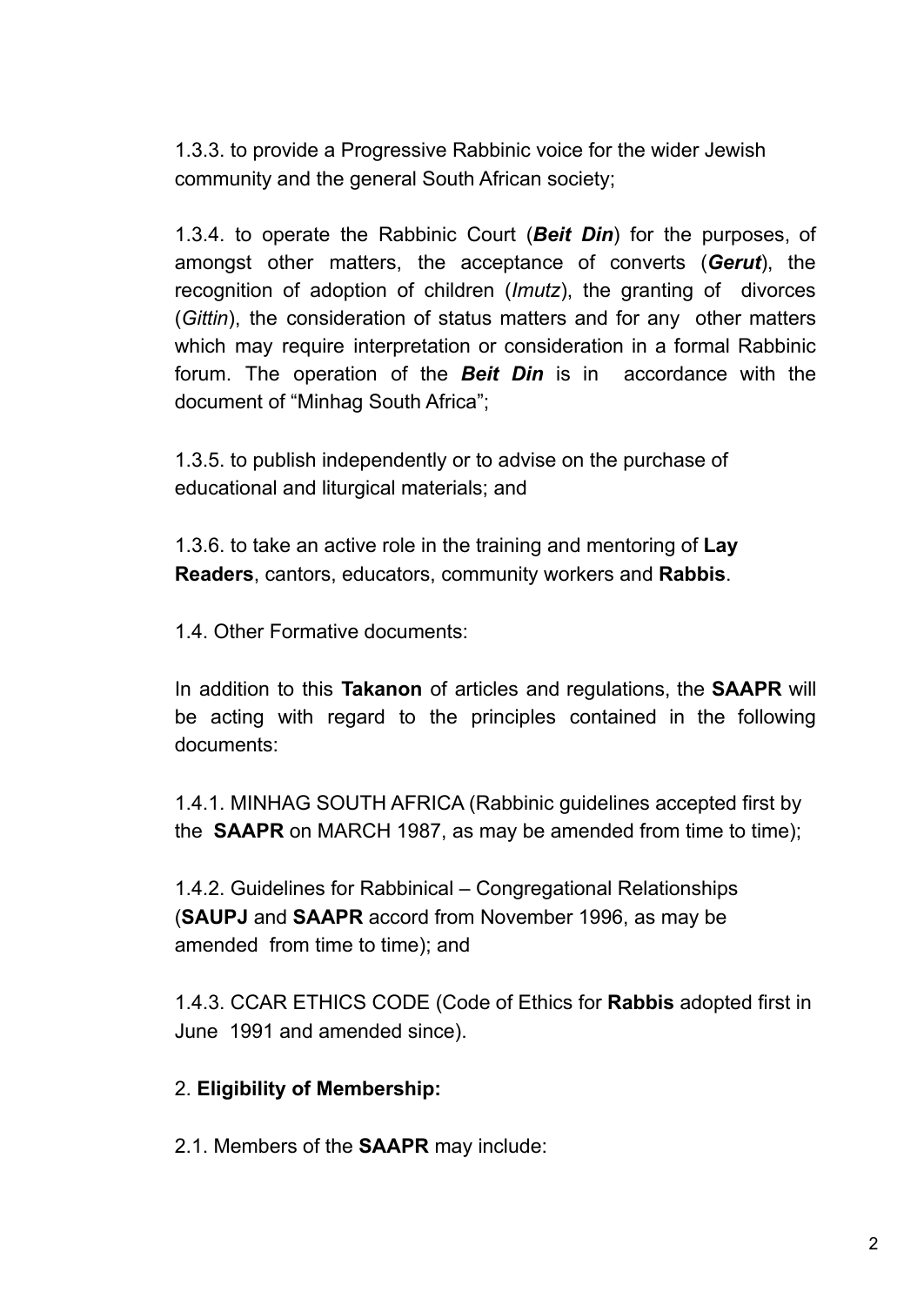1.3.3. to provide a Progressive Rabbinic voice for the wider Jewish community and the general South African society;

1.3.4. to operate the Rabbinic Court (***Beit Din***) for the purposes, of amongst other matters, the acceptance of converts (***Gerut***), the recognition of adoption of children (*Imutz*), the granting of divorces (*Gittin*), the consideration of status matters and for any other matters which may require interpretation or consideration in a formal Rabbinic forum. The operation of the ***Beit Din*** is in accordance with the document of "Minhag South Africa";

1.3.5. to publish independently or to advise on the purchase of educational and liturgical materials; and

1.3.6. to take an active role in the training and mentoring of **Lay Readers**, cantors, educators, community workers and **Rabbis**.

1.4. Other Formative documents:

In addition to this **Takanon** of articles and regulations, the **SAAPR** will be acting with regard to the principles contained in the following documents:

1.4.1. MINHAG SOUTH AFRICA (Rabbinic guidelines accepted first by the **SAAPR** on MARCH 1987, as may be amended from time to time);

1.4.2. Guidelines for Rabbinical – Congregational Relationships (**SAUPJ** and **SAAPR** accord from November 1996, as may be amended from time to time); and

1.4.3. CCAR ETHICS CODE (Code of Ethics for **Rabbis** adopted first in June 1991 and amended since).

2. **Eligibility of Membership:**

2.1. Members of the **SAAPR** may include: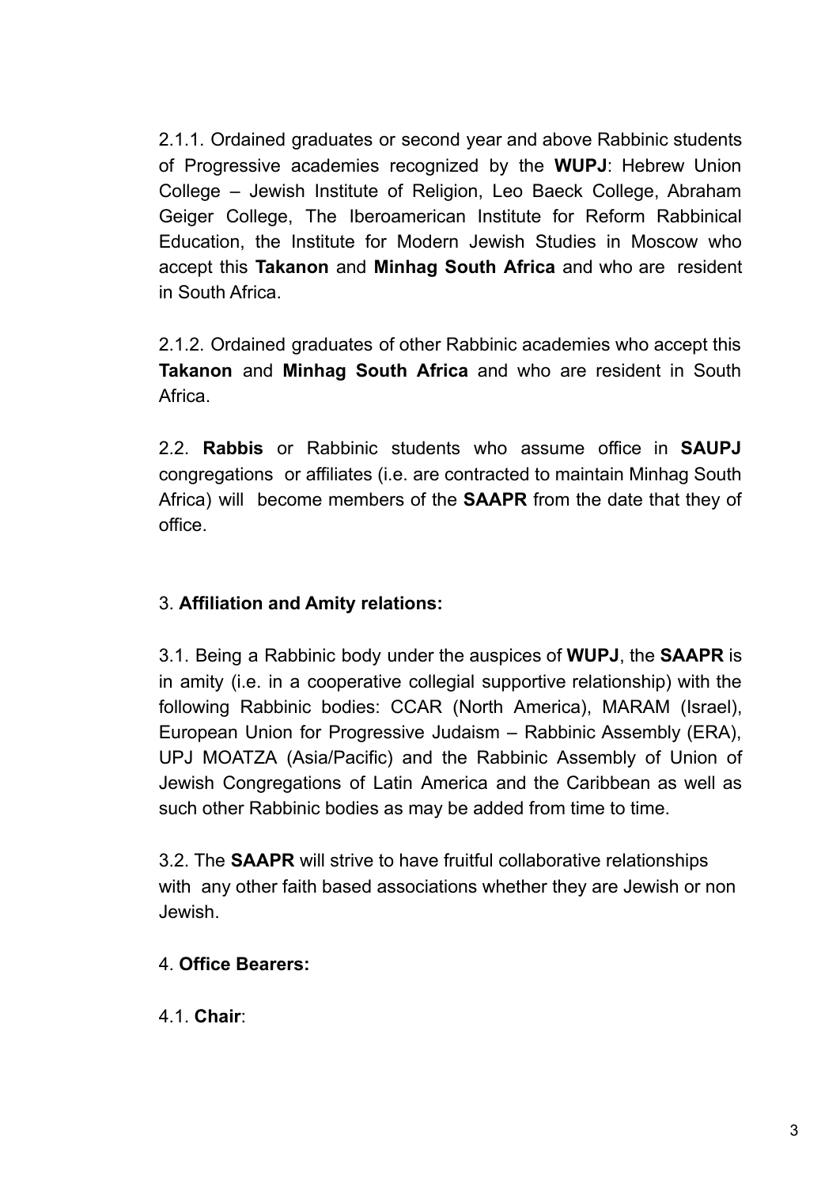2.1.1. Ordained graduates or second year and above Rabbinic students of Progressive academies recognized by the **WUPJ**: Hebrew Union College – Jewish Institute of Religion, Leo Baeck College, Abraham Geiger College, The Iberoamerican Institute for Reform Rabbinical Education, the Institute for Modern Jewish Studies in Moscow who accept this **Takanon** and **Minhag South Africa** and who are resident in South Africa.

2.1.2. Ordained graduates of other Rabbinic academies who accept this **Takanon** and **Minhag South Africa** and who are resident in South Africa.

2.2. **Rabbis** or Rabbinic students who assume office in **SAUPJ** congregations or affiliates (i.e. are contracted to maintain Minhag South Africa) will become members of the **SAAPR** from the date that they of office.

3. **Affiliation and Amity relations:**

3.1. Being a Rabbinic body under the auspices of **WUPJ**, the **SAAPR** is in amity (i.e. in a cooperative collegial supportive relationship) with the following Rabbinic bodies: CCAR (North America), MARAM (Israel), European Union for Progressive Judaism – Rabbinic Assembly (ERA), UPJ MOATZA (Asia/Pacific) and the Rabbinic Assembly of Union of Jewish Congregations of Latin America and the Caribbean as well as such other Rabbinic bodies as may be added from time to time.

3.2. The **SAAPR** will strive to have fruitful collaborative relationships with any other faith based associations whether they are Jewish or non Jewish.

4. **Office Bearers:**

4.1. **Chair**: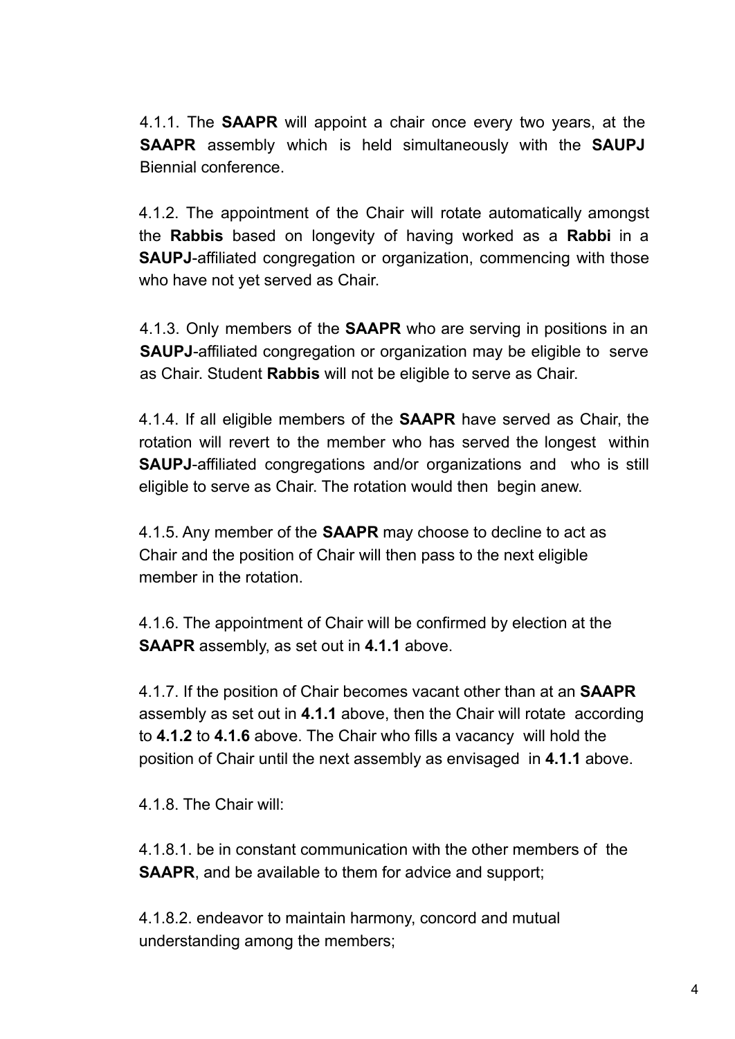4.1.1. The **SAAPR** will appoint a chair once every two years, at the **SAAPR** assembly which is held simultaneously with the **SAUPJ** Biennial conference.

4.1.2. The appointment of the Chair will rotate automatically amongst the **Rabbis** based on longevity of having worked as a **Rabbi** in a **SAUPJ**-affiliated congregation or organization, commencing with those who have not yet served as Chair.

4.1.3. Only members of the **SAAPR** who are serving in positions in an **SAUPJ**-affiliated congregation or organization may be eligible to serve as Chair. Student **Rabbis** will not be eligible to serve as Chair.

4.1.4. If all eligible members of the **SAAPR** have served as Chair, the rotation will revert to the member who has served the longest within **SAUPJ**-affiliated congregations and/or organizations and who is still eligible to serve as Chair. The rotation would then begin anew.

4.1.5. Any member of the **SAAPR** may choose to decline to act as Chair and the position of Chair will then pass to the next eligible member in the rotation.

4.1.6. The appointment of Chair will be confirmed by election at the **SAAPR** assembly, as set out in **4.1.1** above.

4.1.7. If the position of Chair becomes vacant other than at an **SAAPR** assembly as set out in **4.1.1** above, then the Chair will rotate according to **4.1.2** to **4.1.6** above. The Chair who fills a vacancy will hold the position of Chair until the next assembly as envisaged in **4.1.1** above.

4.1.8. The Chair will:

4.1.8.1. be in constant communication with the other members of the **SAAPR**, and be available to them for advice and support;

4.1.8.2. endeavor to maintain harmony, concord and mutual understanding among the members;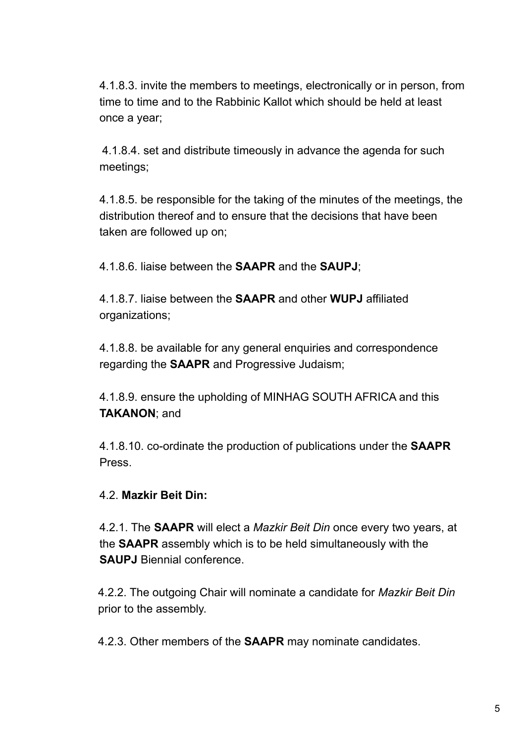4.1.8.3. invite the members to meetings, electronically or in person, from time to time and to the Rabbinic Kallot which should be held at least once a year;

4.1.8.4. set and distribute timeously in advance the agenda for such meetings;

4.1.8.5. be responsible for the taking of the minutes of the meetings, the distribution thereof and to ensure that the decisions that have been taken are followed up on;

4.1.8.6. liaise between the **SAAPR** and the **SAUPJ**;

4.1.8.7. liaise between the **SAAPR** and other **WUPJ** affiliated organizations;

4.1.8.8. be available for any general enquiries and correspondence regarding the **SAAPR** and Progressive Judaism;

4.1.8.9. ensure the upholding of MINHAG SOUTH AFRICA and this **TAKANON**; and

4.1.8.10. co-ordinate the production of publications under the **SAAPR** Press.

4.2. **Mazkir Beit Din:**

4.2.1. The **SAAPR** will elect a *Mazkir Beit Din* once every two years, at the **SAAPR** assembly which is to be held simultaneously with the **SAUPJ** Biennial conference.

4.2.2. The outgoing Chair will nominate a candidate for *Mazkir Beit Din* prior to the assembly.

4.2.3. Other members of the **SAAPR** may nominate candidates.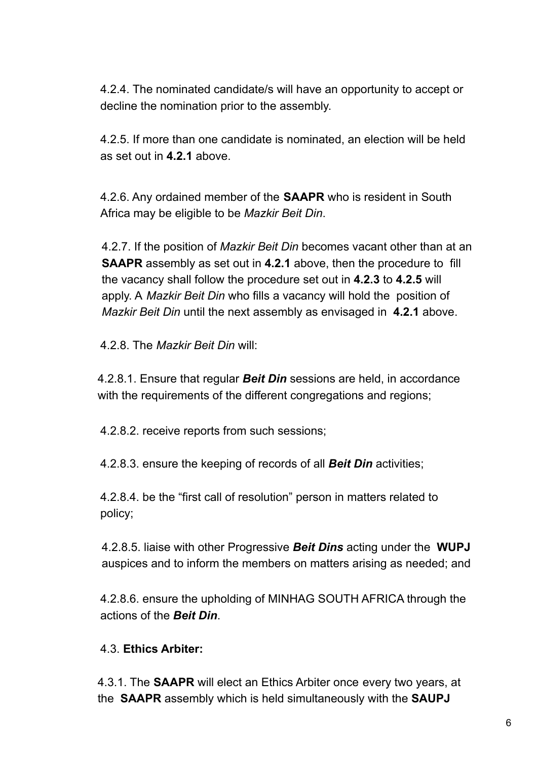4.2.4. The nominated candidate/s will have an opportunity to accept or decline the nomination prior to the assembly.

4.2.5. If more than one candidate is nominated, an election will be held as set out in **4.2.1** above.

4.2.6. Any ordained member of the **SAAPR** who is resident in South Africa may be eligible to be *Mazkir Beit Din*.

4.2.7. If the position of *Mazkir Beit Din* becomes vacant other than at an **SAAPR** assembly as set out in **4.2.1** above, then the procedure to fill the vacancy shall follow the procedure set out in **4.2.3** to **4.2.5** will apply. A *Mazkir Beit Din* who fills a vacancy will hold the position of *Mazkir Beit Din* until the next assembly as envisaged in **4.2.1** above.

4.2.8. The *Mazkir Beit Din* will:

4.2.8.1. Ensure that regular ***Beit Din*** sessions are held, in accordance with the requirements of the different congregations and regions;

4.2.8.2. receive reports from such sessions;

4.2.8.3. ensure the keeping of records of all ***Beit Din*** activities;

4.2.8.4. be the "first call of resolution" person in matters related to policy;

4.2.8.5. liaise with other Progressive ***Beit Dins*** acting under the **WUPJ** auspices and to inform the members on matters arising as needed; and

4.2.8.6. ensure the upholding of MINHAG SOUTH AFRICA through the actions of the ***Beit Din***.

4.3. **Ethics Arbiter:**

4.3.1. The **SAAPR** will elect an Ethics Arbiter once every two years, at the **SAAPR** assembly which is held simultaneously with the **SAUPJ**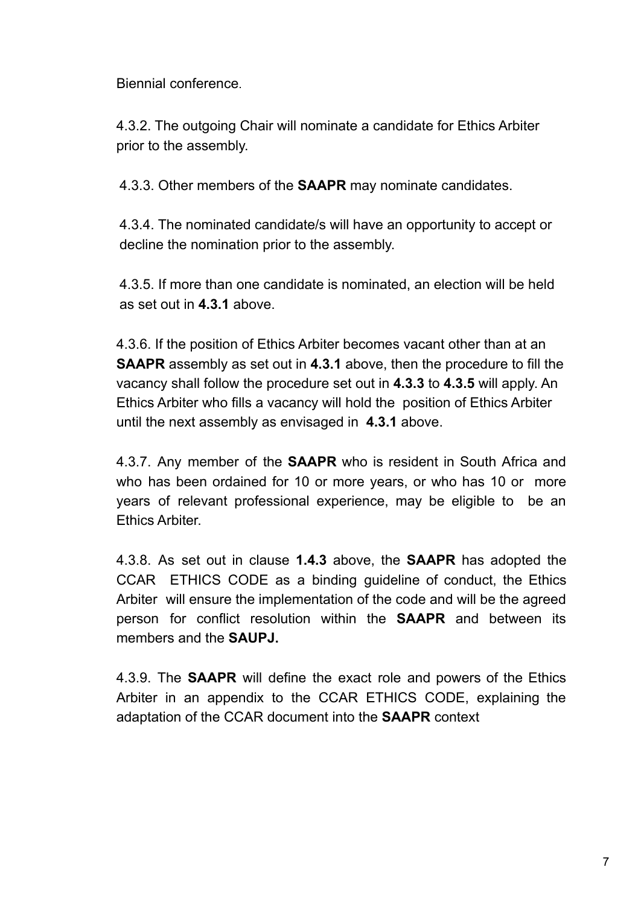Biennial conference.

4.3.2. The outgoing Chair will nominate a candidate for Ethics Arbiter prior to the assembly.

4.3.3. Other members of the **SAAPR** may nominate candidates.

4.3.4. The nominated candidate/s will have an opportunity to accept or decline the nomination prior to the assembly.

4.3.5. If more than one candidate is nominated, an election will be held as set out in **4.3.1** above.

4.3.6. If the position of Ethics Arbiter becomes vacant other than at an **SAAPR** assembly as set out in **4.3.1** above, then the procedure to fill the vacancy shall follow the procedure set out in **4.3.3** to **4.3.5** will apply. An Ethics Arbiter who fills a vacancy will hold the position of Ethics Arbiter until the next assembly as envisaged in **4.3.1** above.

4.3.7. Any member of the **SAAPR** who is resident in South Africa and who has been ordained for 10 or more years, or who has 10 or more years of relevant professional experience, may be eligible to be an Ethics Arbiter.

4.3.8. As set out in clause **1.4.3** above, the **SAAPR** has adopted the CCAR ETHICS CODE as a binding guideline of conduct, the Ethics Arbiter will ensure the implementation of the code and will be the agreed person for conflict resolution within the **SAAPR** and between its members and the **SAUPJ.**

4.3.9. The **SAAPR** will define the exact role and powers of the Ethics Arbiter in an appendix to the CCAR ETHICS CODE, explaining the adaptation of the CCAR document into the **SAAPR** context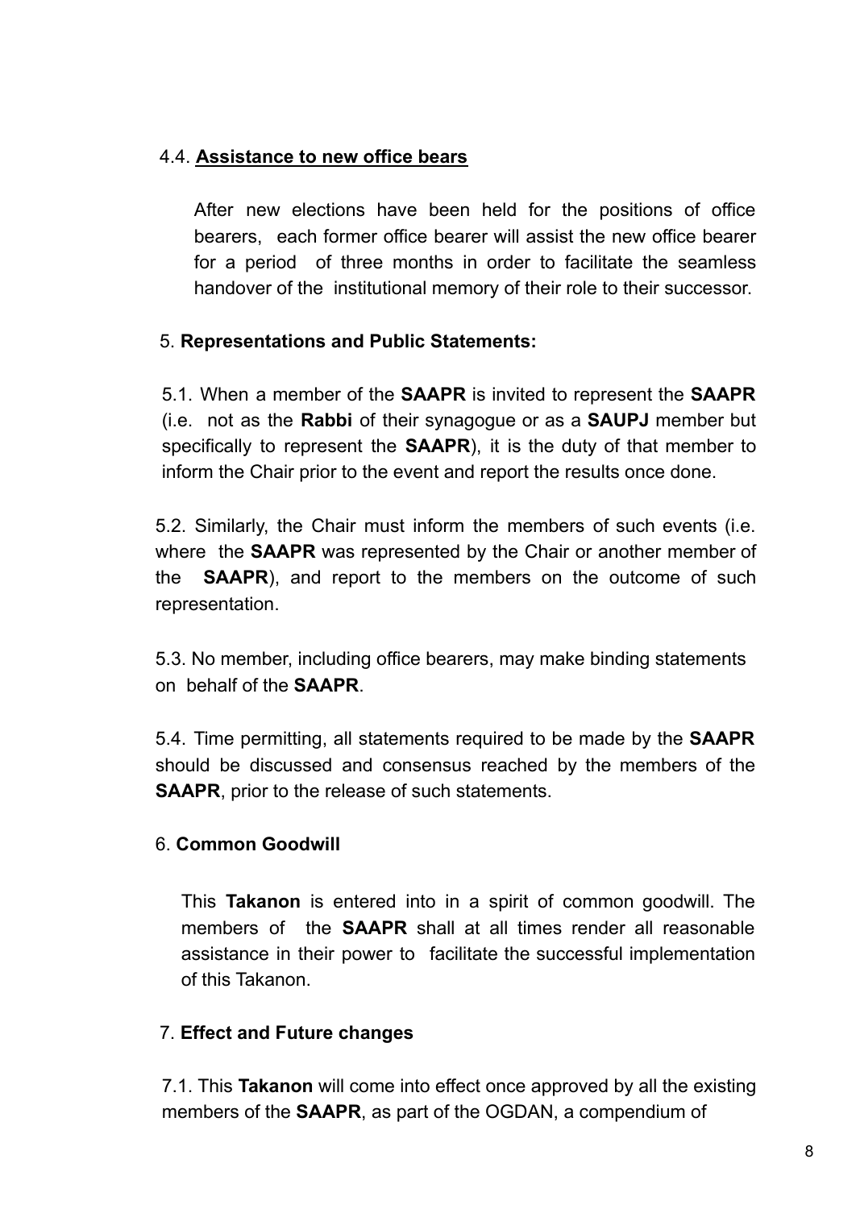4.4. **<u>Assistance to new office bears</u>**

After new elections have been held for the positions of office bearers, each former office bearer will assist the new office bearer for a period of three months in order to facilitate the seamless handover of the institutional memory of their role to their successor.

5. **Representations and Public Statements:**

5.1. When a member of the **SAAPR** is invited to represent the **SAAPR** (i.e. not as the **Rabbi** of their synagogue or as a **SAUPJ** member but specifically to represent the **SAAPR**), it is the duty of that member to inform the Chair prior to the event and report the results once done.

5.2. Similarly, the Chair must inform the members of such events (i.e. where the **SAAPR** was represented by the Chair or another member of the **SAAPR**), and report to the members on the outcome of such representation.

5.3. No member, including office bearers, may make binding statements on behalf of the **SAAPR**.

5.4. Time permitting, all statements required to be made by the **SAAPR** should be discussed and consensus reached by the members of the **SAAPR**, prior to the release of such statements.

6. **Common Goodwill**

This **Takanon** is entered into in a spirit of common goodwill. The members of the **SAAPR** shall at all times render all reasonable assistance in their power to facilitate the successful implementation of this Takanon.

7. **Effect and Future changes**

7.1. This **Takanon** will come into effect once approved by all the existing members of the **SAAPR**, as part of the OGDAN, a compendium of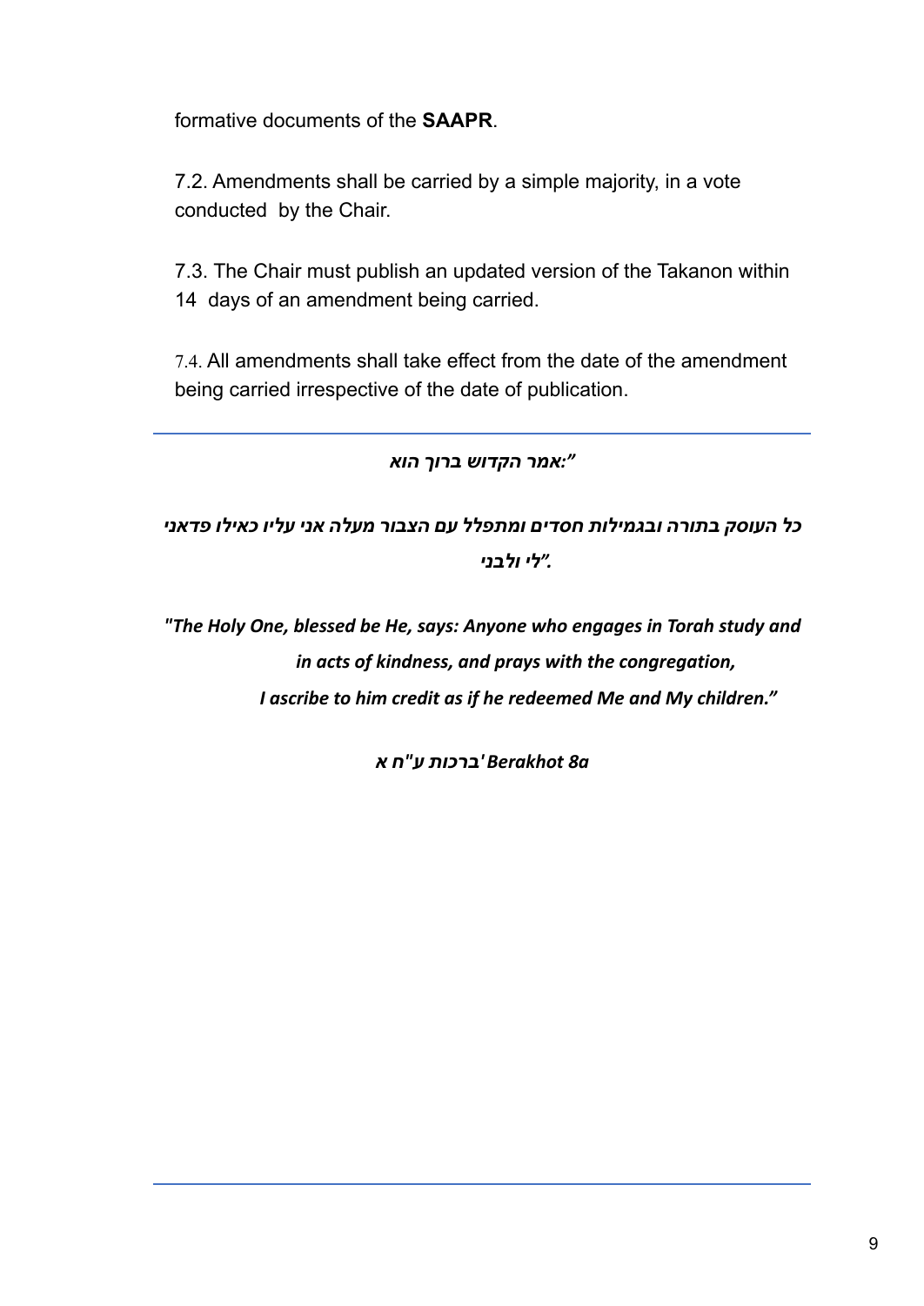formative documents of the **SAAPR**.

7.2. Amendments shall be carried by a simple majority, in a vote conducted by the Chair.

7.3. The Chair must publish an updated version of the Takanon within 14 days of an amendment being carried.

7.4. All amendments shall take effect from the date of the amendment being carried irrespective of the date of publication.

---

***"אמר הקדוש ברוך הוא:***

***כל העוסק בתורה ובגמילות חסדים ומתפלל עם הצבור מעלה אני עליו כאילו פדאני לי ולבני".***

***"The Holy One, blessed be He, says: Anyone who engages in Torah study and in acts of kindness, and prays with the congregation, I ascribe to him credit as if he redeemed Me and My children."***

***ברכות ע"ח א' Berakhot 8a***

---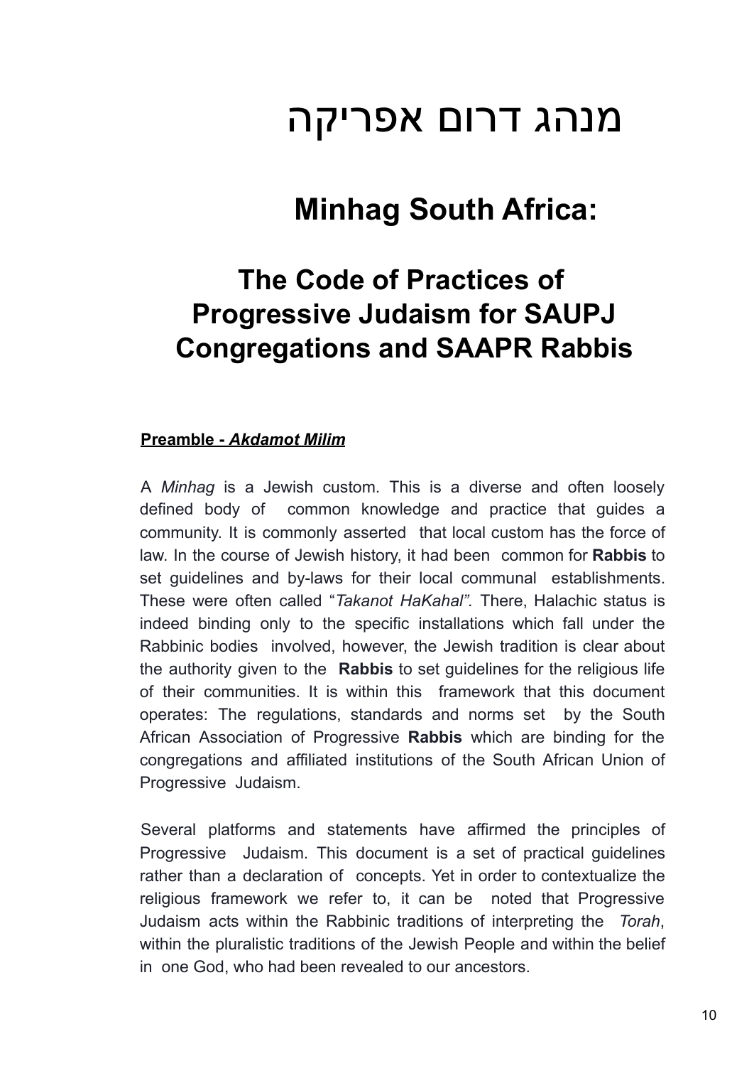# מנהג דרום אפריקה

## Minhag South Africa:

## The Code of Practices of Progressive Judaism for SAUPJ Congregations and SAAPR Rabbis

**Preamble - *Akdamot Milim***

A *Minhag* is a Jewish custom. This is a diverse and often loosely defined body of common knowledge and practice that guides a community. It is commonly asserted that local custom has the force of law. In the course of Jewish history, it had been common for **Rabbis** to set guidelines and by-laws for their local communal establishments. These were often called "*Takanot HaKahal".* There, Halachic status is indeed binding only to the specific installations which fall under the Rabbinic bodies involved, however, the Jewish tradition is clear about the authority given to the **Rabbis** to set guidelines for the religious life of their communities. It is within this framework that this document operates: The regulations, standards and norms set by the South African Association of Progressive **Rabbis** which are binding for the congregations and affiliated institutions of the South African Union of Progressive Judaism.

Several platforms and statements have affirmed the principles of Progressive Judaism. This document is a set of practical guidelines rather than a declaration of concepts. Yet in order to contextualize the religious framework we refer to, it can be noted that Progressive Judaism acts within the Rabbinic traditions of interpreting the *Torah*, within the pluralistic traditions of the Jewish People and within the belief in one God, who had been revealed to our ancestors.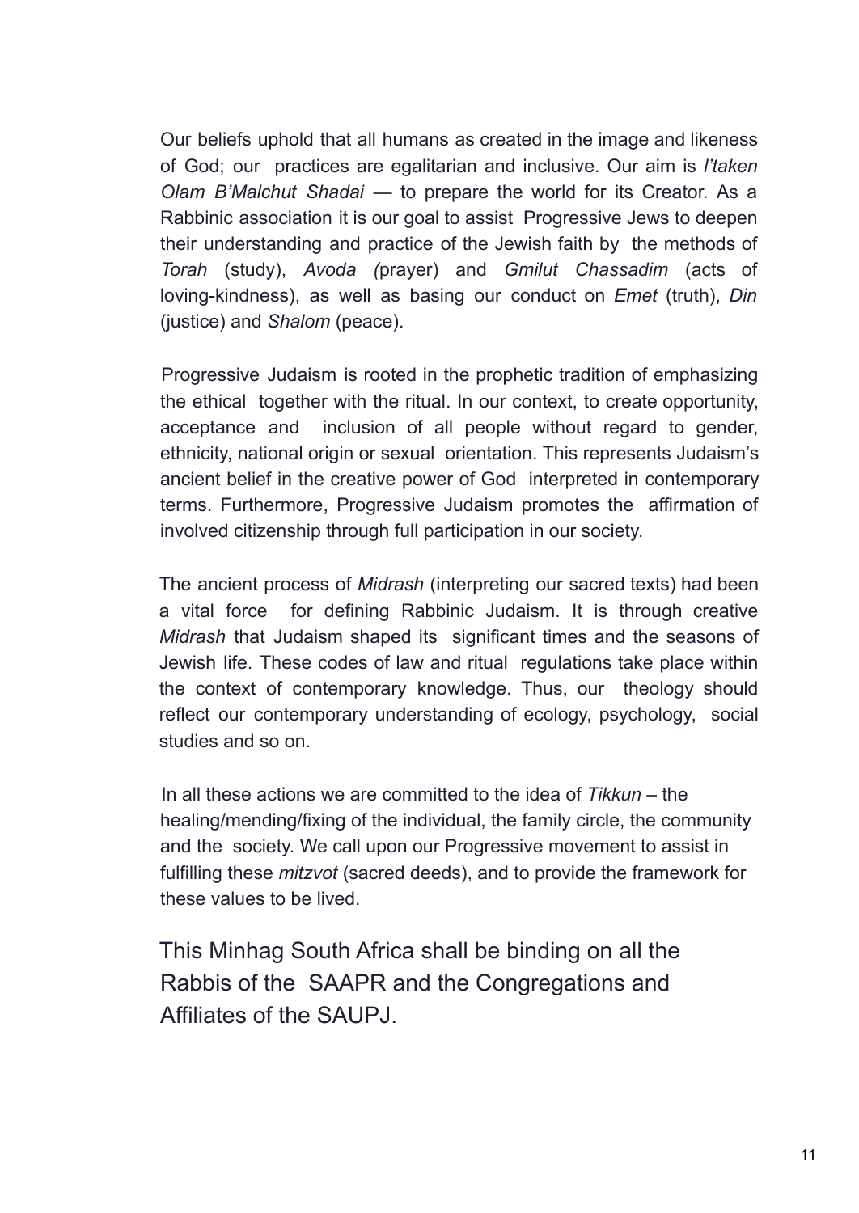Our beliefs uphold that all humans as created in the image and likeness of God; our practices are egalitarian and inclusive. Our aim is *l'taken Olam B'Malchut Shadai* — to prepare the world for its Creator. As a Rabbinic association it is our goal to assist Progressive Jews to deepen their understanding and practice of the Jewish faith by the methods of *Torah* (study), *Avoda (*prayer) and *Gmilut Chassadim* (acts of loving-kindness), as well as basing our conduct on *Emet* (truth), *Din* (justice) and *Shalom* (peace).

Progressive Judaism is rooted in the prophetic tradition of emphasizing the ethical together with the ritual. In our context, to create opportunity, acceptance and inclusion of all people without regard to gender, ethnicity, national origin or sexual orientation. This represents Judaism's ancient belief in the creative power of God interpreted in contemporary terms. Furthermore, Progressive Judaism promotes the affirmation of involved citizenship through full participation in our society.

The ancient process of *Midrash* (interpreting our sacred texts) had been a vital force for defining Rabbinic Judaism. It is through creative *Midrash* that Judaism shaped its significant times and the seasons of Jewish life. These codes of law and ritual regulations take place within the context of contemporary knowledge. Thus, our theology should reflect our contemporary understanding of ecology, psychology, social studies and so on.

In all these actions we are committed to the idea of *Tikkun* – the healing/mending/fixing of the individual, the family circle, the community and the society. We call upon our Progressive movement to assist in fulfilling these *mitzvot* (sacred deeds), and to provide the framework for these values to be lived.

This Minhag South Africa shall be binding on all the Rabbis of the SAAPR and the Congregations and Affiliates of the SAUPJ.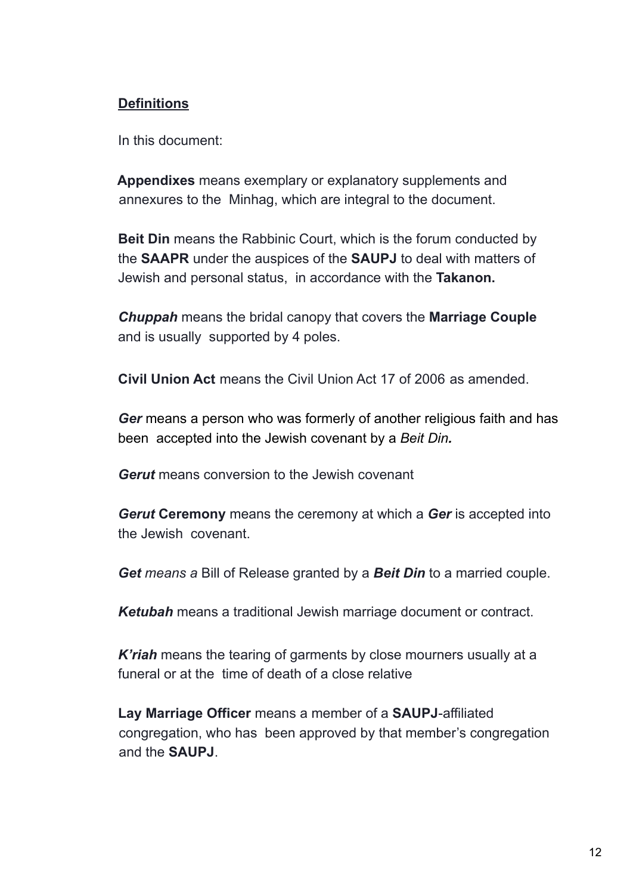## Definitions

In this document:

**Appendixes** means exemplary or explanatory supplements and annexures to the Minhag, which are integral to the document.

**Beit Din** means the Rabbinic Court, which is the forum conducted by the **SAAPR** under the auspices of the **SAUPJ** to deal with matters of Jewish and personal status, in accordance with the **Takanon.**

***Chuppah*** means the bridal canopy that covers the **Marriage Couple** and is usually supported by 4 poles.

**Civil Union Act** means the Civil Union Act 17 of 2006 as amended.

***Ger*** means a person who was formerly of another religious faith and has been accepted into the Jewish covenant by a *Beit Din.*

***Gerut*** means conversion to the Jewish covenant

***Gerut* Ceremony** means the ceremony at which a ***Ger*** is accepted into the Jewish covenant.

***Get*** *means a* Bill of Release granted by a ***Beit Din*** to a married couple.

***Ketubah*** means a traditional Jewish marriage document or contract.

***K'riah*** means the tearing of garments by close mourners usually at a funeral or at the time of death of a close relative

**Lay Marriage Officer** means a member of a **SAUPJ**-affiliated congregation, who has been approved by that member's congregation and the **SAUPJ**.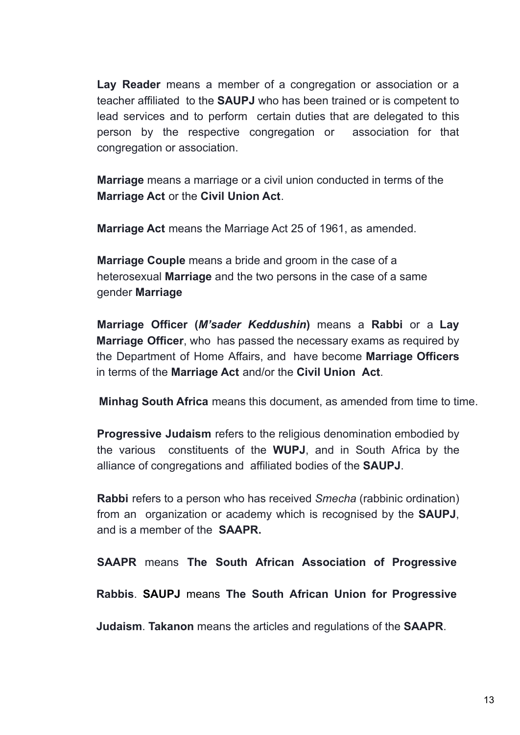**Lay Reader** means a member of a congregation or association or a teacher affiliated to the **SAUPJ** who has been trained or is competent to lead services and to perform certain duties that are delegated to this person by the respective congregation or association for that congregation or association.

**Marriage** means a marriage or a civil union conducted in terms of the **Marriage Act** or the **Civil Union Act**.

**Marriage Act** means the Marriage Act 25 of 1961, as amended.

**Marriage Couple** means a bride and groom in the case of a heterosexual **Marriage** and the two persons in the case of a same gender **Marriage**

**Marriage Officer (*M'sader Keddushin*)** means a **Rabbi** or a **Lay Marriage Officer**, who has passed the necessary exams as required by the Department of Home Affairs, and have become **Marriage Officers** in terms of the **Marriage Act** and/or the **Civil Union Act**.

**Minhag South Africa** means this document, as amended from time to time.

**Progressive Judaism** refers to the religious denomination embodied by the various constituents of the **WUPJ**, and in South Africa by the alliance of congregations and affiliated bodies of the **SAUPJ**.

**Rabbi** refers to a person who has received *Smecha* (rabbinic ordination) from an organization or academy which is recognised by the **SAUPJ**, and is a member of the **SAAPR.**

**SAAPR** means **The South African Association of Progressive Rabbis**. **SAUPJ** means **The South African Union for Progressive Judaism**. **Takanon** means the articles and regulations of the **SAAPR**.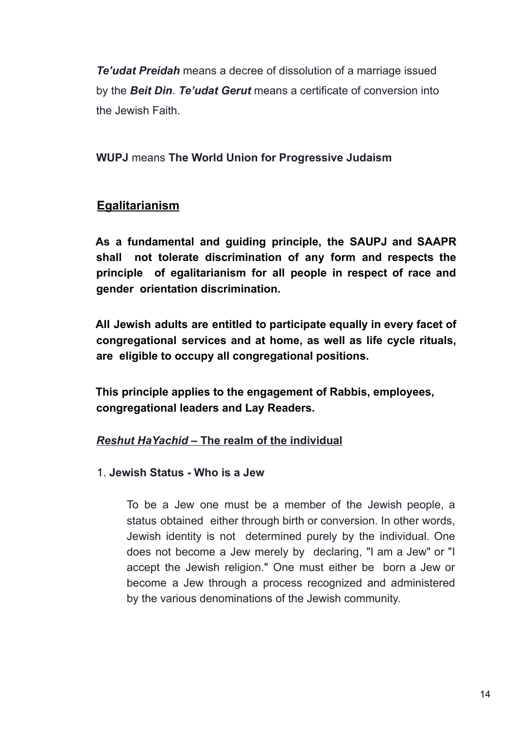***Te'udat Preidah*** means a decree of dissolution of a marriage issued by the ***Beit Din***. ***Te'udat Gerut*** means a certificate of conversion into the Jewish Faith.

**WUPJ** means **The World Union for Progressive Judaism**

## Egalitarianism

**As a fundamental and guiding principle, the SAUPJ and SAAPR shall not tolerate discrimination of any form and respects the principle of egalitarianism for all people in respect of race and gender orientation discrimination.**

**All Jewish adults are entitled to participate equally in every facet of congregational services and at home, as well as life cycle rituals, are eligible to occupy all congregational positions.**

**This principle applies to the engagement of Rabbis, employees, congregational leaders and Lay Readers.**

## ***Reshut HaYachid* – The realm of the individual**

1. **Jewish Status - Who is a Jew**

   To be a Jew one must be a member of the Jewish people, a status obtained either through birth or conversion. In other words, Jewish identity is not determined purely by the individual. One does not become a Jew merely by declaring, "I am a Jew" or "I accept the Jewish religion." One must either be born a Jew or become a Jew through a process recognized and administered by the various denominations of the Jewish community.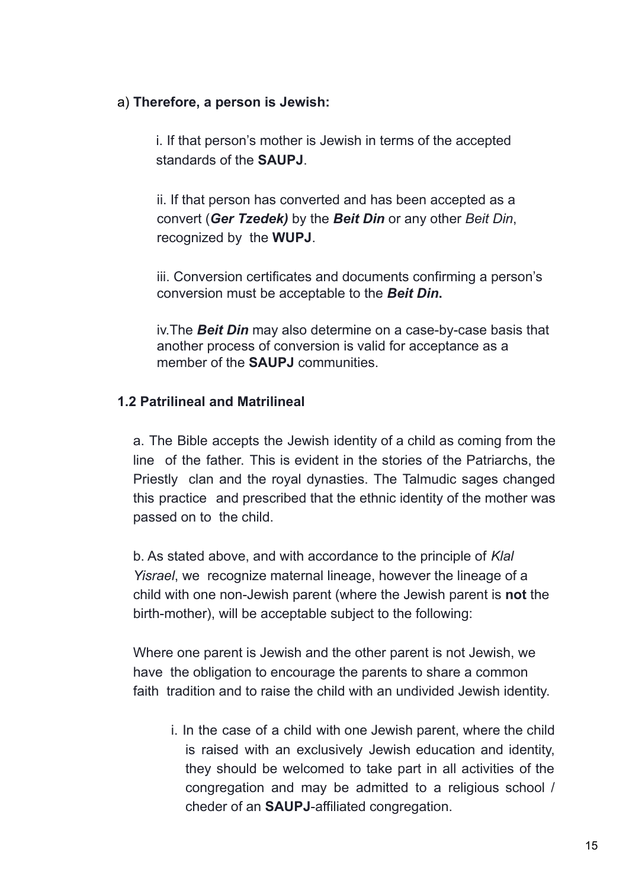a) **Therefore, a person is Jewish:**

i. If that person's mother is Jewish in terms of the accepted standards of the **SAUPJ**.

ii. If that person has converted and has been accepted as a convert (***Ger Tzedek)*** by the ***Beit Din*** or any other *Beit Din*, recognized by the **WUPJ**.

iii. Conversion certificates and documents confirming a person's conversion must be acceptable to the ***Beit Din*.**

iv. The ***Beit Din*** may also determine on a case-by-case basis that another process of conversion is valid for acceptance as a member of the **SAUPJ** communities.

**1.2 Patrilineal and Matrilineal**

a. The Bible accepts the Jewish identity of a child as coming from the line of the father. This is evident in the stories of the Patriarchs, the Priestly clan and the royal dynasties. The Talmudic sages changed this practice and prescribed that the ethnic identity of the mother was passed on to the child.

b. As stated above, and with accordance to the principle of *Klal Yisrael*, we recognize maternal lineage, however the lineage of a child with one non-Jewish parent (where the Jewish parent is **not** the birth-mother), will be acceptable subject to the following:

Where one parent is Jewish and the other parent is not Jewish, we have the obligation to encourage the parents to share a common faith tradition and to raise the child with an undivided Jewish identity.

i. In the case of a child with one Jewish parent, where the child is raised with an exclusively Jewish education and identity, they should be welcomed to take part in all activities of the congregation and may be admitted to a religious school / cheder of an **SAUPJ**-affiliated congregation.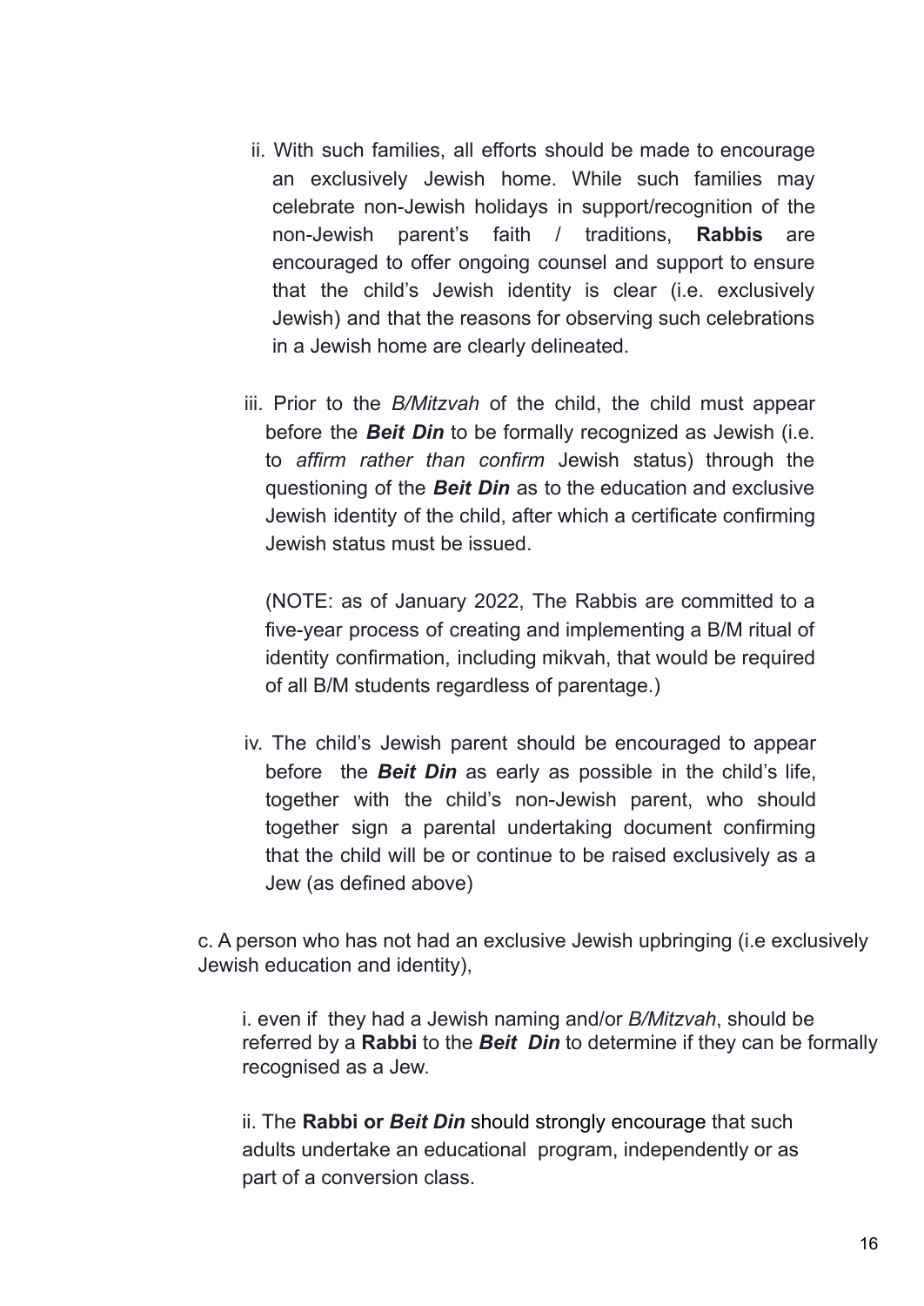ii. With such families, all efforts should be made to encourage an exclusively Jewish home. While such families may celebrate non-Jewish holidays in support/recognition of the non-Jewish parent's faith / traditions, **Rabbis** are encouraged to offer ongoing counsel and support to ensure that the child's Jewish identity is clear (i.e. exclusively Jewish) and that the reasons for observing such celebrations in a Jewish home are clearly delineated.

iii. Prior to the *B/Mitzvah* of the child, the child must appear before the ***Beit Din*** to be formally recognized as Jewish (i.e. to *affirm rather than confirm* Jewish status) through the questioning of the ***Beit Din*** as to the education and exclusive Jewish identity of the child, after which a certificate confirming Jewish status must be issued.

(NOTE: as of January 2022, The Rabbis are committed to a five-year process of creating and implementing a B/M ritual of identity confirmation, including mikvah, that would be required of all B/M students regardless of parentage.)

iv. The child's Jewish parent should be encouraged to appear before the ***Beit Din*** as early as possible in the child's life, together with the child's non-Jewish parent, who should together sign a parental undertaking document confirming that the child will be or continue to be raised exclusively as a Jew (as defined above)

c. A person who has not had an exclusive Jewish upbringing (i.e exclusively Jewish education and identity),

i. even if they had a Jewish naming and/or *B/Mitzvah*, should be referred by a **Rabbi** to the ***Beit Din*** to determine if they can be formally recognised as a Jew.

ii. The **Rabbi or *Beit Din*** should strongly encourage that such adults undertake an educational program, independently or as part of a conversion class.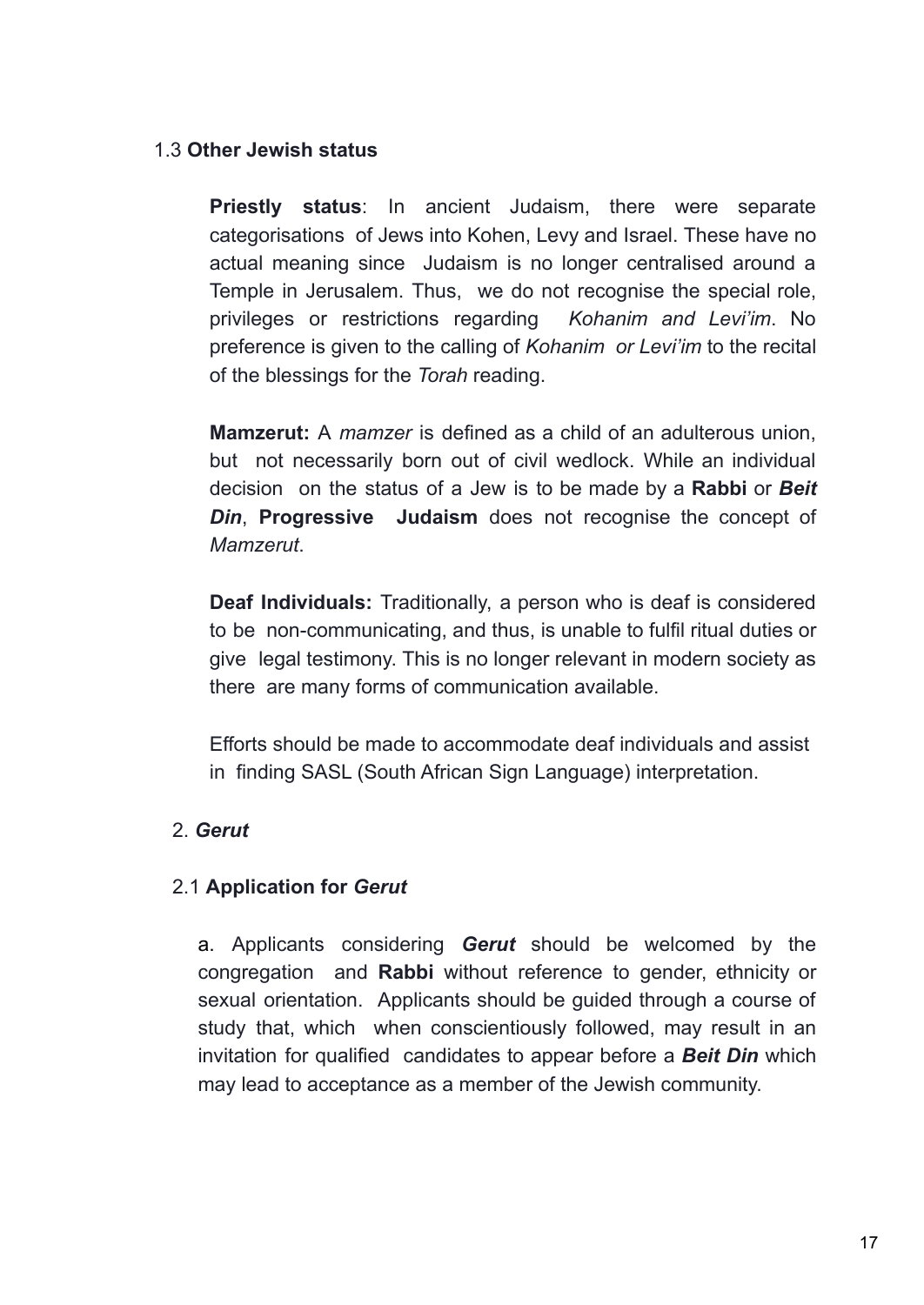### 1.3 **Other Jewish status**

**Priestly status**: In ancient Judaism, there were separate categorisations of Jews into Kohen, Levy and Israel. These have no actual meaning since Judaism is no longer centralised around a Temple in Jerusalem. Thus, we do not recognise the special role, privileges or restrictions regarding *Kohanim and Levi'im*. No preference is given to the calling of *Kohanim or Levi'im* to the recital of the blessings for the *Torah* reading.

**Mamzerut:** A *mamzer* is defined as a child of an adulterous union, but not necessarily born out of civil wedlock. While an individual decision on the status of a Jew is to be made by a **Rabbi** or ***Beit Din***, **Progressive Judaism** does not recognise the concept of *Mamzerut*.

**Deaf Individuals:** Traditionally, a person who is deaf is considered to be non-communicating, and thus, is unable to fulfil ritual duties or give legal testimony. This is no longer relevant in modern society as there are many forms of communication available.

Efforts should be made to accommodate deaf individuals and assist in finding SASL (South African Sign Language) interpretation.

## 2. ***Gerut***

### 2.1 **Application for *Gerut***

a. Applicants considering ***Gerut*** should be welcomed by the congregation and **Rabbi** without reference to gender, ethnicity or sexual orientation. Applicants should be guided through a course of study that, which when conscientiously followed, may result in an invitation for qualified candidates to appear before a ***Beit Din*** which may lead to acceptance as a member of the Jewish community.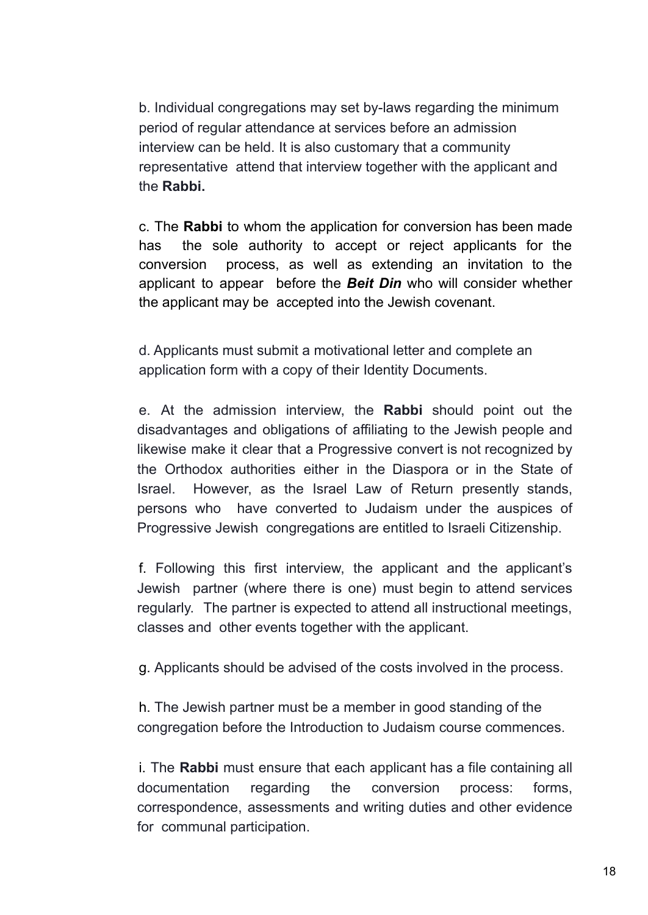b. Individual congregations may set by-laws regarding the minimum period of regular attendance at services before an admission interview can be held. It is also customary that a community representative attend that interview together with the applicant and the **Rabbi.**

c. The **Rabbi** to whom the application for conversion has been made has the sole authority to accept or reject applicants for the conversion process, as well as extending an invitation to the applicant to appear before the ***Beit Din*** who will consider whether the applicant may be accepted into the Jewish covenant.

d. Applicants must submit a motivational letter and complete an application form with a copy of their Identity Documents.

e. At the admission interview, the **Rabbi** should point out the disadvantages and obligations of affiliating to the Jewish people and likewise make it clear that a Progressive convert is not recognized by the Orthodox authorities either in the Diaspora or in the State of Israel. However, as the Israel Law of Return presently stands, persons who have converted to Judaism under the auspices of Progressive Jewish congregations are entitled to Israeli Citizenship.

f. Following this first interview, the applicant and the applicant's Jewish partner (where there is one) must begin to attend services regularly. The partner is expected to attend all instructional meetings, classes and other events together with the applicant.

g. Applicants should be advised of the costs involved in the process.

h. The Jewish partner must be a member in good standing of the congregation before the Introduction to Judaism course commences.

i. The **Rabbi** must ensure that each applicant has a file containing all documentation regarding the conversion process: forms, correspondence, assessments and writing duties and other evidence for communal participation.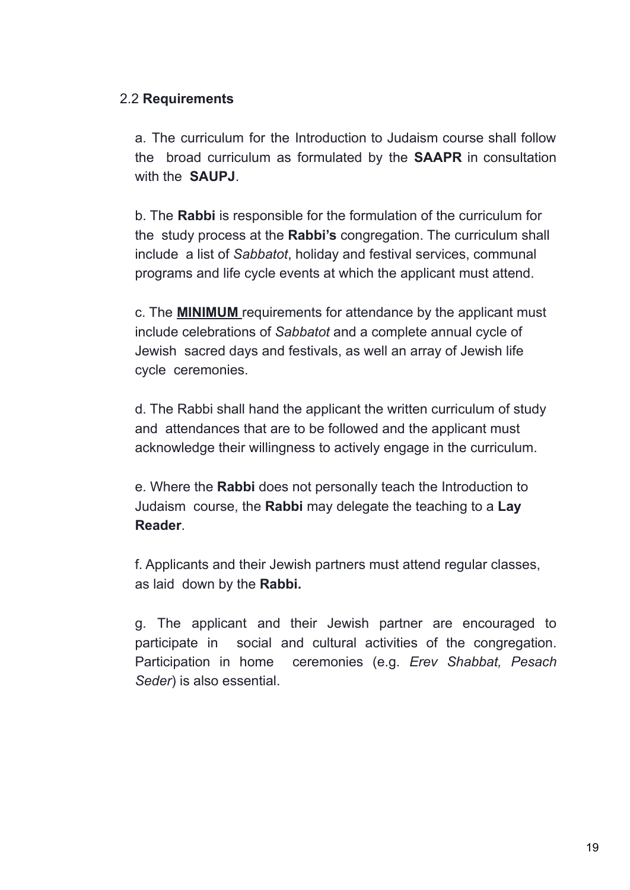## 2.2 **Requirements**

a. The curriculum for the Introduction to Judaism course shall follow the broad curriculum as formulated by the **SAAPR** in consultation with the **SAUPJ**.

b. The **Rabbi** is responsible for the formulation of the curriculum for the study process at the **Rabbi's** congregation. The curriculum shall include a list of *Sabbatot*, holiday and festival services, communal programs and life cycle events at which the applicant must attend.

c. The **MINIMUM** requirements for attendance by the applicant must include celebrations of *Sabbatot* and a complete annual cycle of Jewish sacred days and festivals, as well an array of Jewish life cycle ceremonies.

d. The Rabbi shall hand the applicant the written curriculum of study and attendances that are to be followed and the applicant must acknowledge their willingness to actively engage in the curriculum.

e. Where the **Rabbi** does not personally teach the Introduction to Judaism course, the **Rabbi** may delegate the teaching to a **Lay Reader**.

f. Applicants and their Jewish partners must attend regular classes, as laid down by the **Rabbi.**

g. The applicant and their Jewish partner are encouraged to participate in social and cultural activities of the congregation. Participation in home ceremonies (e.g. *Erev Shabbat, Pesach Seder*) is also essential.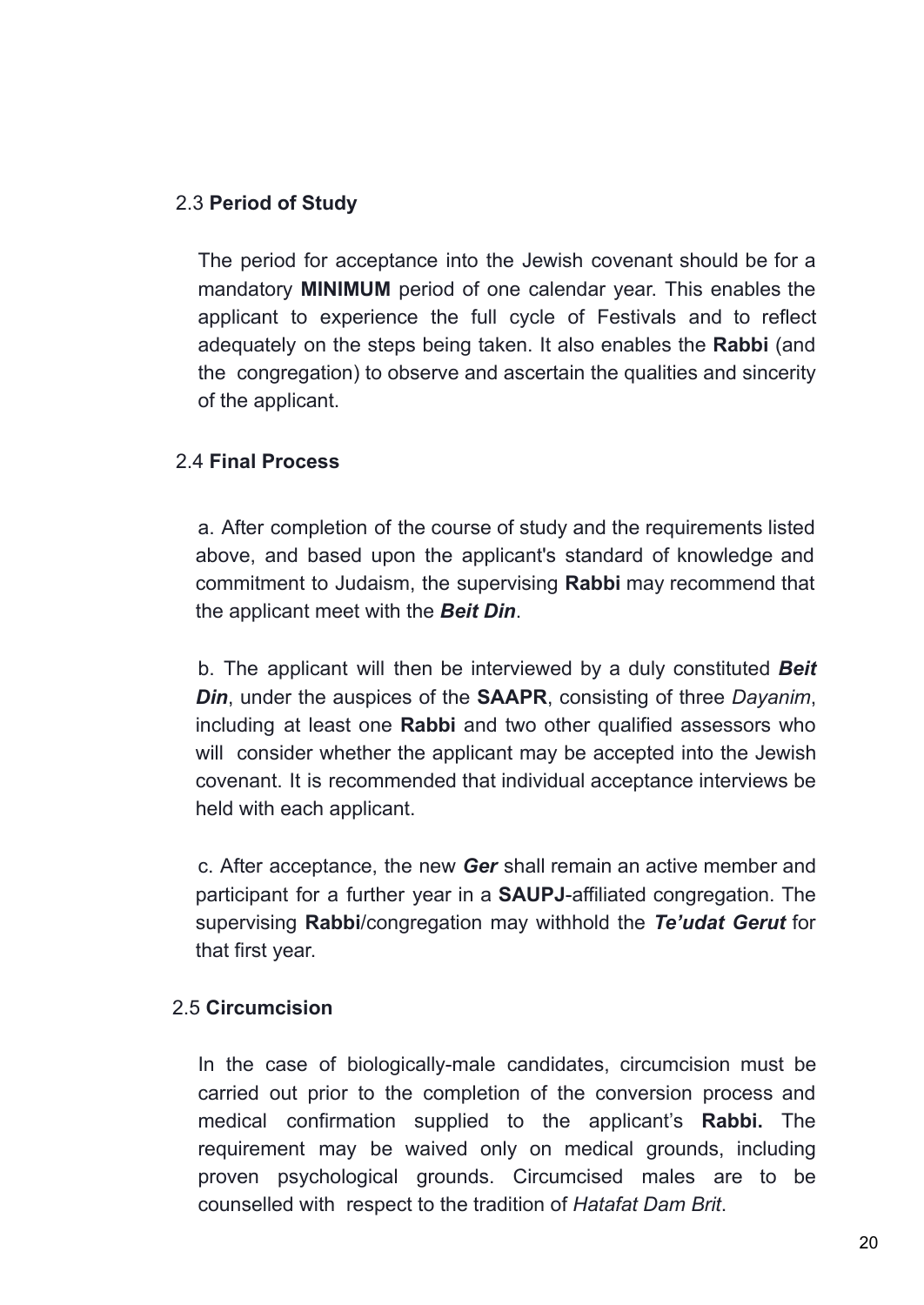### 2.3 **Period of Study**

The period for acceptance into the Jewish covenant should be for a mandatory **MINIMUM** period of one calendar year. This enables the applicant to experience the full cycle of Festivals and to reflect adequately on the steps being taken. It also enables the **Rabbi** (and the congregation) to observe and ascertain the qualities and sincerity of the applicant.

### 2.4 **Final Process**

a. After completion of the course of study and the requirements listed above, and based upon the applicant's standard of knowledge and commitment to Judaism, the supervising **Rabbi** may recommend that the applicant meet with the ***Beit Din***.

b. The applicant will then be interviewed by a duly constituted ***Beit Din***, under the auspices of the **SAAPR**, consisting of three *Dayanim*, including at least one **Rabbi** and two other qualified assessors who will consider whether the applicant may be accepted into the Jewish covenant. It is recommended that individual acceptance interviews be held with each applicant.

c. After acceptance, the new ***Ger*** shall remain an active member and participant for a further year in a **SAUPJ**-affiliated congregation. The supervising **Rabbi**/congregation may withhold the ***Te'udat Gerut*** for that first year.

### 2.5 **Circumcision**

In the case of biologically-male candidates, circumcision must be carried out prior to the completion of the conversion process and medical confirmation supplied to the applicant's **Rabbi.** The requirement may be waived only on medical grounds, including proven psychological grounds. Circumcised males are to be counselled with respect to the tradition of *Hatafat Dam Brit*.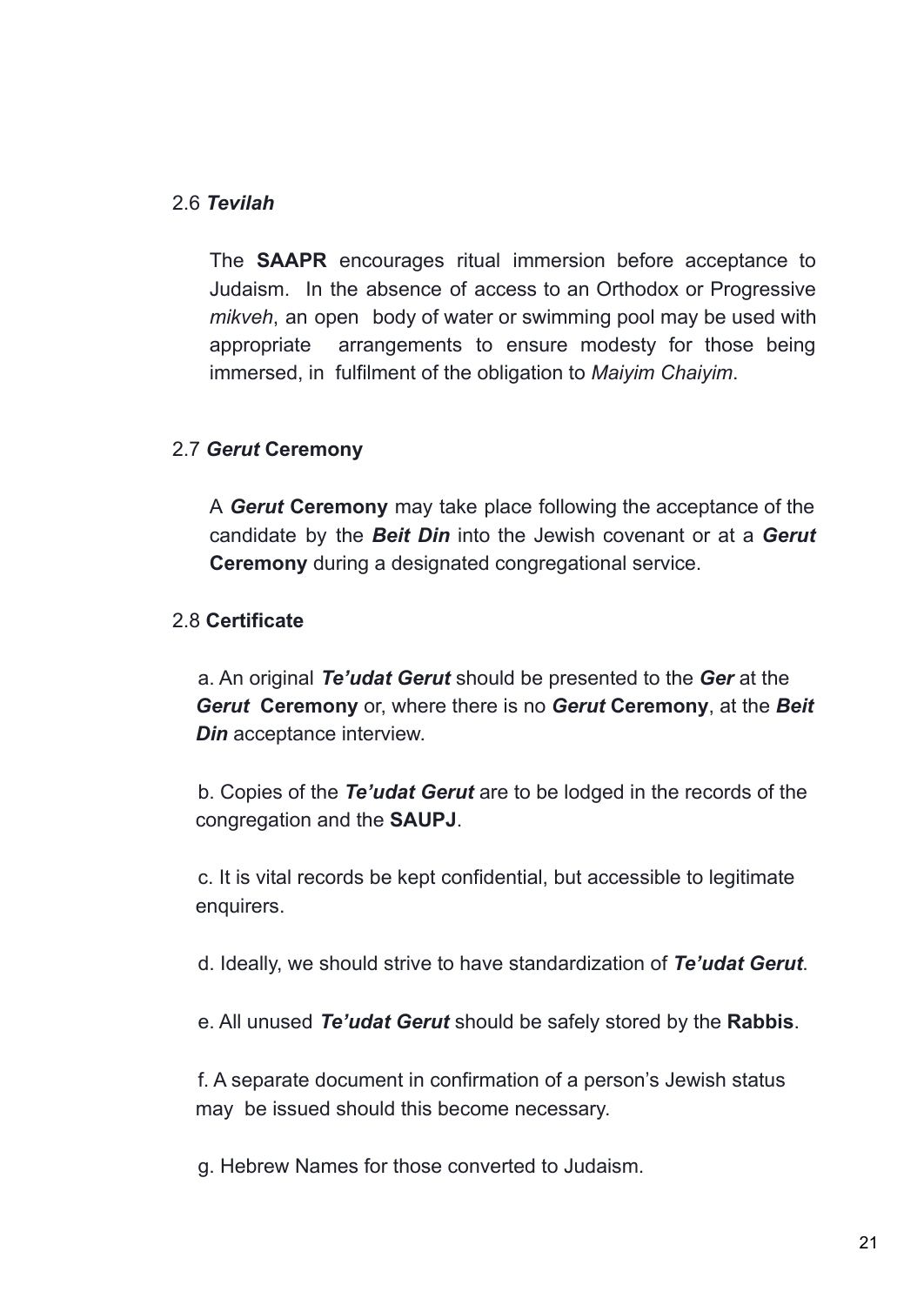### 2.6 *Tevilah*

The **SAAPR** encourages ritual immersion before acceptance to Judaism. In the absence of access to an Orthodox or Progressive *mikveh*, an open body of water or swimming pool may be used with appropriate arrangements to ensure modesty for those being immersed, in fulfilment of the obligation to *Maiyim Chaiyim*.

### 2.7 *Gerut* Ceremony

A ***Gerut* Ceremony** may take place following the acceptance of the candidate by the ***Beit Din*** into the Jewish covenant or at a ***Gerut* Ceremony** during a designated congregational service.

### 2.8 Certificate

a. An original ***Te'udat Gerut*** should be presented to the ***Ger*** at the ***Gerut* Ceremony** or, where there is no ***Gerut* Ceremony**, at the ***Beit Din*** acceptance interview.

b. Copies of the ***Te'udat Gerut*** are to be lodged in the records of the congregation and the **SAUPJ**.

c. It is vital records be kept confidential, but accessible to legitimate enquirers.

d. Ideally, we should strive to have standardization of ***Te'udat Gerut***.

e. All unused ***Te'udat Gerut*** should be safely stored by the **Rabbis**.

f. A separate document in confirmation of a person's Jewish status may be issued should this become necessary.

g. Hebrew Names for those converted to Judaism.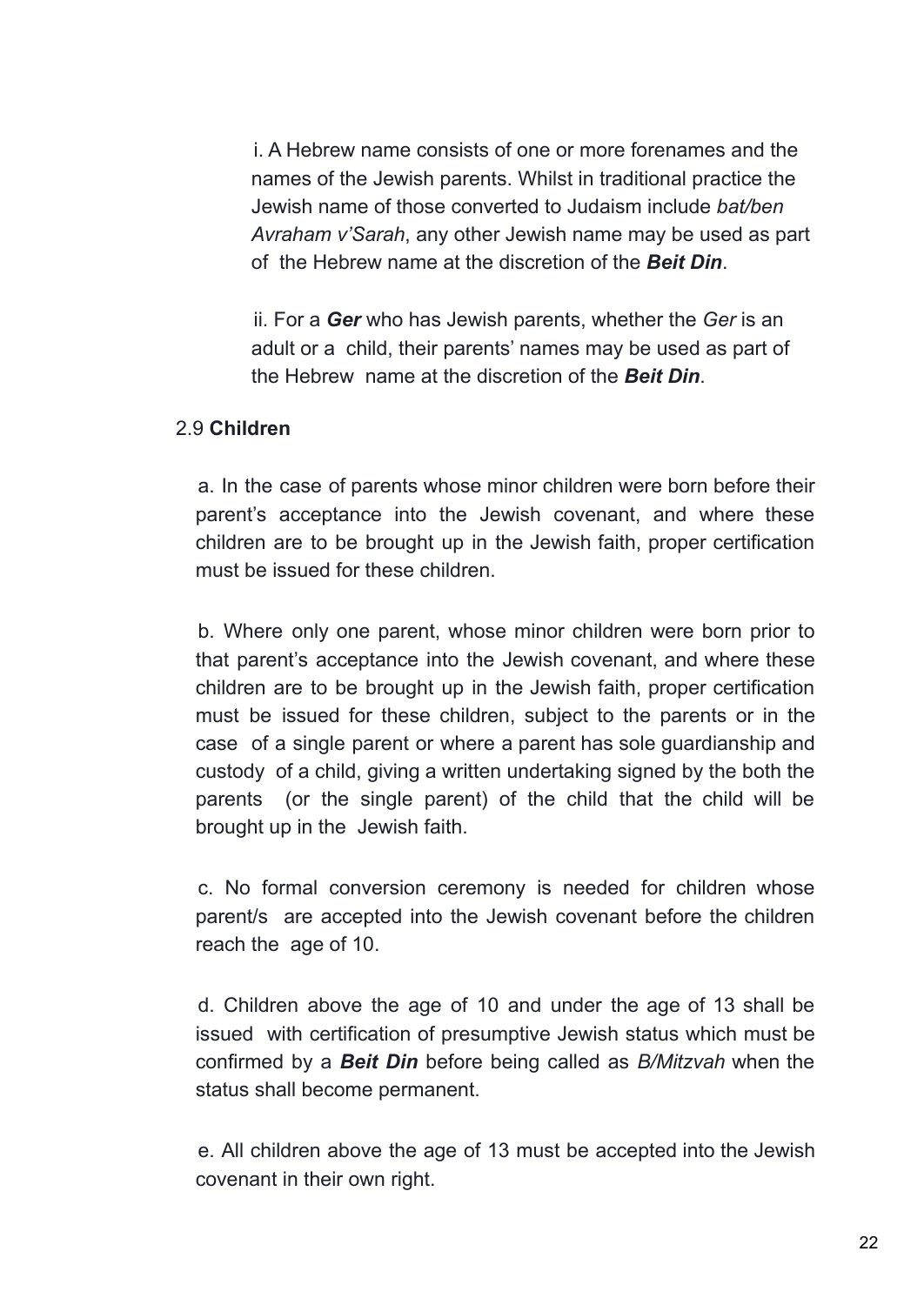i. A Hebrew name consists of one or more forenames and the names of the Jewish parents. Whilst in traditional practice the Jewish name of those converted to Judaism include *bat/ben Avraham v'Sarah*, any other Jewish name may be used as part of the Hebrew name at the discretion of the ***Beit Din***.

ii. For a ***Ger*** who has Jewish parents, whether the *Ger* is an adult or a child, their parents' names may be used as part of the Hebrew name at the discretion of the ***Beit Din***.

2.9 **Children**

a. In the case of parents whose minor children were born before their parent's acceptance into the Jewish covenant, and where these children are to be brought up in the Jewish faith, proper certification must be issued for these children.

b. Where only one parent, whose minor children were born prior to that parent's acceptance into the Jewish covenant, and where these children are to be brought up in the Jewish faith, proper certification must be issued for these children, subject to the parents or in the case of a single parent or where a parent has sole guardianship and custody of a child, giving a written undertaking signed by the both the parents (or the single parent) of the child that the child will be brought up in the Jewish faith.

c. No formal conversion ceremony is needed for children whose parent/s are accepted into the Jewish covenant before the children reach the age of 10.

d. Children above the age of 10 and under the age of 13 shall be issued with certification of presumptive Jewish status which must be confirmed by a ***Beit Din*** before being called as *B/Mitzvah* when the status shall become permanent.

e. All children above the age of 13 must be accepted into the Jewish covenant in their own right.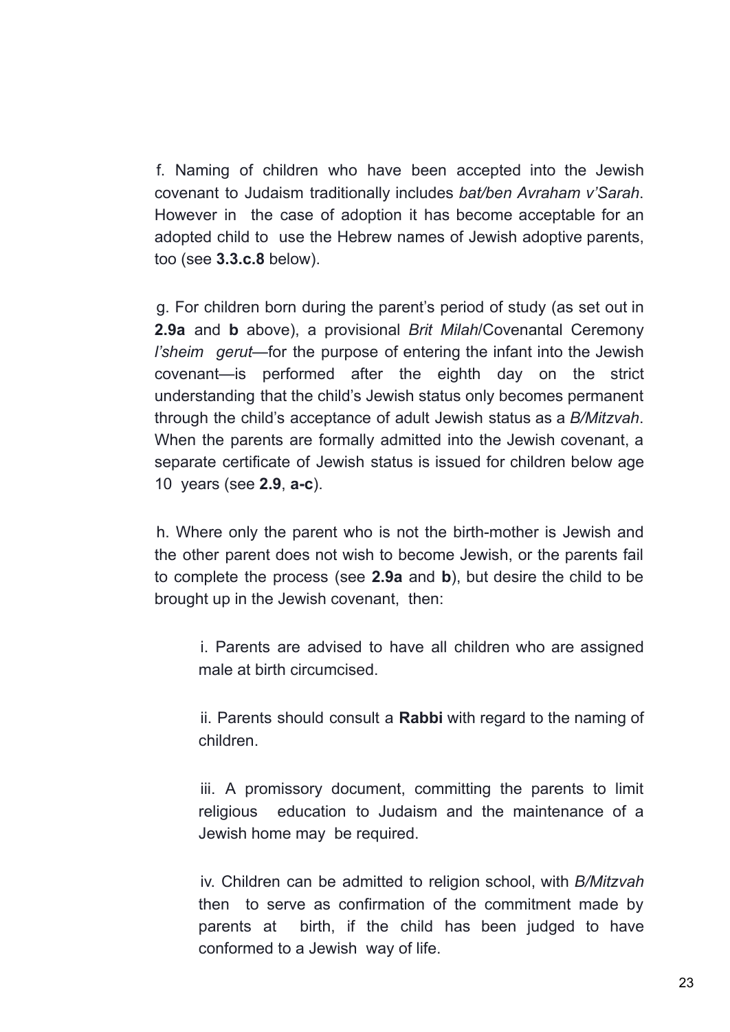f. Naming of children who have been accepted into the Jewish covenant to Judaism traditionally includes *bat/ben Avraham v'Sarah*. However in the case of adoption it has become acceptable for an adopted child to use the Hebrew names of Jewish adoptive parents, too (see **3.3.c.8** below).

g. For children born during the parent's period of study (as set out in **2.9a** and **b** above), a provisional *Brit Milah*/Covenantal Ceremony *l'sheim gerut*—for the purpose of entering the infant into the Jewish covenant—is performed after the eighth day on the strict understanding that the child's Jewish status only becomes permanent through the child's acceptance of adult Jewish status as a *B/Mitzvah*. When the parents are formally admitted into the Jewish covenant, a separate certificate of Jewish status is issued for children below age 10 years (see **2.9**, **a-c**).

h. Where only the parent who is not the birth-mother is Jewish and the other parent does not wish to become Jewish, or the parents fail to complete the process (see **2.9a** and **b**), but desire the child to be brought up in the Jewish covenant, then:

> i. Parents are advised to have all children who are assigned male at birth circumcised.
>
> ii. Parents should consult a **Rabbi** with regard to the naming of children.
>
> iii. A promissory document, committing the parents to limit religious education to Judaism and the maintenance of a Jewish home may be required.
>
> iv. Children can be admitted to religion school, with *B/Mitzvah* then to serve as confirmation of the commitment made by parents at birth, if the child has been judged to have conformed to a Jewish way of life.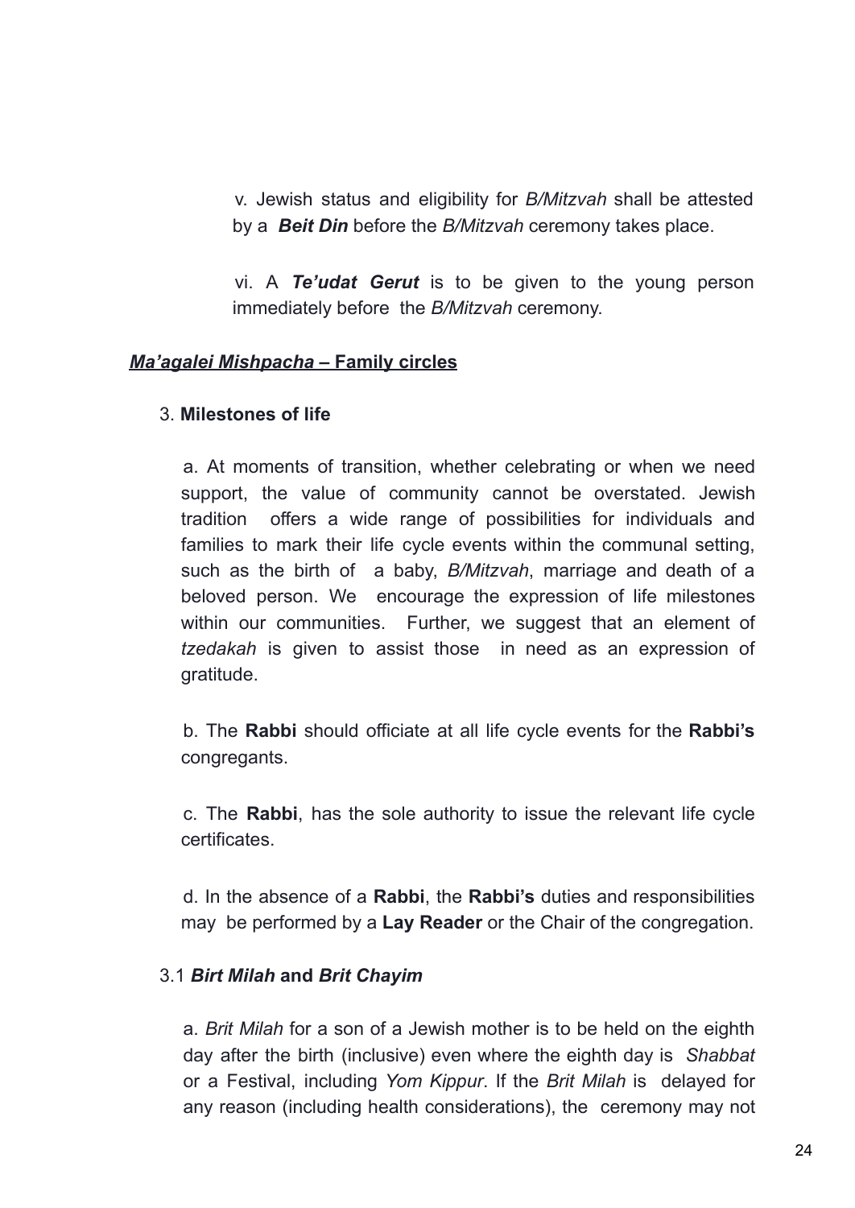v. Jewish status and eligibility for *B/Mitzvah* shall be attested by a ***Beit Din*** before the *B/Mitzvah* ceremony takes place.

vi. A ***Te'udat Gerut*** is to be given to the young person immediately before the *B/Mitzvah* ceremony.

## ***Ma'agalei Mishpacha*** **– Family circles**

### 3. **Milestones of life**

a. At moments of transition, whether celebrating or when we need support, the value of community cannot be overstated. Jewish tradition offers a wide range of possibilities for individuals and families to mark their life cycle events within the communal setting, such as the birth of a baby, *B/Mitzvah*, marriage and death of a beloved person. We encourage the expression of life milestones within our communities. Further, we suggest that an element of *tzedakah* is given to assist those in need as an expression of gratitude.

b. The **Rabbi** should officiate at all life cycle events for the **Rabbi's** congregants.

c. The **Rabbi**, has the sole authority to issue the relevant life cycle certificates.

d. In the absence of a **Rabbi**, the **Rabbi's** duties and responsibilities may be performed by a **Lay Reader** or the Chair of the congregation.

### 3.1 ***Birt Milah*** **and** ***Brit Chayim***

a. *Brit Milah* for a son of a Jewish mother is to be held on the eighth day after the birth (inclusive) even where the eighth day is *Shabbat* or a Festival, including *Yom Kippur*. If the *Brit Milah* is delayed for any reason (including health considerations), the ceremony may not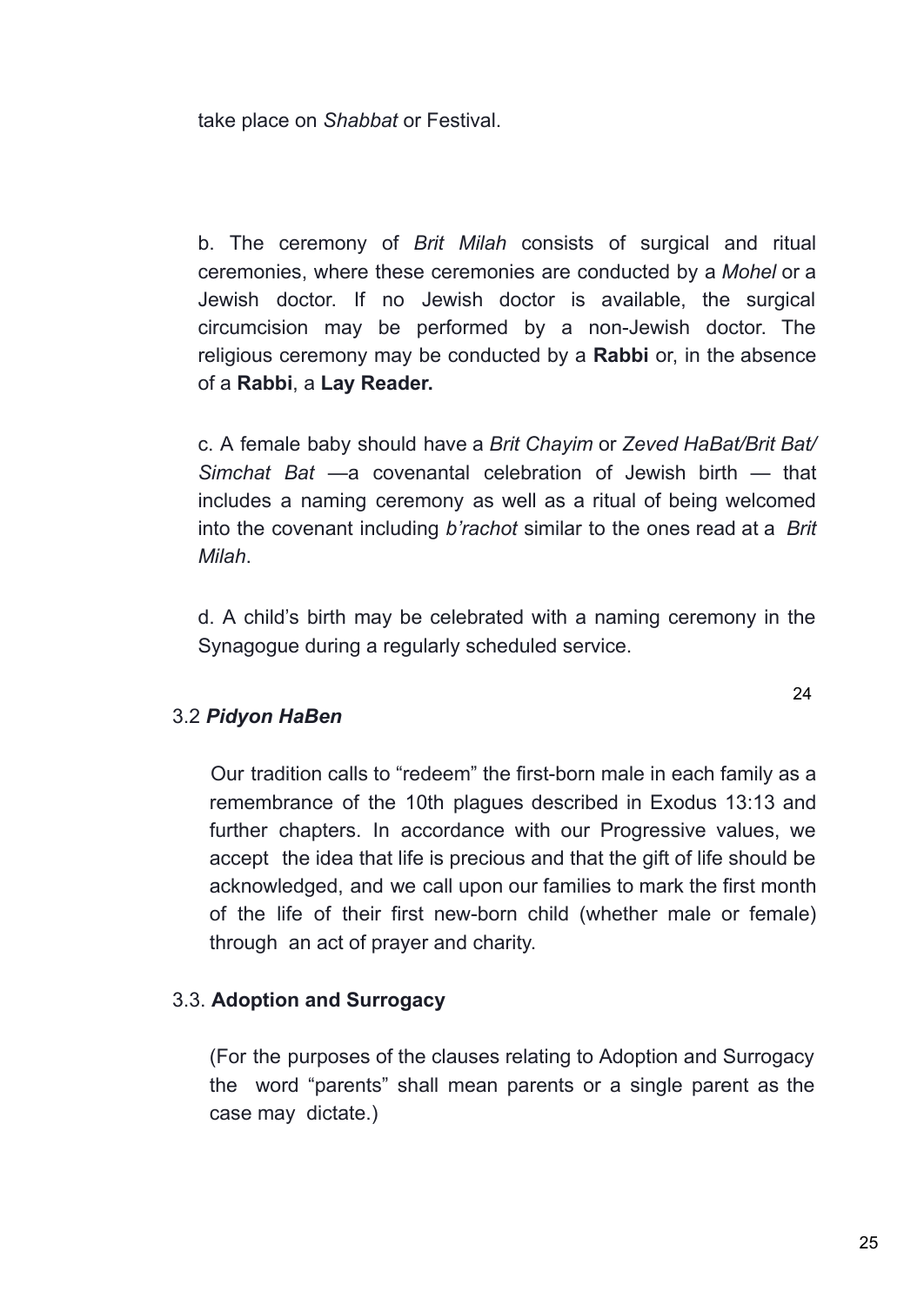take place on *Shabbat* or Festival.

b. The ceremony of *Brit Milah* consists of surgical and ritual ceremonies, where these ceremonies are conducted by a *Mohel* or a Jewish doctor. If no Jewish doctor is available, the surgical circumcision may be performed by a non-Jewish doctor. The religious ceremony may be conducted by a **Rabbi** or, in the absence of a **Rabbi**, a **Lay Reader.**

c. A female baby should have a *Brit Chayim* or *Zeved HaBat/Brit Bat/ Simchat Bat* —a covenantal celebration of Jewish birth — that includes a naming ceremony as well as a ritual of being welcomed into the covenant including *b'rachot* similar to the ones read at a *Brit Milah*.

d. A child's birth may be celebrated with a naming ceremony in the Synagogue during a regularly scheduled service.

## 3.2 *Pidyon HaBen*

Our tradition calls to "redeem" the first-born male in each family as a remembrance of the 10th plagues described in Exodus 13:13 and further chapters. In accordance with our Progressive values, we accept the idea that life is precious and that the gift of life should be acknowledged, and we call upon our families to mark the first month of the life of their first new-born child (whether male or female) through an act of prayer and charity.

## 3.3. **Adoption and Surrogacy**

(For the purposes of the clauses relating to Adoption and Surrogacy the word "parents" shall mean parents or a single parent as the case may dictate.)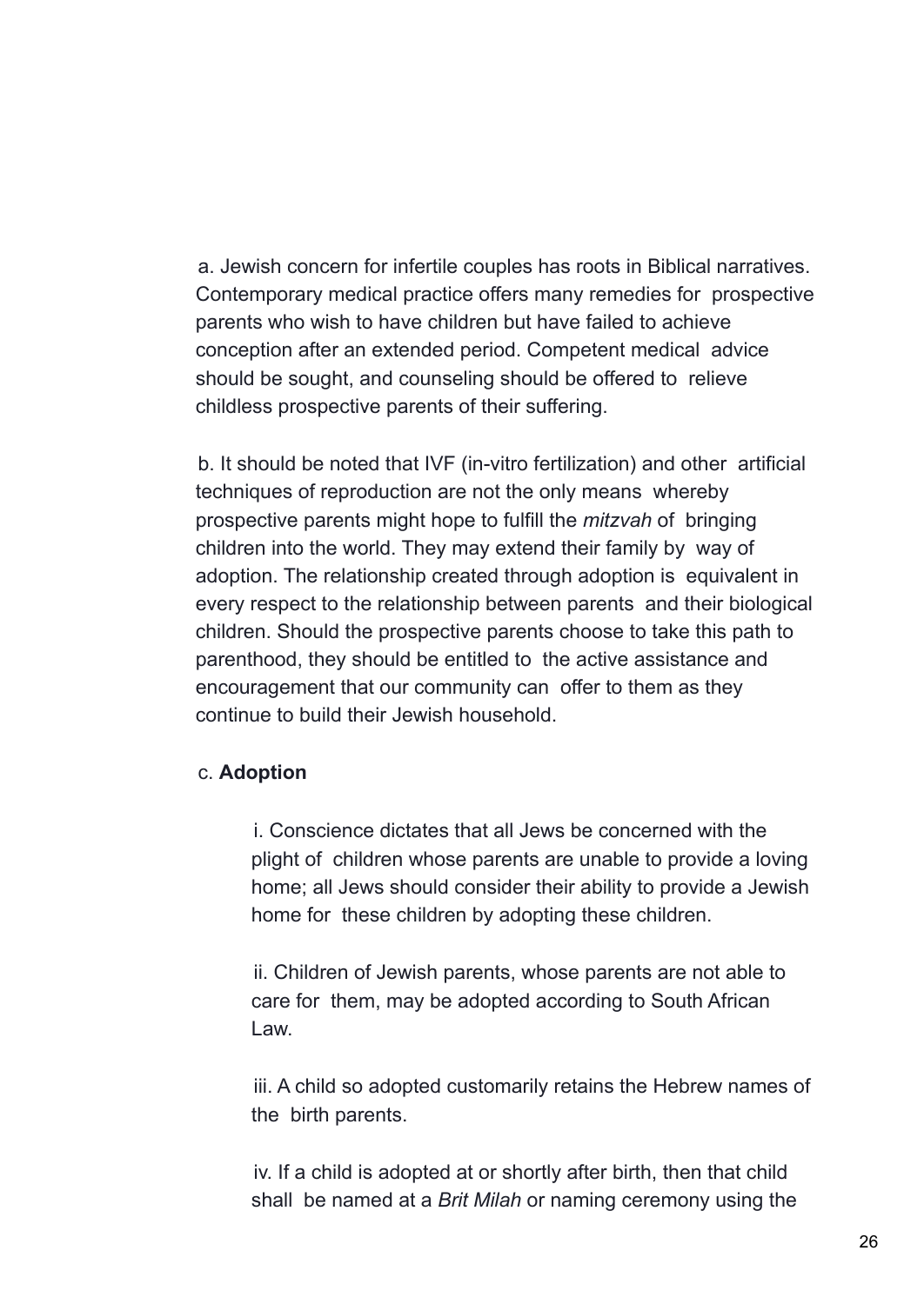a. Jewish concern for infertile couples has roots in Biblical narratives. Contemporary medical practice offers many remedies for prospective parents who wish to have children but have failed to achieve conception after an extended period. Competent medical advice should be sought, and counseling should be offered to relieve childless prospective parents of their suffering.

b. It should be noted that IVF (in-vitro fertilization) and other artificial techniques of reproduction are not the only means whereby prospective parents might hope to fulfill the *mitzvah* of bringing children into the world. They may extend their family by way of adoption. The relationship created through adoption is equivalent in every respect to the relationship between parents and their biological children. Should the prospective parents choose to take this path to parenthood, they should be entitled to the active assistance and encouragement that our community can offer to them as they continue to build their Jewish household.

c. **Adoption**

> i. Conscience dictates that all Jews be concerned with the plight of children whose parents are unable to provide a loving home; all Jews should consider their ability to provide a Jewish home for these children by adopting these children.
>
> ii. Children of Jewish parents, whose parents are not able to care for them, may be adopted according to South African Law.
>
> iii. A child so adopted customarily retains the Hebrew names of the birth parents.
>
> iv. If a child is adopted at or shortly after birth, then that child shall be named at a *Brit Milah* or naming ceremony using the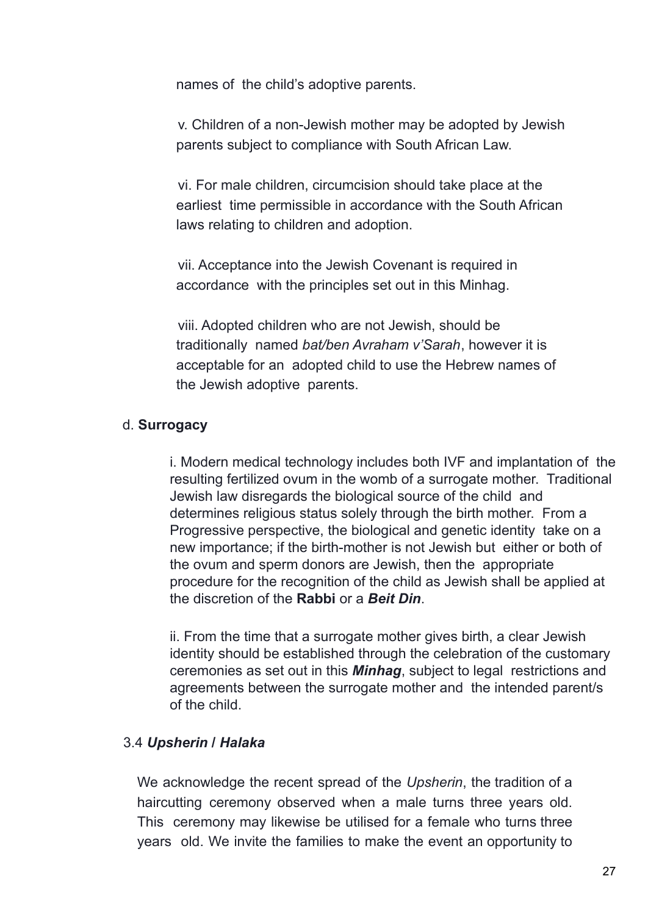names of the child's adoptive parents.

v. Children of a non-Jewish mother may be adopted by Jewish parents subject to compliance with South African Law.

vi. For male children, circumcision should take place at the earliest time permissible in accordance with the South African laws relating to children and adoption.

vii. Acceptance into the Jewish Covenant is required in accordance with the principles set out in this Minhag.

viii. Adopted children who are not Jewish, should be traditionally named *bat/ben Avraham v'Sarah*, however it is acceptable for an adopted child to use the Hebrew names of the Jewish adoptive parents.

d. **Surrogacy**

i. Modern medical technology includes both IVF and implantation of the resulting fertilized ovum in the womb of a surrogate mother. Traditional Jewish law disregards the biological source of the child and determines religious status solely through the birth mother. From a Progressive perspective, the biological and genetic identity take on a new importance; if the birth-mother is not Jewish but either or both of the ovum and sperm donors are Jewish, then the appropriate procedure for the recognition of the child as Jewish shall be applied at the discretion of the **Rabbi** or a ***Beit Din***.

ii. From the time that a surrogate mother gives birth, a clear Jewish identity should be established through the celebration of the customary ceremonies as set out in this ***Minhag***, subject to legal restrictions and agreements between the surrogate mother and the intended parent/s of the child.

### 3.4 *Upsherin* / *Halaka*

We acknowledge the recent spread of the *Upsherin*, the tradition of a haircutting ceremony observed when a male turns three years old. This ceremony may likewise be utilised for a female who turns three years old. We invite the families to make the event an opportunity to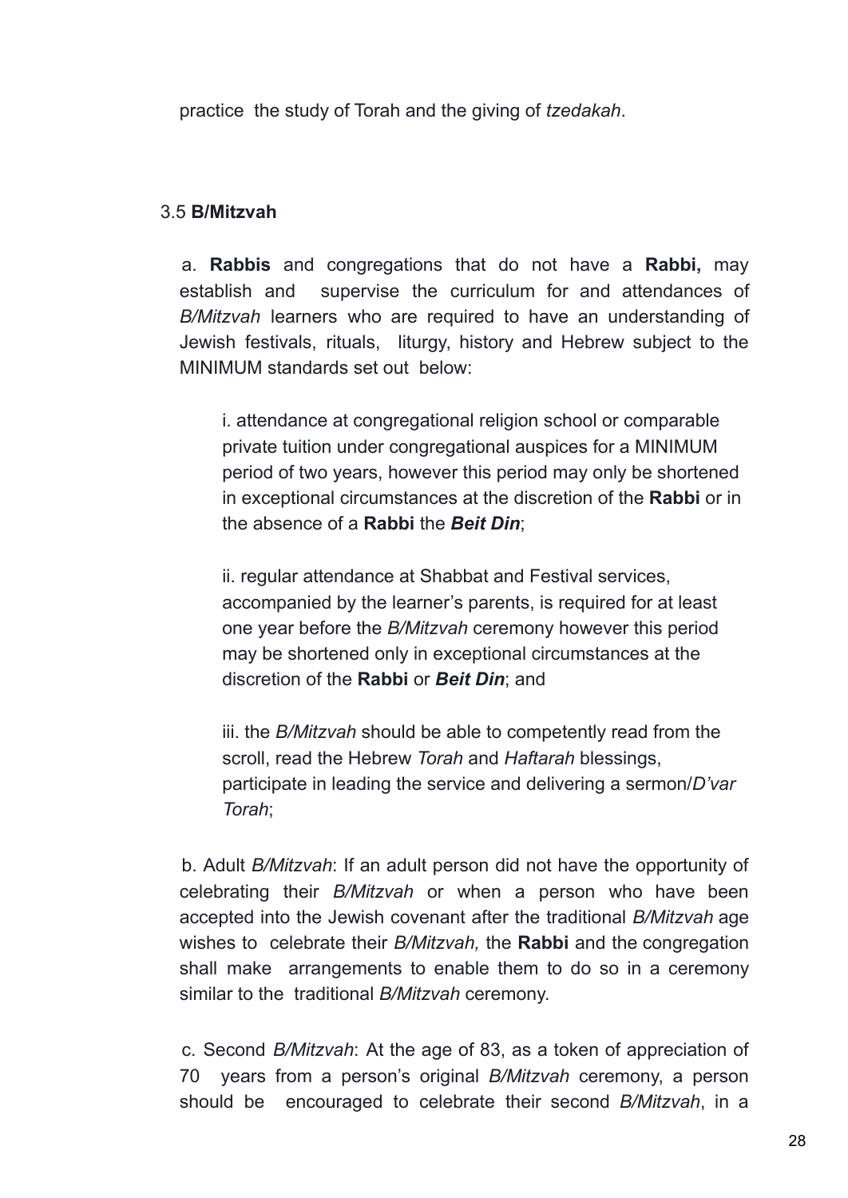practice the study of Torah and the giving of *tzedakah*.

### 3.5 **B/Mitzvah**

a. **Rabbis** and congregations that do not have a **Rabbi,** may establish and supervise the curriculum for and attendances of *B/Mitzvah* learners who are required to have an understanding of Jewish festivals, rituals, liturgy, history and Hebrew subject to the MINIMUM standards set out below:

i. attendance at congregational religion school or comparable private tuition under congregational auspices for a MINIMUM period of two years, however this period may only be shortened in exceptional circumstances at the discretion of the **Rabbi** or in the absence of a **Rabbi** the ***Beit Din***;

ii. regular attendance at Shabbat and Festival services, accompanied by the learner's parents, is required for at least one year before the *B/Mitzvah* ceremony however this period may be shortened only in exceptional circumstances at the discretion of the **Rabbi** or ***Beit Din***; and

iii. the *B/Mitzvah* should be able to competently read from the scroll, read the Hebrew *Torah* and *Haftarah* blessings, participate in leading the service and delivering a sermon/*D'var Torah*;

b. Adult *B/Mitzvah*: If an adult person did not have the opportunity of celebrating their *B/Mitzvah* or when a person who have been accepted into the Jewish covenant after the traditional *B/Mitzvah* age wishes to celebrate their *B/Mitzvah,* the **Rabbi** and the congregation shall make arrangements to enable them to do so in a ceremony similar to the traditional *B/Mitzvah* ceremony.

c. Second *B/Mitzvah*: At the age of 83, as a token of appreciation of 70 years from a person's original *B/Mitzvah* ceremony, a person should be encouraged to celebrate their second *B/Mitzvah*, in a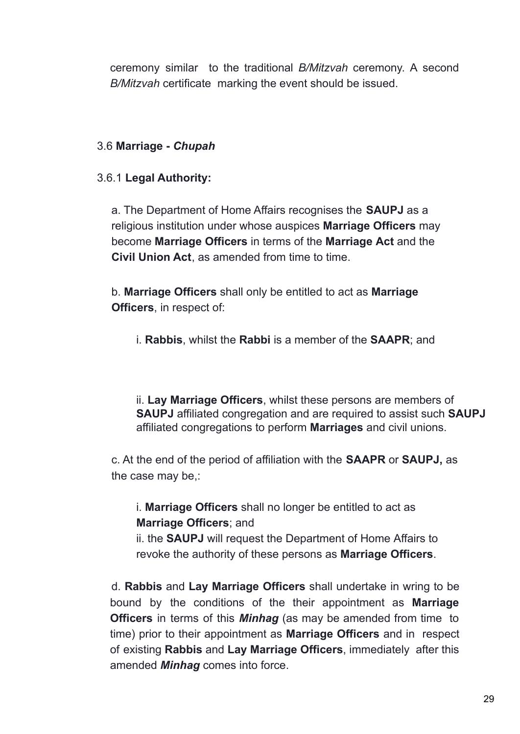ceremony similar to the traditional *B/Mitzvah* ceremony. A second *B/Mitzvah* certificate marking the event should be issued.

### 3.6 **Marriage - *Chupah***

#### 3.6.1 **Legal Authority:**

a. The Department of Home Affairs recognises the **SAUPJ** as a religious institution under whose auspices **Marriage Officers** may become **Marriage Officers** in terms of the **Marriage Act** and the **Civil Union Act**, as amended from time to time.

b. **Marriage Officers** shall only be entitled to act as **Marriage Officers**, in respect of:

i. **Rabbis**, whilst the **Rabbi** is a member of the **SAAPR**; and

ii. **Lay Marriage Officers**, whilst these persons are members of **SAUPJ** affiliated congregation and are required to assist such **SAUPJ** affiliated congregations to perform **Marriages** and civil unions.

c. At the end of the period of affiliation with the **SAAPR** or **SAUPJ,** as the case may be,:

i. **Marriage Officers** shall no longer be entitled to act as **Marriage Officers**; and
ii. the **SAUPJ** will request the Department of Home Affairs to revoke the authority of these persons as **Marriage Officers**.

d. **Rabbis** and **Lay Marriage Officers** shall undertake in wring to be bound by the conditions of the their appointment as **Marriage Officers** in terms of this ***Minhag*** (as may be amended from time to time) prior to their appointment as **Marriage Officers** and in respect of existing **Rabbis** and **Lay Marriage Officers**, immediately after this amended ***Minhag*** comes into force.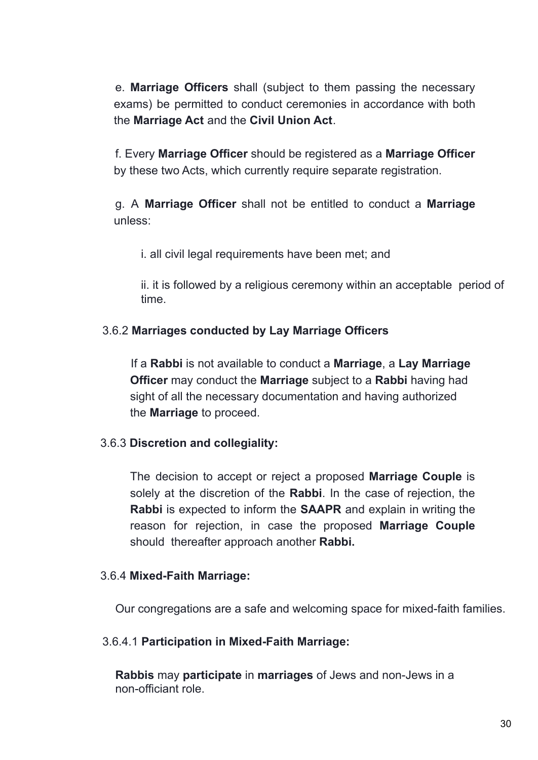e. **Marriage Officers** shall (subject to them passing the necessary exams) be permitted to conduct ceremonies in accordance with both the **Marriage Act** and the **Civil Union Act**.

f. Every **Marriage Officer** should be registered as a **Marriage Officer** by these two Acts, which currently require separate registration.

g. A **Marriage Officer** shall not be entitled to conduct a **Marriage** unless:

i. all civil legal requirements have been met; and

ii. it is followed by a religious ceremony within an acceptable period of time.

3.6.2 **Marriages conducted by Lay Marriage Officers**

If a **Rabbi** is not available to conduct a **Marriage**, a **Lay Marriage Officer** may conduct the **Marriage** subject to a **Rabbi** having had sight of all the necessary documentation and having authorized the **Marriage** to proceed.

3.6.3 **Discretion and collegiality:**

The decision to accept or reject a proposed **Marriage Couple** is solely at the discretion of the **Rabbi**. In the case of rejection, the **Rabbi** is expected to inform the **SAAPR** and explain in writing the reason for rejection, in case the proposed **Marriage Couple** should thereafter approach another **Rabbi.**

3.6.4 **Mixed-Faith Marriage:**

Our congregations are a safe and welcoming space for mixed-faith families.

3.6.4.1 **Participation in Mixed-Faith Marriage:**

**Rabbis** may **participate** in **marriages** of Jews and non-Jews in a non-officiant role.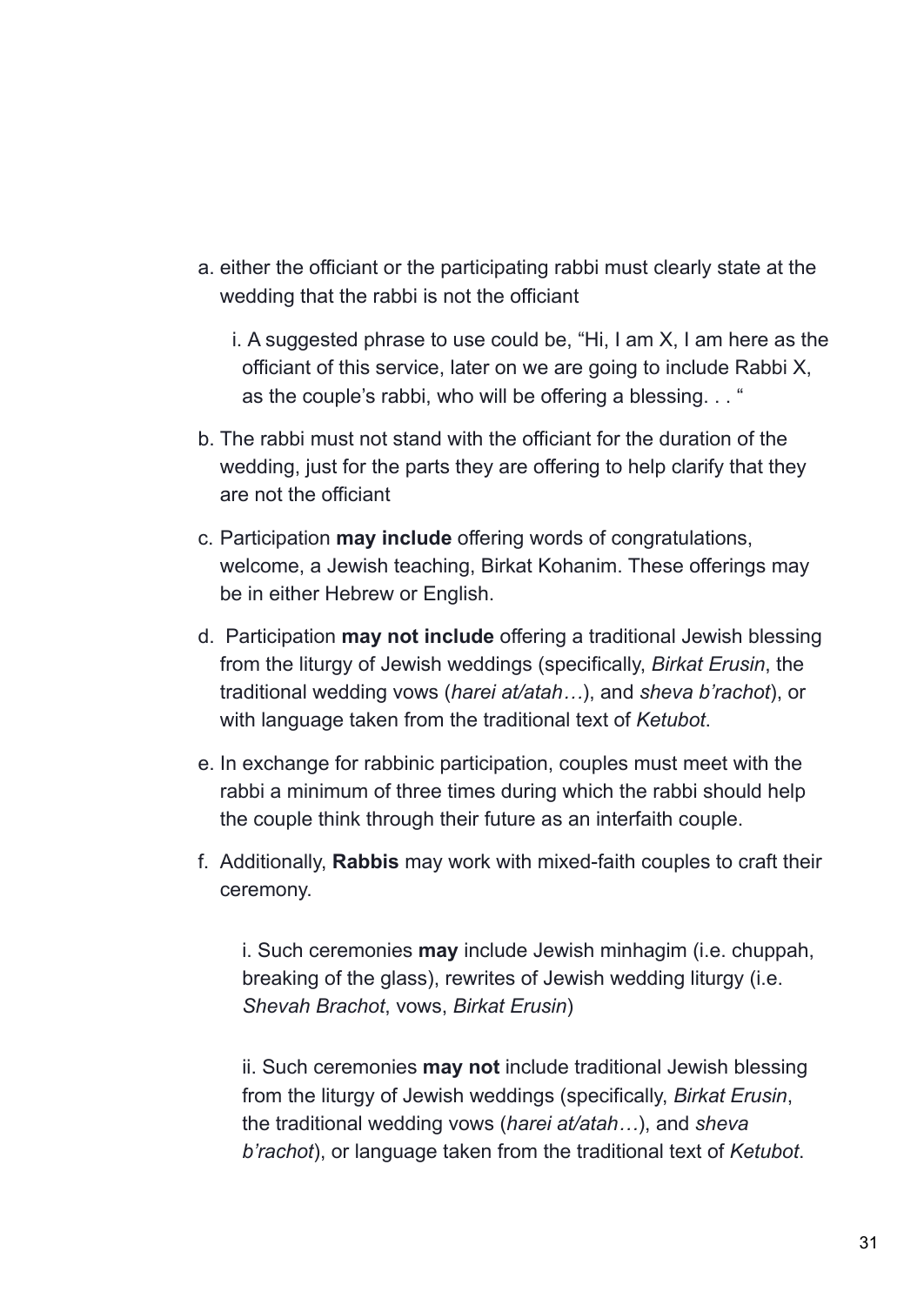a. either the officiant or the participating rabbi must clearly state at the wedding that the rabbi is not the officiant

   i. A suggested phrase to use could be, “Hi, I am X, I am here as the officiant of this service, later on we are going to include Rabbi X, as the couple’s rabbi, who will be offering a blessing. . . “

b. The rabbi must not stand with the officiant for the duration of the wedding, just for the parts they are offering to help clarify that they are not the officiant

c. Participation **may include** offering words of congratulations, welcome, a Jewish teaching, Birkat Kohanim. These offerings may be in either Hebrew or English.

d. Participation **may not include** offering a traditional Jewish blessing from the liturgy of Jewish weddings (specifically, *Birkat Erusin*, the traditional wedding vows (*harei at/atah…*), and *sheva b’rachot*), or with language taken from the traditional text of *Ketubot*.

e. In exchange for rabbinic participation, couples must meet with the rabbi a minimum of three times during which the rabbi should help the couple think through their future as an interfaith couple.

f. Additionally, **Rabbis** may work with mixed-faith couples to craft their ceremony.

   i. Such ceremonies **may** include Jewish minhagim (i.e. chuppah, breaking of the glass), rewrites of Jewish wedding liturgy (i.e. *Shevah Brachot*, vows, *Birkat Erusin*)

   ii. Such ceremonies **may not** include traditional Jewish blessing from the liturgy of Jewish weddings (specifically, *Birkat Erusin*, the traditional wedding vows (*harei at/atah…*), and *sheva b’rachot*), or language taken from the traditional text of *Ketubot*.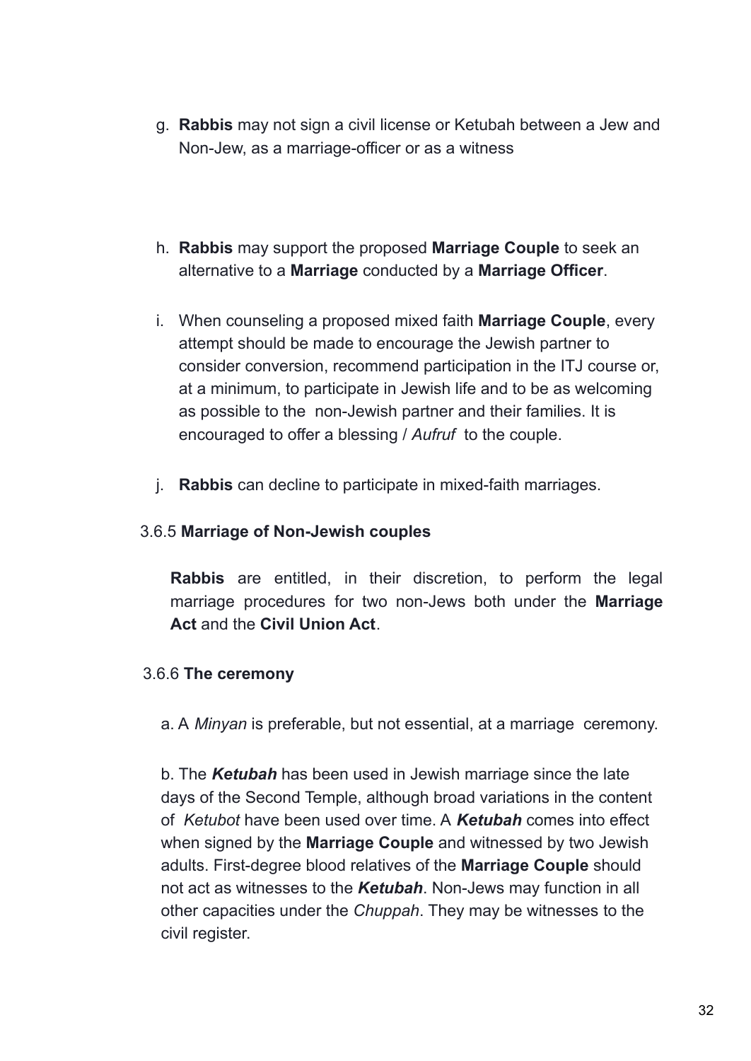g. **Rabbis** may not sign a civil license or Ketubah between a Jew and Non-Jew, as a marriage-officer or as a witness

h. **Rabbis** may support the proposed **Marriage Couple** to seek an alternative to a **Marriage** conducted by a **Marriage Officer**.

i. When counseling a proposed mixed faith **Marriage Couple**, every attempt should be made to encourage the Jewish partner to consider conversion, recommend participation in the ITJ course or, at a minimum, to participate in Jewish life and to be as welcoming as possible to the non-Jewish partner and their families. It is encouraged to offer a blessing / *Aufruf* to the couple.

j. **Rabbis** can decline to participate in mixed-faith marriages.

### 3.6.5 **Marriage of Non-Jewish couples**

**Rabbis** are entitled, in their discretion, to perform the legal marriage procedures for two non-Jews both under the **Marriage Act** and the **Civil Union Act**.

### 3.6.6 **The ceremony**

a. A *Minyan* is preferable, but not essential, at a marriage ceremony.

b. The ***Ketubah*** has been used in Jewish marriage since the late days of the Second Temple, although broad variations in the content of *Ketubot* have been used over time. A ***Ketubah*** comes into effect when signed by the **Marriage Couple** and witnessed by two Jewish adults. First-degree blood relatives of the **Marriage Couple** should not act as witnesses to the ***Ketubah***. Non-Jews may function in all other capacities under the *Chuppah*. They may be witnesses to the civil register.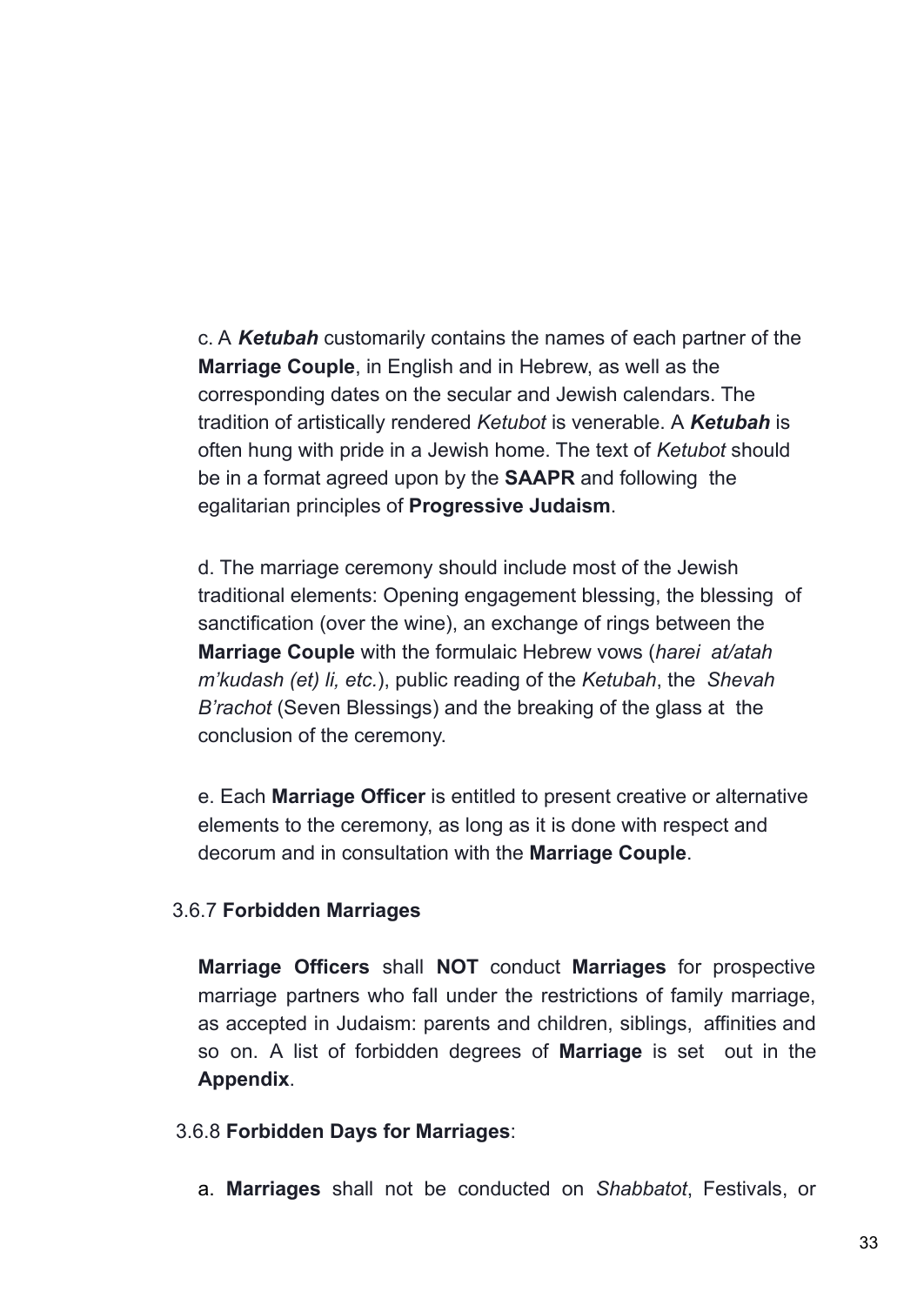c. A ***Ketubah*** customarily contains the names of each partner of the **Marriage Couple**, in English and in Hebrew, as well as the corresponding dates on the secular and Jewish calendars. The tradition of artistically rendered *Ketubot* is venerable. A ***Ketubah*** is often hung with pride in a Jewish home. The text of *Ketubot* should be in a format agreed upon by the **SAAPR** and following the egalitarian principles of **Progressive Judaism**.

d. The marriage ceremony should include most of the Jewish traditional elements: Opening engagement blessing, the blessing of sanctification (over the wine), an exchange of rings between the **Marriage Couple** with the formulaic Hebrew vows (*harei at/atah m'kudash (et) li, etc.*), public reading of the *Ketubah*, the *Shevah B'rachot* (Seven Blessings) and the breaking of the glass at the conclusion of the ceremony.

e. Each **Marriage Officer** is entitled to present creative or alternative elements to the ceremony, as long as it is done with respect and decorum and in consultation with the **Marriage Couple**.

3.6.7 **Forbidden Marriages**

**Marriage Officers** shall **NOT** conduct **Marriages** for prospective marriage partners who fall under the restrictions of family marriage, as accepted in Judaism: parents and children, siblings, affinities and so on. A list of forbidden degrees of **Marriage** is set out in the **Appendix**.

3.6.8 **Forbidden Days for Marriages**:

a. **Marriages** shall not be conducted on *Shabbatot*, Festivals, or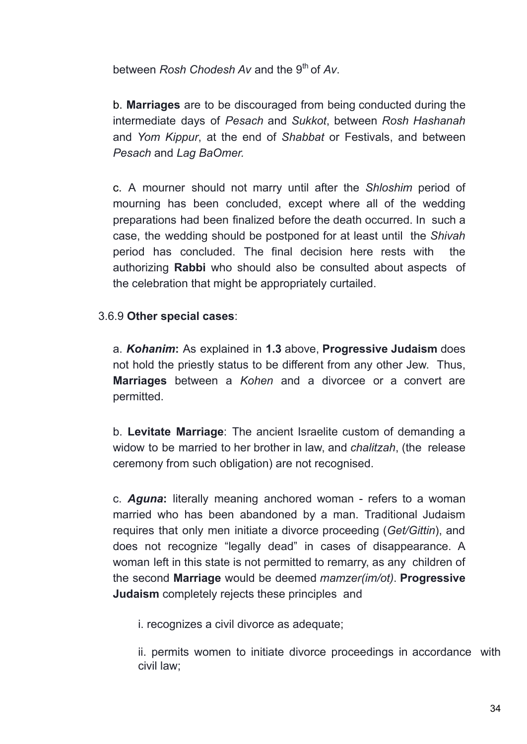between *Rosh Chodesh Av* and the 9th of *Av*.

b. **Marriages** are to be discouraged from being conducted during the intermediate days of *Pesach* and *Sukkot*, between *Rosh Hashanah* and *Yom Kippur*, at the end of *Shabbat* or Festivals, and between *Pesach* and *Lag BaOmer.*

c. A mourner should not marry until after the *Shloshim* period of mourning has been concluded, except where all of the wedding preparations had been finalized before the death occurred. In such a case, the wedding should be postponed for at least until the *Shivah* period has concluded. The final decision here rests with the authorizing **Rabbi** who should also be consulted about aspects of the celebration that might be appropriately curtailed.

3.6.9 **Other special cases**:

a. ***Kohanim*:** As explained in **1.3** above, **Progressive Judaism** does not hold the priestly status to be different from any other Jew. Thus, **Marriages** between a *Kohen* and a divorcee or a convert are permitted.

b. **Levitate Marriage**: The ancient Israelite custom of demanding a widow to be married to her brother in law, and *chalitzah*, (the release ceremony from such obligation) are not recognised.

c. ***Aguna*:** literally meaning anchored woman - refers to a woman married who has been abandoned by a man. Traditional Judaism requires that only men initiate a divorce proceeding (*Get/Gittin*), and does not recognize "legally dead" in cases of disappearance. A woman left in this state is not permitted to remarry, as any children of the second **Marriage** would be deemed *mamzer(im/ot)*. **Progressive Judaism** completely rejects these principles and

i. recognizes a civil divorce as adequate;

ii. permits women to initiate divorce proceedings in accordance with civil law;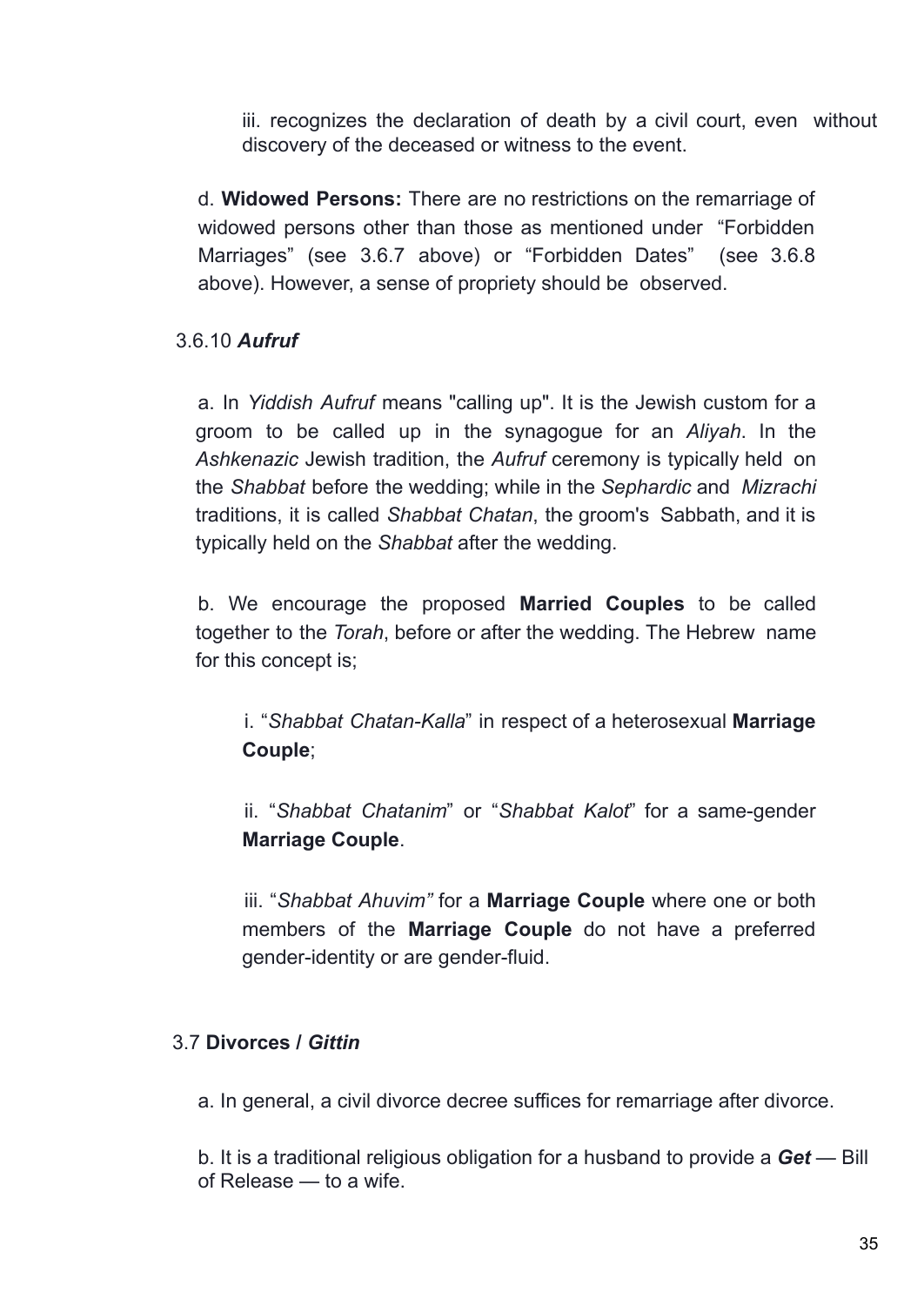iii. recognizes the declaration of death by a civil court, even without discovery of the deceased or witness to the event.

d. **Widowed Persons:** There are no restrictions on the remarriage of widowed persons other than those as mentioned under "Forbidden Marriages" (see 3.6.7 above) or "Forbidden Dates" (see 3.6.8 above). However, a sense of propriety should be observed.

### 3.6.10 ***Aufruf***

a. In *Yiddish Aufruf* means "calling up". It is the Jewish custom for a groom to be called up in the synagogue for an *Aliyah*. In the *Ashkenazic* Jewish tradition, the *Aufruf* ceremony is typically held on the *Shabbat* before the wedding; while in the *Sephardic* and *Mizrachi* traditions, it is called *Shabbat Chatan*, the groom's Sabbath, and it is typically held on the *Shabbat* after the wedding.

b. We encourage the proposed **Married Couples** to be called together to the *Torah*, before or after the wedding. The Hebrew name for this concept is;

i. "*Shabbat Chatan-Kalla*" in respect of a heterosexual **Marriage Couple**;

ii. "*Shabbat Chatanim*" or "*Shabbat Kalot*" for a same-gender **Marriage Couple**.

iii. "*Shabbat Ahuvim"* for a **Marriage Couple** where one or both members of the **Marriage Couple** do not have a preferred gender-identity or are gender-fluid.

## 3.7 **Divorces /** ***Gittin***

a. In general, a civil divorce decree suffices for remarriage after divorce.

b. It is a traditional religious obligation for a husband to provide a ***Get*** — Bill of Release — to a wife.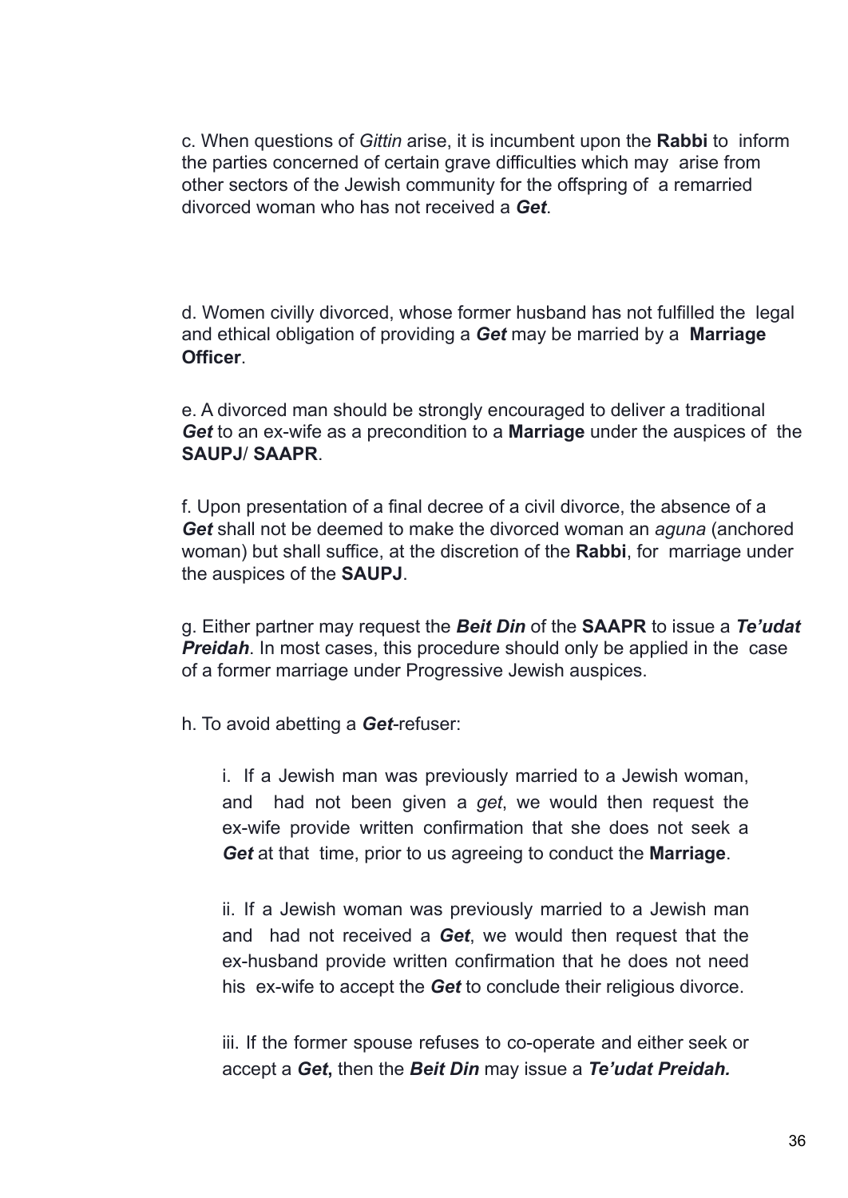c. When questions of *Gittin* arise, it is incumbent upon the **Rabbi** to inform the parties concerned of certain grave difficulties which may arise from other sectors of the Jewish community for the offspring of a remarried divorced woman who has not received a ***Get***.

d. Women civilly divorced, whose former husband has not fulfilled the legal and ethical obligation of providing a ***Get*** may be married by a **Marriage Officer**.

e. A divorced man should be strongly encouraged to deliver a traditional ***Get*** to an ex-wife as a precondition to a **Marriage** under the auspices of the **SAUPJ/ SAAPR**.

f. Upon presentation of a final decree of a civil divorce, the absence of a ***Get*** shall not be deemed to make the divorced woman an *aguna* (anchored woman) but shall suffice, at the discretion of the **Rabbi**, for marriage under the auspices of the **SAUPJ**.

g. Either partner may request the ***Beit Din*** of the **SAAPR** to issue a ***Te'udat Preidah***. In most cases, this procedure should only be applied in the case of a former marriage under Progressive Jewish auspices.

h. To avoid abetting a ***Get***-refuser:

> i. If a Jewish man was previously married to a Jewish woman, and had not been given a *get*, we would then request the ex-wife provide written confirmation that she does not seek a ***Get*** at that time, prior to us agreeing to conduct the **Marriage**.
>
> ii. If a Jewish woman was previously married to a Jewish man and had not received a ***Get***, we would then request that the ex-husband provide written confirmation that he does not need his ex-wife to accept the ***Get*** to conclude their religious divorce.
>
> iii. If the former spouse refuses to co-operate and either seek or accept a ***Get*,** then the ***Beit Din*** may issue a ***Te'udat Preidah.***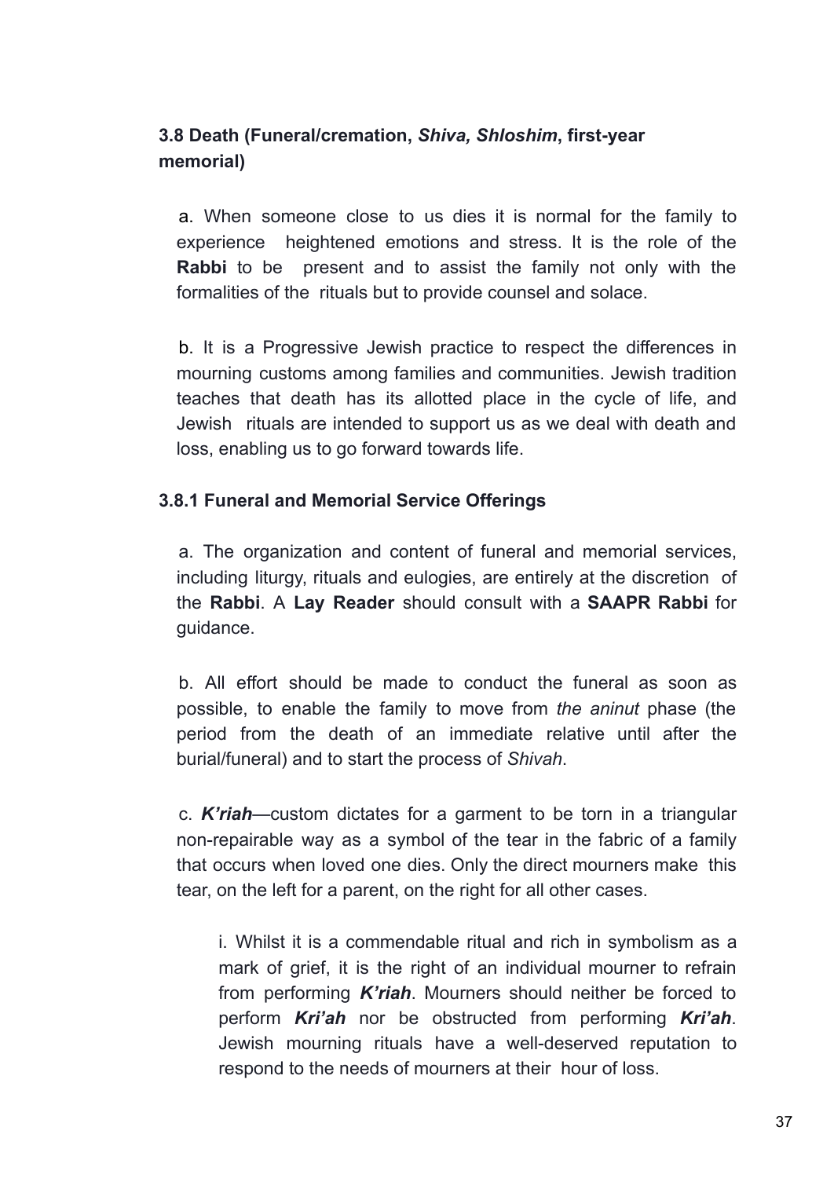## 3.8 Death (Funeral/cremation, *Shiva, Shloshim*, first-year memorial)

a. When someone close to us dies it is normal for the family to experience heightened emotions and stress. It is the role of the **Rabbi** to be present and to assist the family not only with the formalities of the rituals but to provide counsel and solace.

b. It is a Progressive Jewish practice to respect the differences in mourning customs among families and communities. Jewish tradition teaches that death has its allotted place in the cycle of life, and Jewish rituals are intended to support us as we deal with death and loss, enabling us to go forward towards life.

### 3.8.1 Funeral and Memorial Service Offerings

a. The organization and content of funeral and memorial services, including liturgy, rituals and eulogies, are entirely at the discretion of the **Rabbi**. A **Lay Reader** should consult with a **SAAPR Rabbi** for guidance.

b. All effort should be made to conduct the funeral as soon as possible, to enable the family to move from *the aninut* phase (the period from the death of an immediate relative until after the burial/funeral) and to start the process of *Shivah*.

c. ***K'riah***—custom dictates for a garment to be torn in a triangular non-repairable way as a symbol of the tear in the fabric of a family that occurs when loved one dies. Only the direct mourners make this tear, on the left for a parent, on the right for all other cases.

i. Whilst it is a commendable ritual and rich in symbolism as a mark of grief, it is the right of an individual mourner to refrain from performing ***K'riah***. Mourners should neither be forced to perform ***Kri'ah*** nor be obstructed from performing ***Kri'ah***. Jewish mourning rituals have a well-deserved reputation to respond to the needs of mourners at their hour of loss.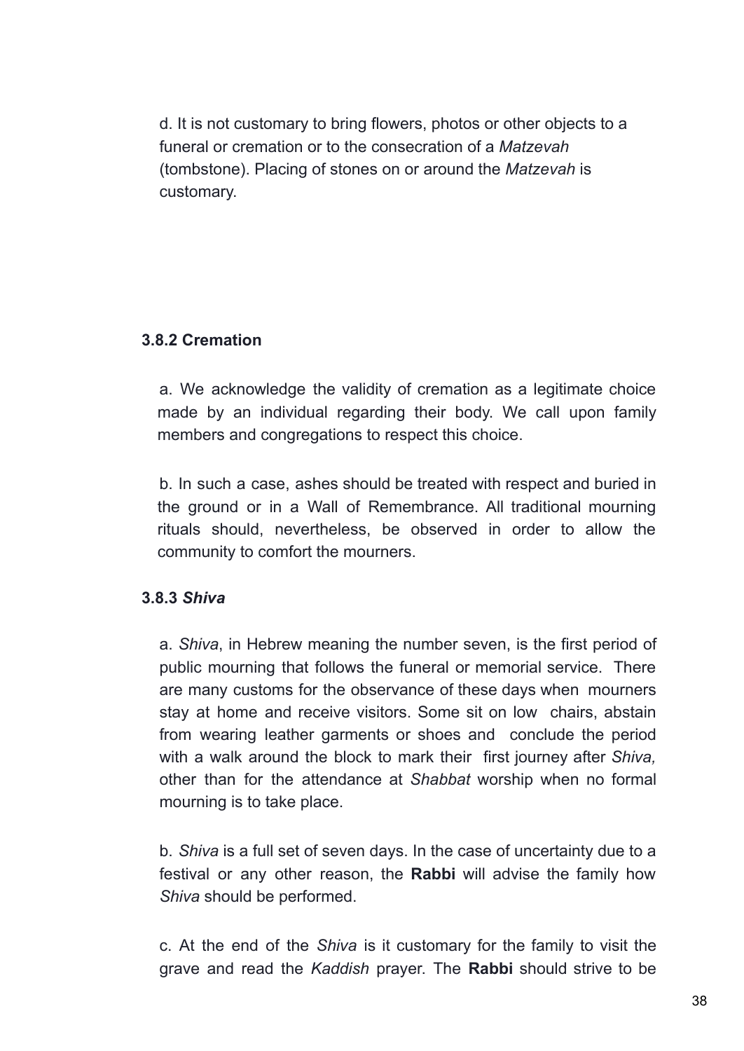d. It is not customary to bring flowers, photos or other objects to a funeral or cremation or to the consecration of a *Matzevah* (tombstone). Placing of stones on or around the *Matzevah* is customary.

### 3.8.2 Cremation

a. We acknowledge the validity of cremation as a legitimate choice made by an individual regarding their body. We call upon family members and congregations to respect this choice.

b. In such a case, ashes should be treated with respect and buried in the ground or in a Wall of Remembrance. All traditional mourning rituals should, nevertheless, be observed in order to allow the community to comfort the mourners.

### 3.8.3 *Shiva*

a. *Shiva*, in Hebrew meaning the number seven, is the first period of public mourning that follows the funeral or memorial service. There are many customs for the observance of these days when mourners stay at home and receive visitors. Some sit on low chairs, abstain from wearing leather garments or shoes and conclude the period with a walk around the block to mark their first journey after *Shiva,* other than for the attendance at *Shabbat* worship when no formal mourning is to take place.

b. *Shiva* is a full set of seven days. In the case of uncertainty due to a festival or any other reason, the **Rabbi** will advise the family how *Shiva* should be performed.

c. At the end of the *Shiva* is it customary for the family to visit the grave and read the *Kaddish* prayer. The **Rabbi** should strive to be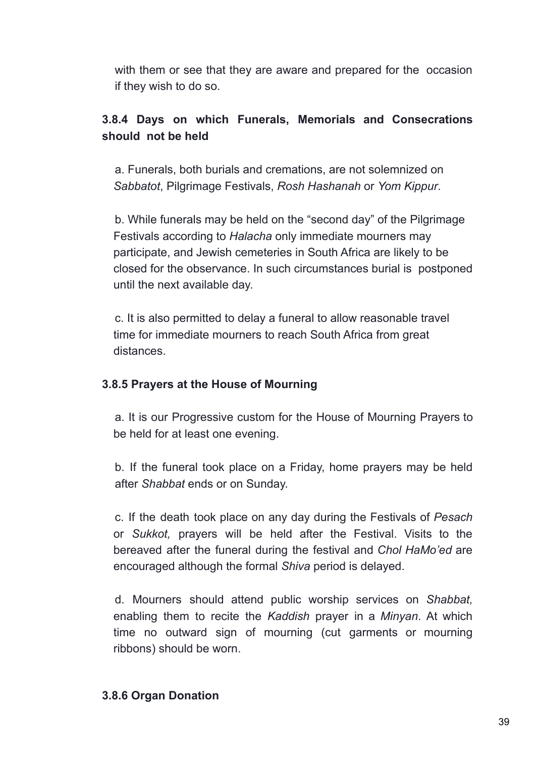with them or see that they are aware and prepared for the occasion if they wish to do so.

### 3.8.4 Days on which Funerals, Memorials and Consecrations should not be held

a. Funerals, both burials and cremations, are not solemnized on *Sabbatot*, Pilgrimage Festivals, *Rosh Hashanah* or *Yom Kippur*.

b. While funerals may be held on the "second day" of the Pilgrimage Festivals according to *Halacha* only immediate mourners may participate, and Jewish cemeteries in South Africa are likely to be closed for the observance. In such circumstances burial is postponed until the next available day.

c. It is also permitted to delay a funeral to allow reasonable travel time for immediate mourners to reach South Africa from great distances.

### 3.8.5 Prayers at the House of Mourning

a. It is our Progressive custom for the House of Mourning Prayers to be held for at least one evening.

b. If the funeral took place on a Friday, home prayers may be held after *Shabbat* ends or on Sunday.

c. If the death took place on any day during the Festivals of *Pesach* or *Sukkot,* prayers will be held after the Festival. Visits to the bereaved after the funeral during the festival and *Chol HaMo'ed* are encouraged although the formal *Shiva* period is delayed.

d. Mourners should attend public worship services on *Shabbat,* enabling them to recite the *Kaddish* prayer in a *Minyan*. At which time no outward sign of mourning (cut garments or mourning ribbons) should be worn.

### 3.8.6 Organ Donation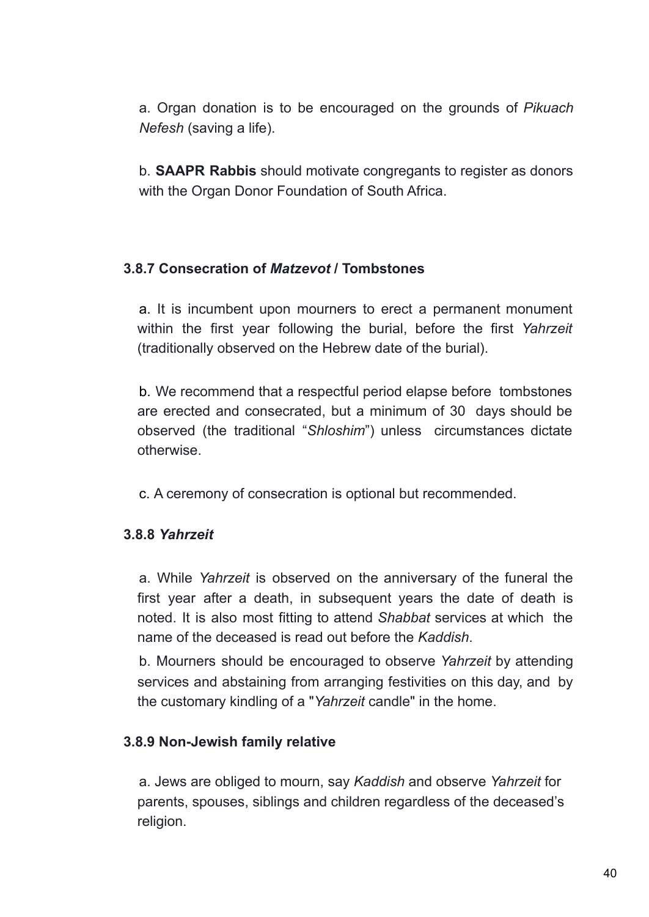a. Organ donation is to be encouraged on the grounds of *Pikuach Nefesh* (saving a life).

b. **SAAPR Rabbis** should motivate congregants to register as donors with the Organ Donor Foundation of South Africa.

### 3.8.7 Consecration of *Matzevot* / Tombstones

a. It is incumbent upon mourners to erect a permanent monument within the first year following the burial, before the first *Yahrzeit* (traditionally observed on the Hebrew date of the burial).

b. We recommend that a respectful period elapse before tombstones are erected and consecrated, but a minimum of 30 days should be observed (the traditional "*Shloshim*") unless circumstances dictate otherwise.

c. A ceremony of consecration is optional but recommended.

### 3.8.8 *Yahrzeit*

a. While *Yahrzeit* is observed on the anniversary of the funeral the first year after a death, in subsequent years the date of death is noted. It is also most fitting to attend *Shabbat* services at which the name of the deceased is read out before the *Kaddish*.

b. Mourners should be encouraged to observe *Yahrzeit* by attending services and abstaining from arranging festivities on this day, and by the customary kindling of a "*Yahrzeit* candle" in the home.

### 3.8.9 Non-Jewish family relative

a. Jews are obliged to mourn, say *Kaddish* and observe *Yahrzeit* for parents, spouses, siblings and children regardless of the deceased's religion.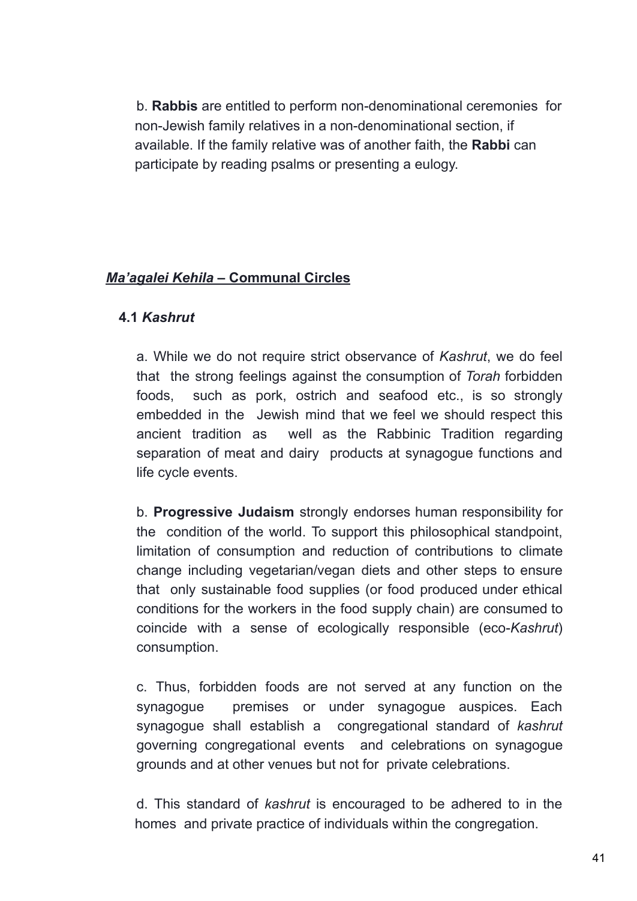b. **Rabbis** are entitled to perform non-denominational ceremonies for non-Jewish family relatives in a non-denominational section, if available. If the family relative was of another faith, the **Rabbi** can participate by reading psalms or presenting a eulogy.

## ***Ma'agalei Kehila*** **– Communal Circles**

### 4.1 *Kashrut*

a. While we do not require strict observance of *Kashrut*, we do feel that the strong feelings against the consumption of *Torah* forbidden foods, such as pork, ostrich and seafood etc., is so strongly embedded in the Jewish mind that we feel we should respect this ancient tradition as well as the Rabbinic Tradition regarding separation of meat and dairy products at synagogue functions and life cycle events.

b. **Progressive Judaism** strongly endorses human responsibility for the condition of the world. To support this philosophical standpoint, limitation of consumption and reduction of contributions to climate change including vegetarian/vegan diets and other steps to ensure that only sustainable food supplies (or food produced under ethical conditions for the workers in the food supply chain) are consumed to coincide with a sense of ecologically responsible (eco-*Kashrut*) consumption.

c. Thus, forbidden foods are not served at any function on the synagogue premises or under synagogue auspices. Each synagogue shall establish a congregational standard of *kashrut* governing congregational events and celebrations on synagogue grounds and at other venues but not for private celebrations.

d. This standard of *kashrut* is encouraged to be adhered to in the homes and private practice of individuals within the congregation.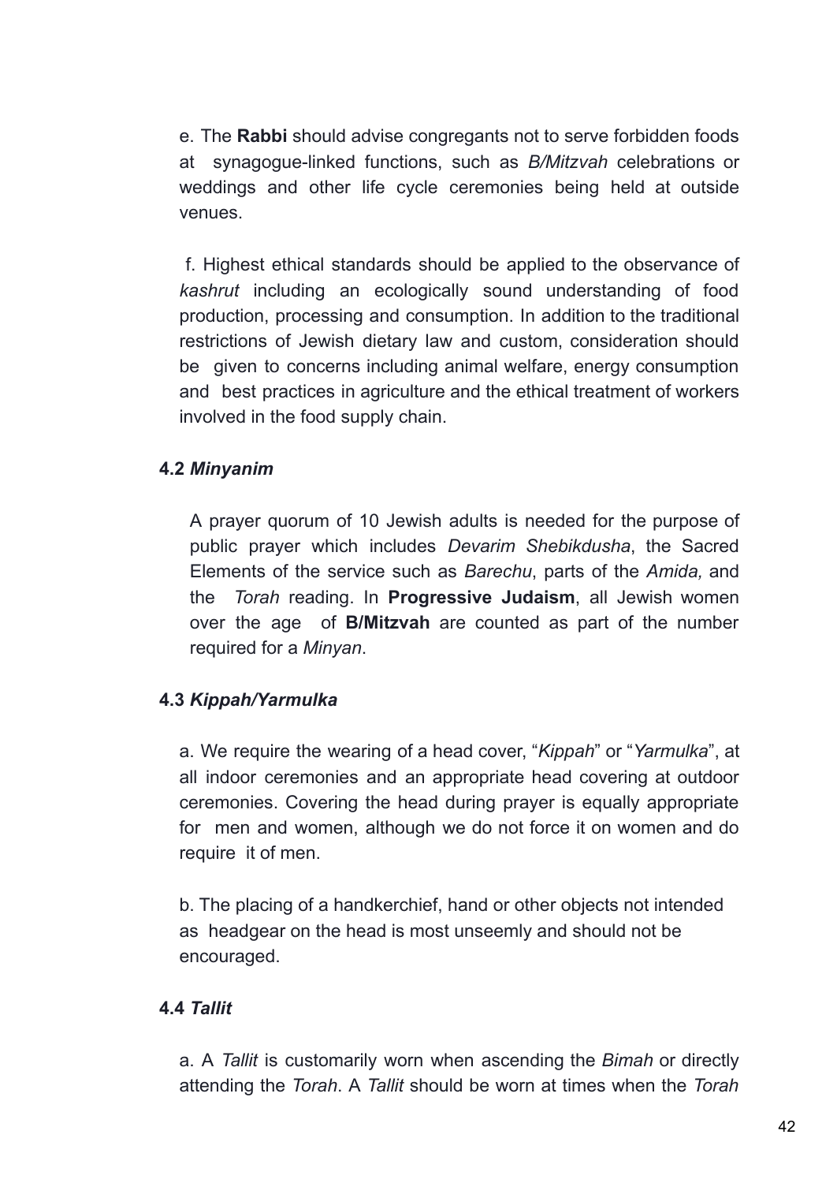e. The **Rabbi** should advise congregants not to serve forbidden foods at synagogue-linked functions, such as *B/Mitzvah* celebrations or weddings and other life cycle ceremonies being held at outside venues.

f. Highest ethical standards should be applied to the observance of *kashrut* including an ecologically sound understanding of food production, processing and consumption. In addition to the traditional restrictions of Jewish dietary law and custom, consideration should be given to concerns including animal welfare, energy consumption and best practices in agriculture and the ethical treatment of workers involved in the food supply chain.

### 4.2 *Minyanim*

A prayer quorum of 10 Jewish adults is needed for the purpose of public prayer which includes *Devarim Shebikdusha*, the Sacred Elements of the service such as *Barechu*, parts of the *Amida,* and the *Torah* reading. In **Progressive Judaism**, all Jewish women over the age of **B/Mitzvah** are counted as part of the number required for a *Minyan*.

### 4.3 *Kippah/Yarmulka*

a. We require the wearing of a head cover, "*Kippah*" or "*Yarmulka*", at all indoor ceremonies and an appropriate head covering at outdoor ceremonies. Covering the head during prayer is equally appropriate for men and women, although we do not force it on women and do require it of men.

b. The placing of a handkerchief, hand or other objects not intended as headgear on the head is most unseemly and should not be encouraged.

### 4.4 *Tallit*

a. A *Tallit* is customarily worn when ascending the *Bimah* or directly attending the *Torah*. A *Tallit* should be worn at times when the *Torah*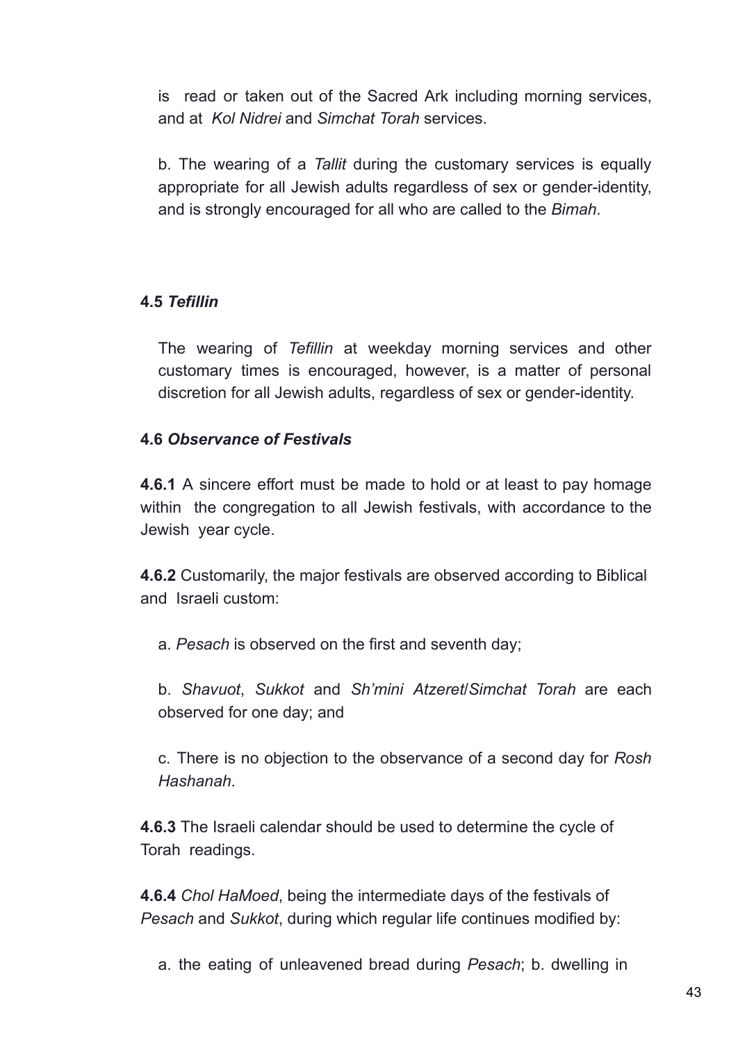is read or taken out of the Sacred Ark including morning services, and at *Kol Nidrei* and *Simchat Torah* services.

b. The wearing of a *Tallit* during the customary services is equally appropriate for all Jewish adults regardless of sex or gender-identity, and is strongly encouraged for all who are called to the *Bimah*.

### 4.5 *Tefillin*

The wearing of *Tefillin* at weekday morning services and other customary times is encouraged, however, is a matter of personal discretion for all Jewish adults, regardless of sex or gender-identity.

### 4.6 *Observance of Festivals*

**4.6.1** A sincere effort must be made to hold or at least to pay homage within the congregation to all Jewish festivals, with accordance to the Jewish year cycle.

**4.6.2** Customarily, the major festivals are observed according to Biblical and Israeli custom:

a. *Pesach* is observed on the first and seventh day;

b. *Shavuot*, *Sukkot* and *Sh'mini Atzeret*/*Simchat Torah* are each observed for one day; and

c. There is no objection to the observance of a second day for *Rosh Hashanah*.

**4.6.3** The Israeli calendar should be used to determine the cycle of Torah readings.

**4.6.4** *Chol HaMoed*, being the intermediate days of the festivals of *Pesach* and *Sukkot*, during which regular life continues modified by:

a. the eating of unleavened bread during *Pesach*; b. dwelling in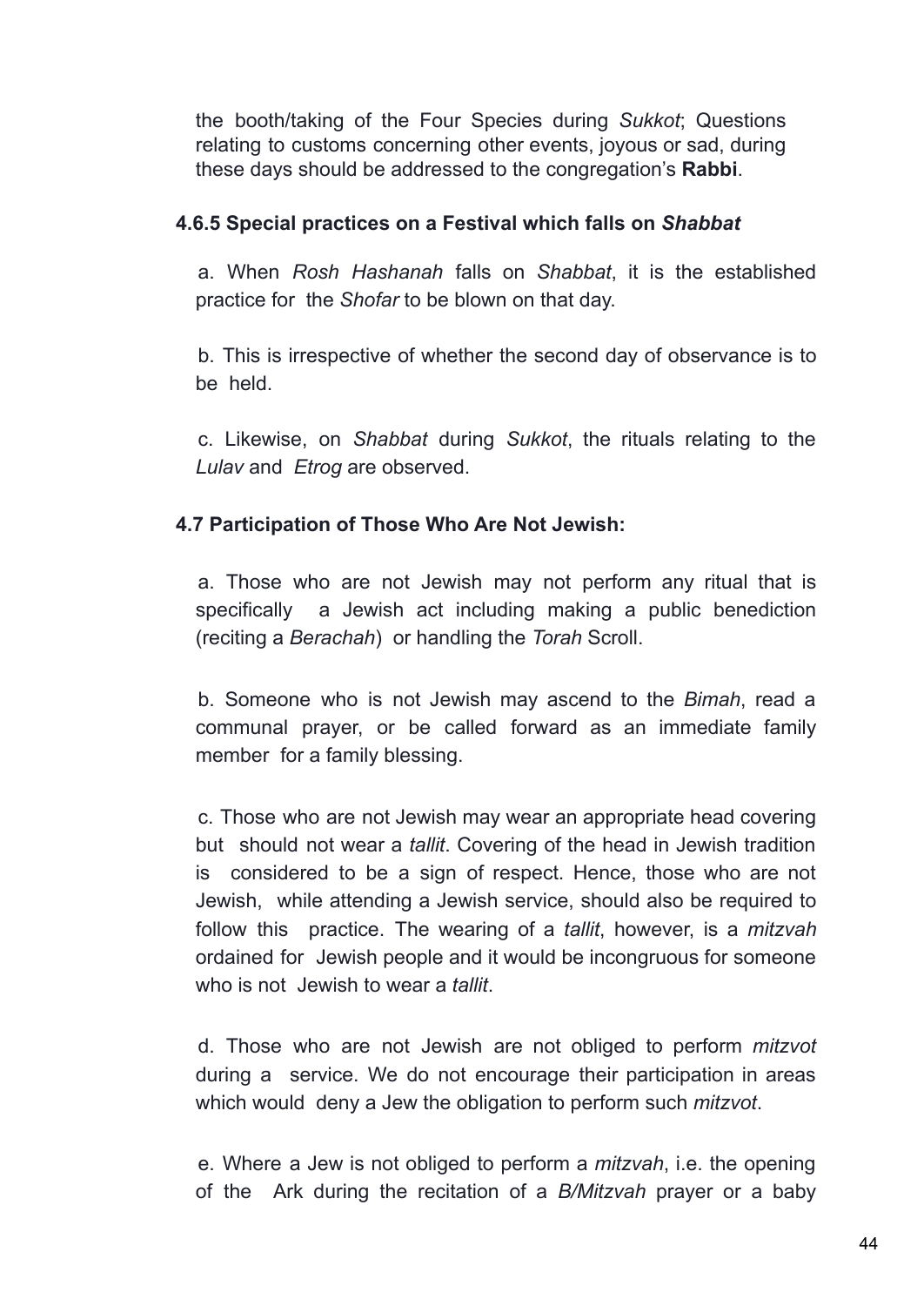the booth/taking of the Four Species during *Sukkot*; Questions relating to customs concerning other events, joyous or sad, during these days should be addressed to the congregation's **Rabbi**.

#### 4.6.5 Special practices on a Festival which falls on *Shabbat*

a. When *Rosh Hashanah* falls on *Shabbat*, it is the established practice for the *Shofar* to be blown on that day.

b. This is irrespective of whether the second day of observance is to be held.

c. Likewise, on *Shabbat* during *Sukkot*, the rituals relating to the *Lulav* and *Etrog* are observed.

### 4.7 Participation of Those Who Are Not Jewish:

a. Those who are not Jewish may not perform any ritual that is specifically a Jewish act including making a public benediction (reciting a *Berachah*) or handling the *Torah* Scroll.

b. Someone who is not Jewish may ascend to the *Bimah*, read a communal prayer, or be called forward as an immediate family member for a family blessing.

c. Those who are not Jewish may wear an appropriate head covering but should not wear a *tallit*. Covering of the head in Jewish tradition is considered to be a sign of respect. Hence, those who are not Jewish, while attending a Jewish service, should also be required to follow this practice. The wearing of a *tallit*, however, is a *mitzvah* ordained for Jewish people and it would be incongruous for someone who is not Jewish to wear a *tallit*.

d. Those who are not Jewish are not obliged to perform *mitzvot* during a service. We do not encourage their participation in areas which would deny a Jew the obligation to perform such *mitzvot*.

e. Where a Jew is not obliged to perform a *mitzvah*, i.e. the opening of the Ark during the recitation of a *B/Mitzvah* prayer or a baby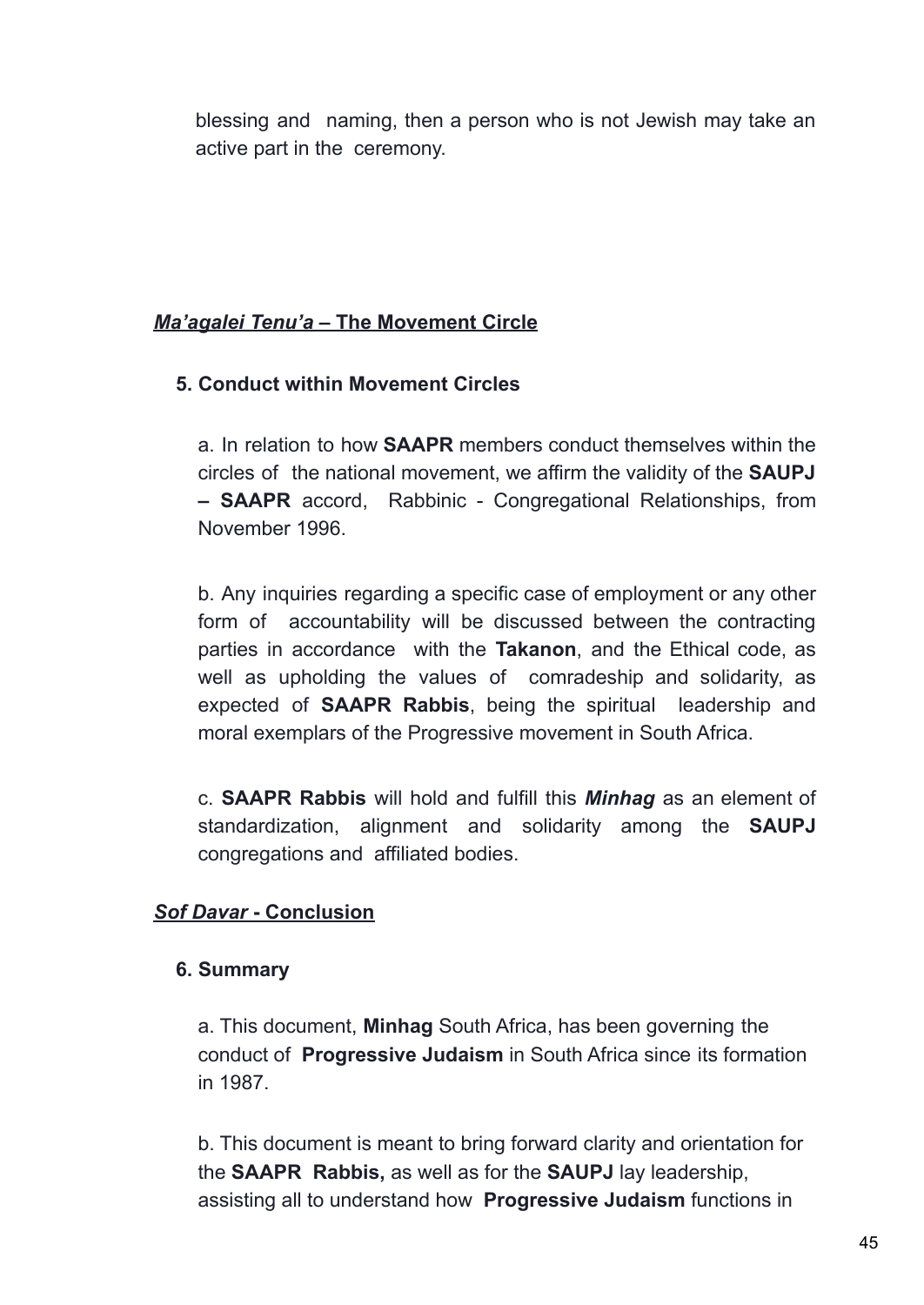blessing and naming, then a person who is not Jewish may take an active part in the ceremony.

## ***Ma'agalei Tenu'a*** **– The Movement Circle**

### 5. Conduct within Movement Circles

a. In relation to how **SAAPR** members conduct themselves within the circles of the national movement, we affirm the validity of the **SAUPJ – SAAPR** accord, Rabbinic - Congregational Relationships, from November 1996.

b. Any inquiries regarding a specific case of employment or any other form of accountability will be discussed between the contracting parties in accordance with the **Takanon**, and the Ethical code, as well as upholding the values of comradeship and solidarity, as expected of **SAAPR Rabbis**, being the spiritual leadership and moral exemplars of the Progressive movement in South Africa.

c. **SAAPR Rabbis** will hold and fulfill this ***Minhag*** as an element of standardization, alignment and solidarity among the **SAUPJ** congregations and affiliated bodies.

## ***Sof Davar*** **- Conclusion**

### 6. Summary

a. This document, **Minhag** South Africa, has been governing the conduct of **Progressive Judaism** in South Africa since its formation in 1987.

b. This document is meant to bring forward clarity and orientation for the **SAAPR Rabbis,** as well as for the **SAUPJ** lay leadership, assisting all to understand how **Progressive Judaism** functions in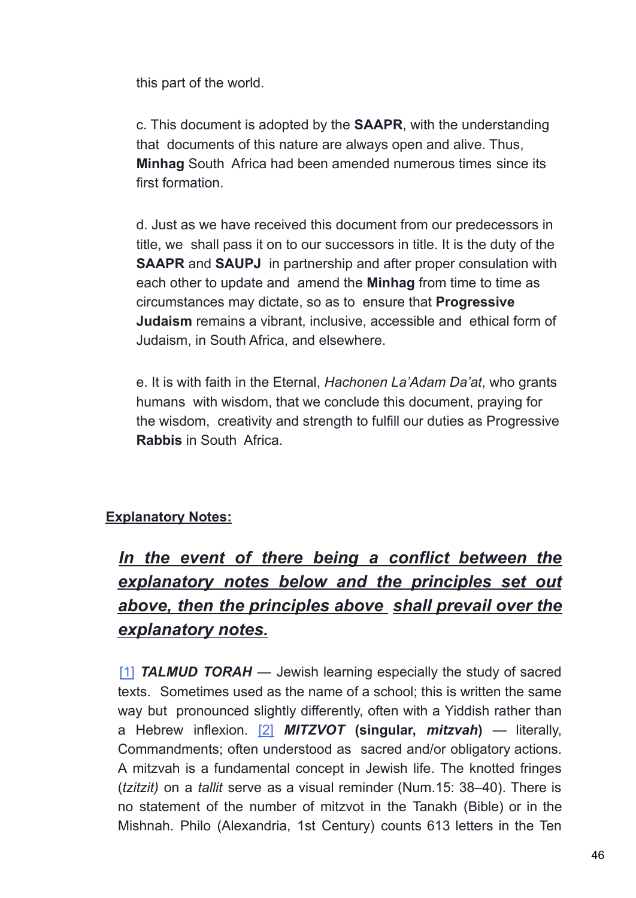this part of the world.

c. This document is adopted by the **SAAPR**, with the understanding that documents of this nature are always open and alive. Thus, **Minhag** South Africa had been amended numerous times since its first formation.

d. Just as we have received this document from our predecessors in title, we shall pass it on to our successors in title. It is the duty of the **SAAPR** and **SAUPJ** in partnership and after proper consulation with each other to update and amend the **Minhag** from time to time as circumstances may dictate, so as to ensure that **Progressive Judaism** remains a vibrant, inclusive, accessible and ethical form of Judaism, in South Africa, and elsewhere.

e. It is with faith in the Eternal, *Hachonen La'Adam Da'at*, who grants humans with wisdom, that we conclude this document, praying for the wisdom, creativity and strength to fulfill our duties as Progressive **Rabbis** in South Africa.

**Explanatory Notes:**

***In the event of there being a conflict between the explanatory notes below and the principles set out above, then the principles above shall prevail over the explanatory notes.***

[1] ***TALMUD TORAH*** — Jewish learning especially the study of sacred texts. Sometimes used as the name of a school; this is written the same way but pronounced slightly differently, often with a Yiddish rather than a Hebrew inflexion. [2] ***MITZVOT*** **(singular, *mitzvah*)** — literally, Commandments; often understood as sacred and/or obligatory actions. A mitzvah is a fundamental concept in Jewish life. The knotted fringes (*tzitzit)* on a *tallit* serve as a visual reminder (Num.15: 38–40). There is no statement of the number of mitzvot in the Tanakh (Bible) or in the Mishnah. Philo (Alexandria, 1st Century) counts 613 letters in the Ten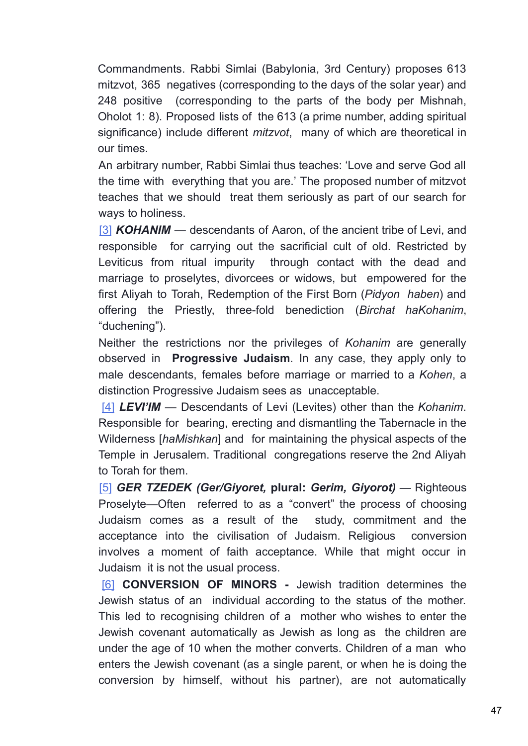Commandments. Rabbi Simlai (Babylonia, 3rd Century) proposes 613 mitzvot, 365 negatives (corresponding to the days of the solar year) and 248 positive (corresponding to the parts of the body per Mishnah, Oholot 1: 8). Proposed lists of the 613 (a prime number, adding spiritual significance) include different *mitzvot*, many of which are theoretical in our times.

An arbitrary number, Rabbi Simlai thus teaches: 'Love and serve God all the time with everything that you are.' The proposed number of mitzvot teaches that we should treat them seriously as part of our search for ways to holiness.

[3] ***KOHANIM*** — descendants of Aaron, of the ancient tribe of Levi, and responsible for carrying out the sacrificial cult of old. Restricted by Leviticus from ritual impurity through contact with the dead and marriage to proselytes, divorcees or widows, but empowered for the first Aliyah to Torah, Redemption of the First Born (*Pidyon haben*) and offering the Priestly, three-fold benediction (*Birchat haKohanim*, "duchening").

Neither the restrictions nor the privileges of *Kohanim* are generally observed in **Progressive Judaism**. In any case, they apply only to male descendants, females before marriage or married to a *Kohen*, a distinction Progressive Judaism sees as unacceptable.

[4] ***LEVI'IM*** — Descendants of Levi (Levites) other than the *Kohanim*. Responsible for bearing, erecting and dismantling the Tabernacle in the Wilderness [*haMishkan*] and for maintaining the physical aspects of the Temple in Jerusalem. Traditional congregations reserve the 2nd Aliyah to Torah for them.

[5] ***GER TZEDEK (Ger/Giyoret,*** **plural:** ***Gerim, Giyorot)*** — Righteous Proselyte—Often referred to as a "convert" the process of choosing Judaism comes as a result of the study, commitment and the acceptance into the civilisation of Judaism. Religious conversion involves a moment of faith acceptance. While that might occur in Judaism it is not the usual process.

[6] **CONVERSION OF MINORS -** Jewish tradition determines the Jewish status of an individual according to the status of the mother. This led to recognising children of a mother who wishes to enter the Jewish covenant automatically as Jewish as long as the children are under the age of 10 when the mother converts. Children of a man who enters the Jewish covenant (as a single parent, or when he is doing the conversion by himself, without his partner), are not automatically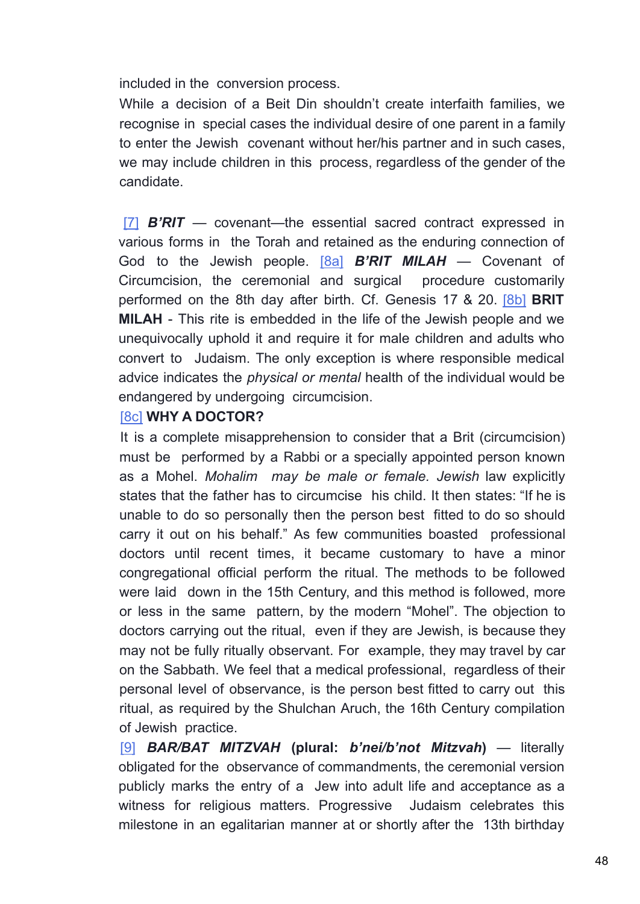included in the conversion process.

While a decision of a Beit Din shouldn't create interfaith families, we recognise in special cases the individual desire of one parent in a family to enter the Jewish covenant without her/his partner and in such cases, we may include children in this process, regardless of the gender of the candidate.

[7] ***B'RIT*** — covenant—the essential sacred contract expressed in various forms in the Torah and retained as the enduring connection of God to the Jewish people. [8a] ***B'RIT MILAH*** — Covenant of Circumcision, the ceremonial and surgical procedure customarily performed on the 8th day after birth. Cf. Genesis 17 & 20. [8b] **BRIT MILAH** - This rite is embedded in the life of the Jewish people and we unequivocally uphold it and require it for male children and adults who convert to Judaism. The only exception is where responsible medical advice indicates the *physical or mental* health of the individual would be endangered by undergoing circumcision.

[8c] **WHY A DOCTOR?**

It is a complete misapprehension to consider that a Brit (circumcision) must be performed by a Rabbi or a specially appointed person known as a Mohel. *Mohalim may be male or female. Jewish* law explicitly states that the father has to circumcise his child. It then states: "If he is unable to do so personally then the person best fitted to do so should carry it out on his behalf." As few communities boasted professional doctors until recent times, it became customary to have a minor congregational official perform the ritual. The methods to be followed were laid down in the 15th Century, and this method is followed, more or less in the same pattern, by the modern "Mohel". The objection to doctors carrying out the ritual, even if they are Jewish, is because they may not be fully ritually observant. For example, they may travel by car on the Sabbath. We feel that a medical professional, regardless of their personal level of observance, is the person best fitted to carry out this ritual, as required by the Shulchan Aruch, the 16th Century compilation of Jewish practice.

[9] ***BAR/BAT MITZVAH*** **(plural: *b'nei/b'not Mitzvah*)** — literally obligated for the observance of commandments, the ceremonial version publicly marks the entry of a Jew into adult life and acceptance as a witness for religious matters. Progressive Judaism celebrates this milestone in an egalitarian manner at or shortly after the 13th birthday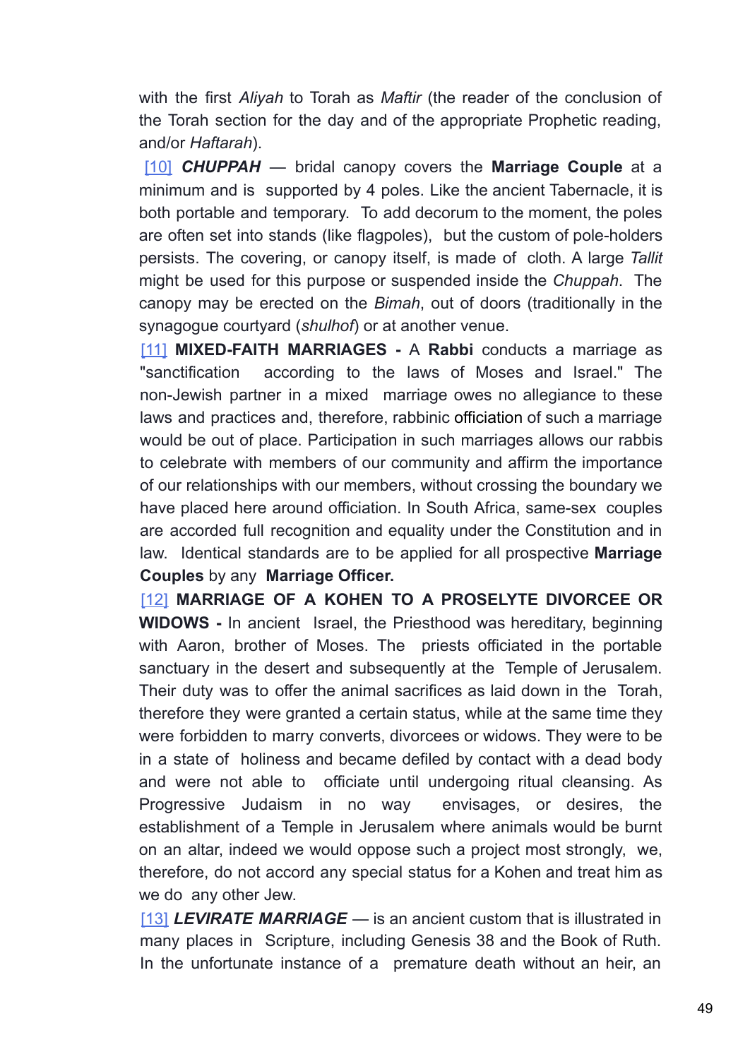with the first *Aliyah* to Torah as *Maftir* (the reader of the conclusion of the Torah section for the day and of the appropriate Prophetic reading, and/or *Haftarah*).

[10] ***CHUPPAH*** — bridal canopy covers the **Marriage Couple** at a minimum and is supported by 4 poles. Like the ancient Tabernacle, it is both portable and temporary. To add decorum to the moment, the poles are often set into stands (like flagpoles), but the custom of pole-holders persists. The covering, or canopy itself, is made of cloth. A large *Tallit* might be used for this purpose or suspended inside the *Chuppah*. The canopy may be erected on the *Bimah*, out of doors (traditionally in the synagogue courtyard (*shulhof*) or at another venue.

[11] **MIXED-FAITH MARRIAGES -** A **Rabbi** conducts a marriage as "sanctification according to the laws of Moses and Israel." The non-Jewish partner in a mixed marriage owes no allegiance to these laws and practices and, therefore, rabbinic officiation of such a marriage would be out of place. Participation in such marriages allows our rabbis to celebrate with members of our community and affirm the importance of our relationships with our members, without crossing the boundary we have placed here around officiation. In South Africa, same-sex couples are accorded full recognition and equality under the Constitution and in law. Identical standards are to be applied for all prospective **Marriage Couples** by any **Marriage Officer.**

[12] **MARRIAGE OF A KOHEN TO A PROSELYTE DIVORCEE OR WIDOWS -** In ancient Israel, the Priesthood was hereditary, beginning with Aaron, brother of Moses. The priests officiated in the portable sanctuary in the desert and subsequently at the Temple of Jerusalem. Their duty was to offer the animal sacrifices as laid down in the Torah, therefore they were granted a certain status, while at the same time they were forbidden to marry converts, divorcees or widows. They were to be in a state of holiness and became defiled by contact with a dead body and were not able to officiate until undergoing ritual cleansing. As Progressive Judaism in no way envisages, or desires, the establishment of a Temple in Jerusalem where animals would be burnt on an altar, indeed we would oppose such a project most strongly, we, therefore, do not accord any special status for a Kohen and treat him as we do any other Jew.

[13] ***LEVIRATE MARRIAGE*** — is an ancient custom that is illustrated in many places in Scripture, including Genesis 38 and the Book of Ruth. In the unfortunate instance of a premature death without an heir, an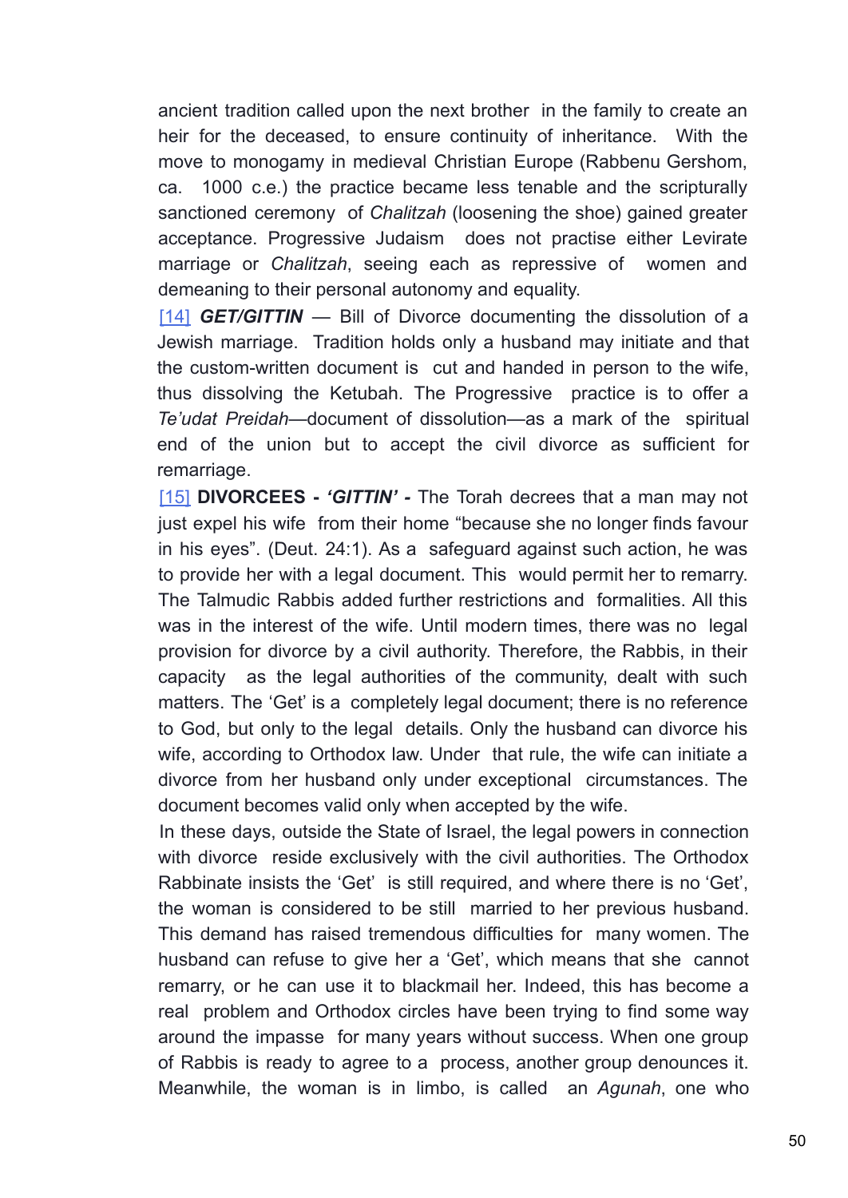ancient tradition called upon the next brother in the family to create an heir for the deceased, to ensure continuity of inheritance. With the move to monogamy in medieval Christian Europe (Rabbenu Gershom, ca. 1000 c.e.) the practice became less tenable and the scripturally sanctioned ceremony of *Chalitzah* (loosening the shoe) gained greater acceptance. Progressive Judaism does not practise either Levirate marriage or *Chalitzah*, seeing each as repressive of women and demeaning to their personal autonomy and equality.

[14] ***GET/GITTIN*** — Bill of Divorce documenting the dissolution of a Jewish marriage. Tradition holds only a husband may initiate and that the custom-written document is cut and handed in person to the wife, thus dissolving the Ketubah. The Progressive practice is to offer a *Te'udat Preidah*—document of dissolution—as a mark of the spiritual end of the union but to accept the civil divorce as sufficient for remarriage.

[15] **DIVORCEES - *'GITTIN'* -** The Torah decrees that a man may not just expel his wife from their home "because she no longer finds favour in his eyes". (Deut. 24:1). As a safeguard against such action, he was to provide her with a legal document. This would permit her to remarry. The Talmudic Rabbis added further restrictions and formalities. All this was in the interest of the wife. Until modern times, there was no legal provision for divorce by a civil authority. Therefore, the Rabbis, in their capacity as the legal authorities of the community, dealt with such matters. The 'Get' is a completely legal document; there is no reference to God, but only to the legal details. Only the husband can divorce his wife, according to Orthodox law. Under that rule, the wife can initiate a divorce from her husband only under exceptional circumstances. The document becomes valid only when accepted by the wife.

In these days, outside the State of Israel, the legal powers in connection with divorce reside exclusively with the civil authorities. The Orthodox Rabbinate insists the 'Get' is still required, and where there is no 'Get', the woman is considered to be still married to her previous husband. This demand has raised tremendous difficulties for many women. The husband can refuse to give her a 'Get', which means that she cannot remarry, or he can use it to blackmail her. Indeed, this has become a real problem and Orthodox circles have been trying to find some way around the impasse for many years without success. When one group of Rabbis is ready to agree to a process, another group denounces it. Meanwhile, the woman is in limbo, is called an *Agunah*, one who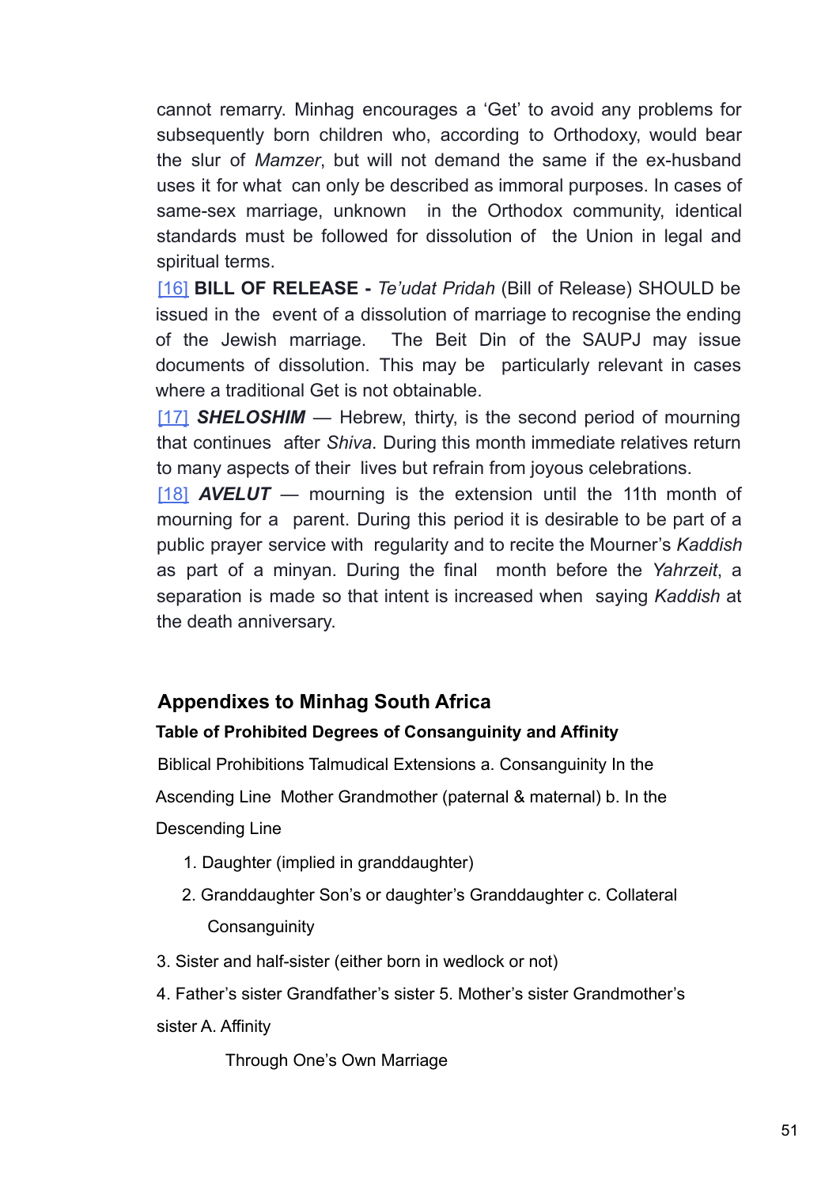cannot remarry. Minhag encourages a 'Get' to avoid any problems for subsequently born children who, according to Orthodoxy, would bear the slur of *Mamzer*, but will not demand the same if the ex-husband uses it for what can only be described as immoral purposes. In cases of same-sex marriage, unknown in the Orthodox community, identical standards must be followed for dissolution of the Union in legal and spiritual terms.

[16] **BILL OF RELEASE -** *Te'udat Pridah* (Bill of Release) SHOULD be issued in the event of a dissolution of marriage to recognise the ending of the Jewish marriage. The Beit Din of the SAUPJ may issue documents of dissolution. This may be particularly relevant in cases where a traditional Get is not obtainable.

[17] ***SHELOSHIM*** — Hebrew, thirty, is the second period of mourning that continues after *Shiva*. During this month immediate relatives return to many aspects of their lives but refrain from joyous celebrations.

[18] ***AVELUT*** — mourning is the extension until the 11th month of mourning for a parent. During this period it is desirable to be part of a public prayer service with regularity and to recite the Mourner's *Kaddish* as part of a minyan. During the final month before the *Yahrzeit*, a separation is made so that intent is increased when saying *Kaddish* at the death anniversary.

## Appendixes to Minhag South Africa

**Table of Prohibited Degrees of Consanguinity and Affinity**

Biblical Prohibitions Talmudical Extensions a. Consanguinity In the Ascending Line Mother Grandmother (paternal & maternal) b. In the Descending Line

1. Daughter (implied in granddaughter)
2. Granddaughter Son's or daughter's Granddaughter c. Collateral Consanguinity

3. Sister and half-sister (either born in wedlock or not)

4. Father's sister Grandfather's sister 5. Mother's sister Grandmother's sister A. Affinity

Through One's Own Marriage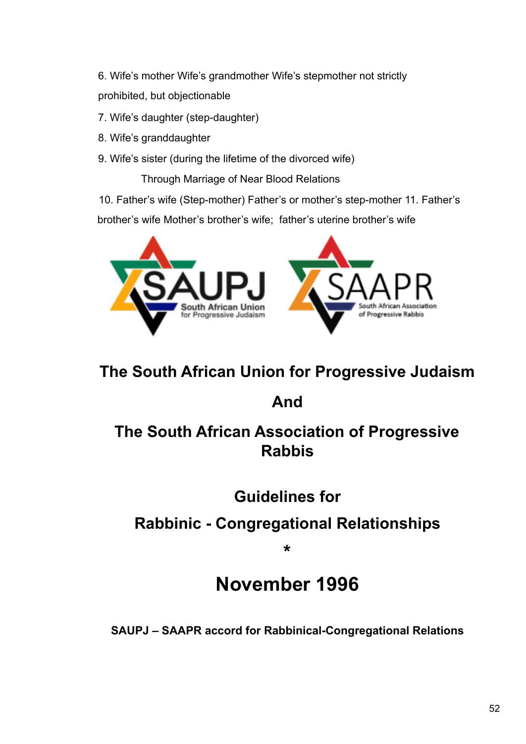6. Wife's mother Wife's grandmother Wife's stepmother not strictly prohibited, but objectionable

7. Wife's daughter (step-daughter)

8. Wife's granddaughter

9. Wife's sister (during the lifetime of the divorced wife)

Through Marriage of Near Blood Relations

10. Father's wife (Step-mother) Father's or mother's step-mother 11. Father's brother's wife Mother's brother's wife; father's uterine brother's wife

SAUPJ South African Union for Progressive Judaism

SAAPR South African Association of Progressive Rabbis

# The South African Union for Progressive Judaism

# And

# The South African Association of Progressive Rabbis

# Guidelines for

# Rabbinic - Congregational Relationships

*

# November 1996

**SAUPJ – SAAPR accord for Rabbinical-Congregational Relations**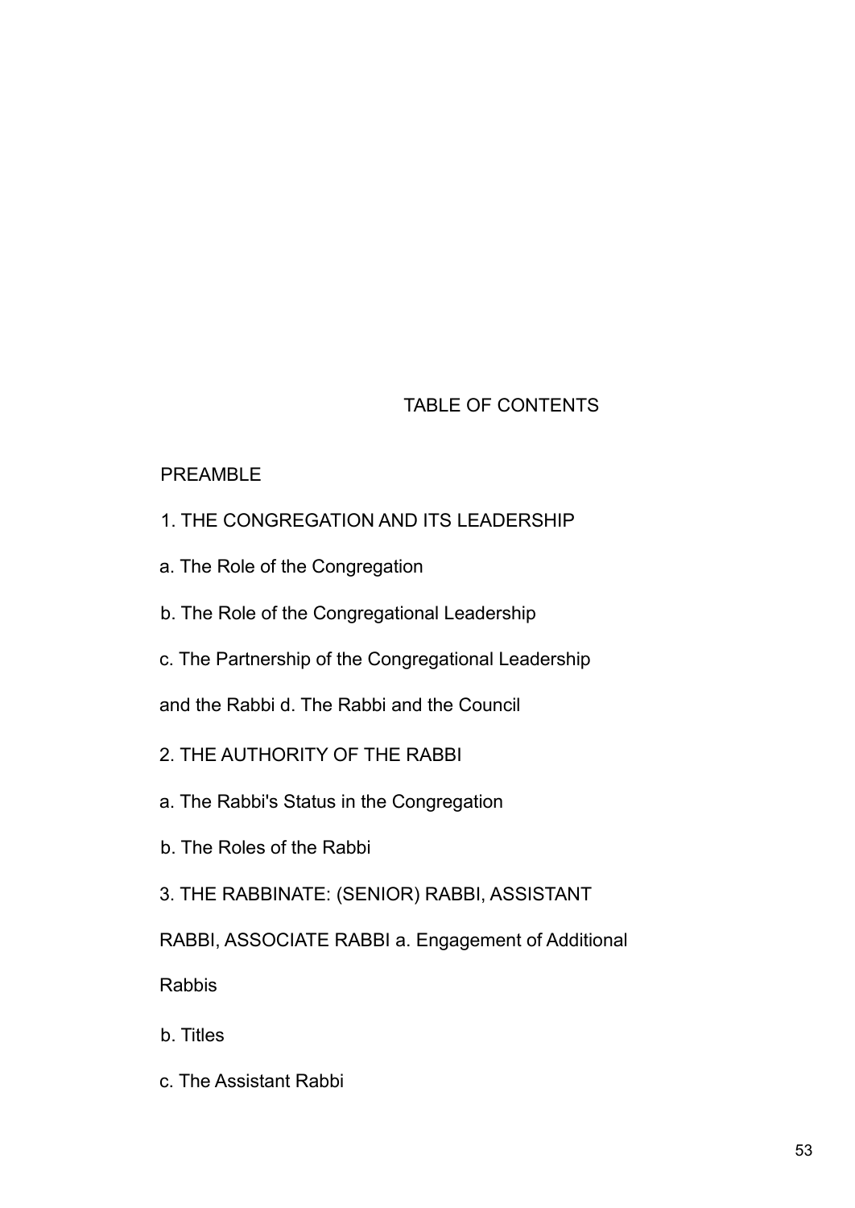# TABLE OF CONTENTS

PREAMBLE

1. THE CONGREGATION AND ITS LEADERSHIP

a. The Role of the Congregation

b. The Role of the Congregational Leadership

c. The Partnership of the Congregational Leadership and the Rabbi

d. The Rabbi and the Council

2. THE AUTHORITY OF THE RABBI

a. The Rabbi's Status in the Congregation

b. The Roles of the Rabbi

3. THE RABBINATE: (SENIOR) RABBI, ASSISTANT RABBI, ASSOCIATE RABBI

a. Engagement of Additional Rabbis

b. Titles

c. The Assistant Rabbi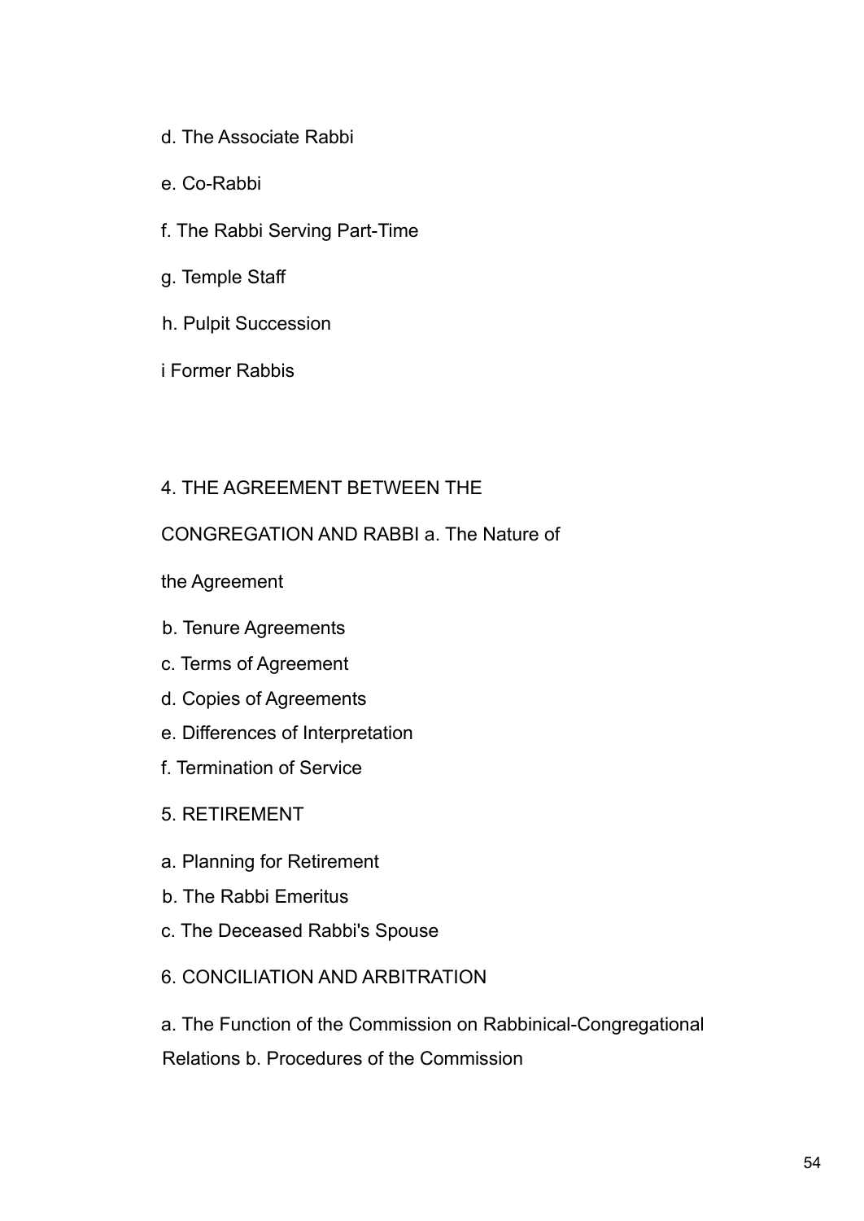d. The Associate Rabbi

e. Co-Rabbi

f. The Rabbi Serving Part-Time

g. Temple Staff

h. Pulpit Succession

i Former Rabbis

4. THE AGREEMENT BETWEEN THE

CONGREGATION AND RABBI a. The Nature of

the Agreement

b. Tenure Agreements

c. Terms of Agreement

d. Copies of Agreements

e. Differences of Interpretation

f. Termination of Service

5. RETIREMENT

a. Planning for Retirement

b. The Rabbi Emeritus

c. The Deceased Rabbi's Spouse

6. CONCILIATION AND ARBITRATION

a. The Function of the Commission on Rabbinical-Congregational Relations b. Procedures of the Commission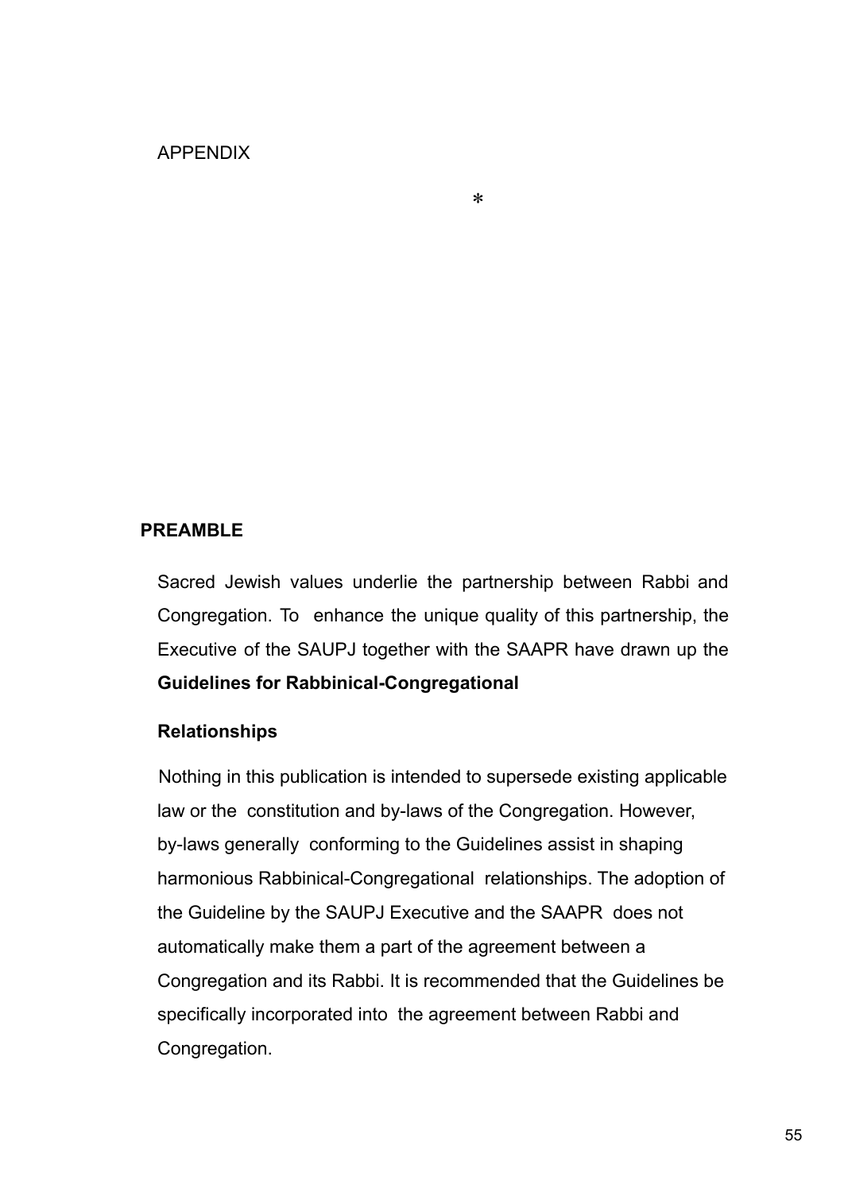APPENDIX

*

## PREAMBLE

Sacred Jewish values underlie the partnership between Rabbi and Congregation. To enhance the unique quality of this partnership, the Executive of the SAUPJ together with the SAAPR have drawn up the **Guidelines for Rabbinical-Congregational**

**Relationships**

Nothing in this publication is intended to supersede existing applicable law or the constitution and by-laws of the Congregation. However, by-laws generally conforming to the Guidelines assist in shaping harmonious Rabbinical-Congregational relationships. The adoption of the Guideline by the SAUPJ Executive and the SAAPR does not automatically make them a part of the agreement between a Congregation and its Rabbi. It is recommended that the Guidelines be specifically incorporated into the agreement between Rabbi and Congregation.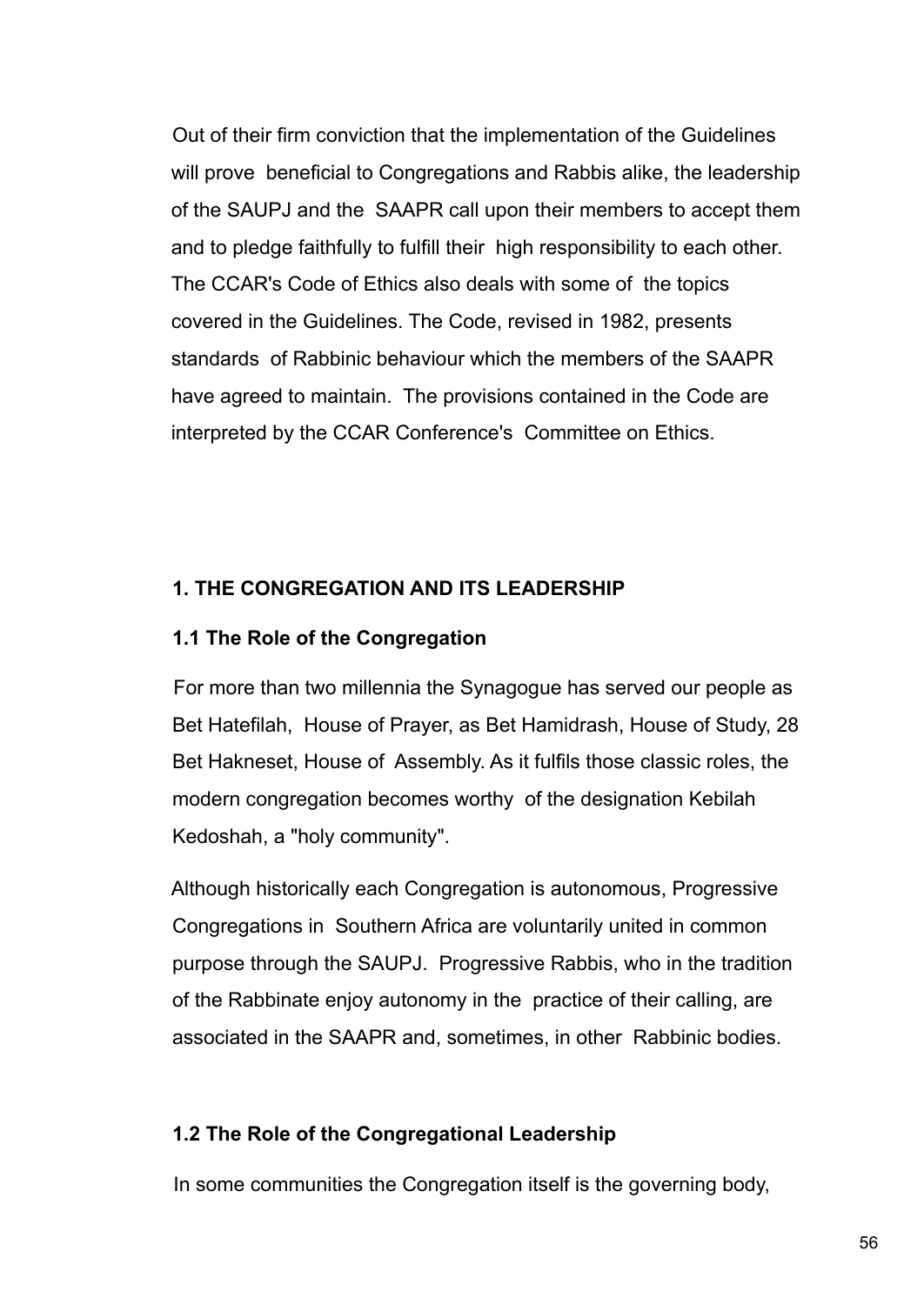Out of their firm conviction that the implementation of the Guidelines will prove beneficial to Congregations and Rabbis alike, the leadership of the SAUPJ and the SAAPR call upon their members to accept them and to pledge faithfully to fulfill their high responsibility to each other. The CCAR's Code of Ethics also deals with some of the topics covered in the Guidelines. The Code, revised in 1982, presents standards of Rabbinic behaviour which the members of the SAAPR have agreed to maintain. The provisions contained in the Code are interpreted by the CCAR Conference's Committee on Ethics.

## 1. THE CONGREGATION AND ITS LEADERSHIP

### 1.1 The Role of the Congregation

For more than two millennia the Synagogue has served our people as Bet Hatefilah, House of Prayer, as Bet Hamidrash, House of Study, 28 Bet Hakneset, House of Assembly. As it fulfils those classic roles, the modern congregation becomes worthy of the designation Kebilah Kedoshah, a "holy community".

Although historically each Congregation is autonomous, Progressive Congregations in Southern Africa are voluntarily united in common purpose through the SAUPJ. Progressive Rabbis, who in the tradition of the Rabbinate enjoy autonomy in the practice of their calling, are associated in the SAAPR and, sometimes, in other Rabbinic bodies.

### 1.2 The Role of the Congregational Leadership

In some communities the Congregation itself is the governing body,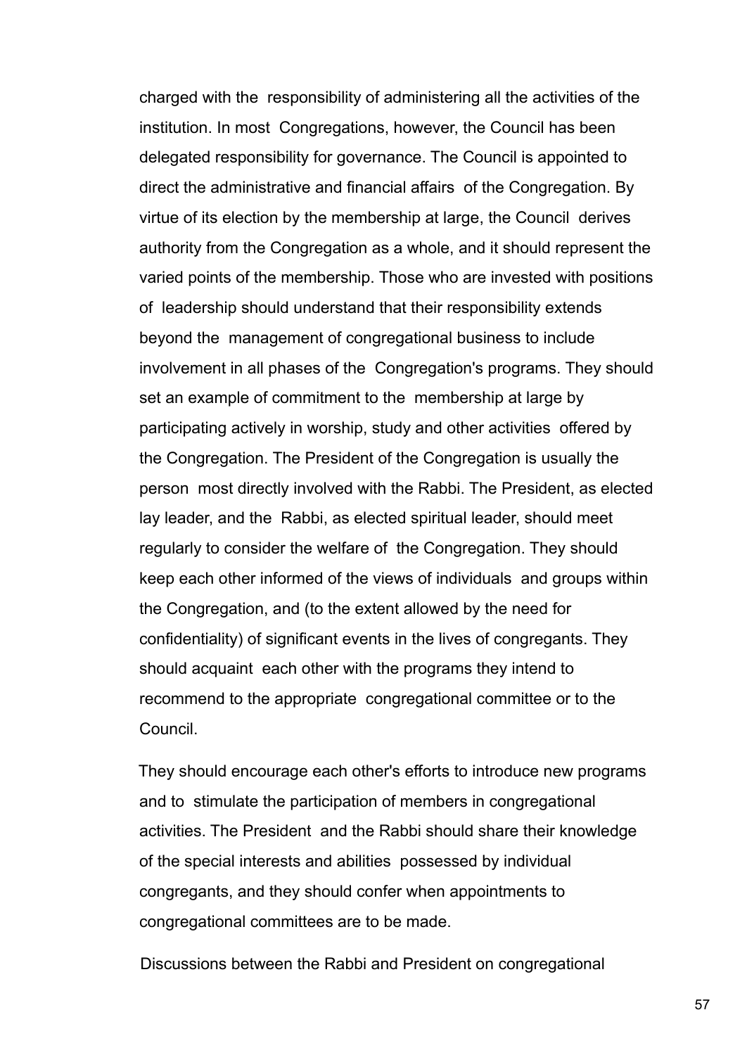charged with the responsibility of administering all the activities of the institution. In most Congregations, however, the Council has been delegated responsibility for governance. The Council is appointed to direct the administrative and financial affairs of the Congregation. By virtue of its election by the membership at large, the Council derives authority from the Congregation as a whole, and it should represent the varied points of the membership. Those who are invested with positions of leadership should understand that their responsibility extends beyond the management of congregational business to include involvement in all phases of the Congregation's programs. They should set an example of commitment to the membership at large by participating actively in worship, study and other activities offered by the Congregation. The President of the Congregation is usually the person most directly involved with the Rabbi. The President, as elected lay leader, and the Rabbi, as elected spiritual leader, should meet regularly to consider the welfare of the Congregation. They should keep each other informed of the views of individuals and groups within the Congregation, and (to the extent allowed by the need for confidentiality) of significant events in the lives of congregants. They should acquaint each other with the programs they intend to recommend to the appropriate congregational committee or to the Council.

They should encourage each other's efforts to introduce new programs and to stimulate the participation of members in congregational activities. The President and the Rabbi should share their knowledge of the special interests and abilities possessed by individual congregants, and they should confer when appointments to congregational committees are to be made.

Discussions between the Rabbi and President on congregational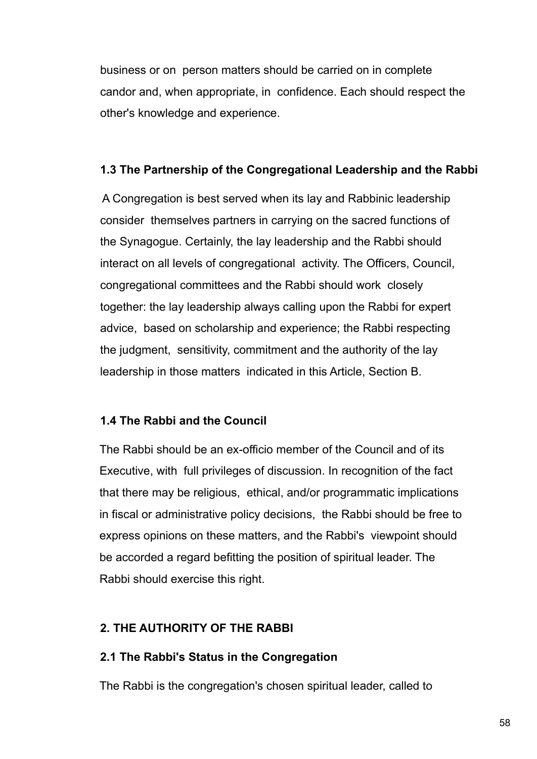business or on person matters should be carried on in complete candor and, when appropriate, in confidence. Each should respect the other's knowledge and experience.

### 1.3 The Partnership of the Congregational Leadership and the Rabbi

A Congregation is best served when its lay and Rabbinic leadership consider themselves partners in carrying on the sacred functions of the Synagogue. Certainly, the lay leadership and the Rabbi should interact on all levels of congregational activity. The Officers, Council, congregational committees and the Rabbi should work closely together: the lay leadership always calling upon the Rabbi for expert advice, based on scholarship and experience; the Rabbi respecting the judgment, sensitivity, commitment and the authority of the lay leadership in those matters indicated in this Article, Section B.

### 1.4 The Rabbi and the Council

The Rabbi should be an ex-officio member of the Council and of its Executive, with full privileges of discussion. In recognition of the fact that there may be religious, ethical, and/or programmatic implications in fiscal or administrative policy decisions, the Rabbi should be free to express opinions on these matters, and the Rabbi's viewpoint should be accorded a regard befitting the position of spiritual leader. The Rabbi should exercise this right.

## 2. THE AUTHORITY OF THE RABBI

### 2.1 The Rabbi's Status in the Congregation

The Rabbi is the congregation's chosen spiritual leader, called to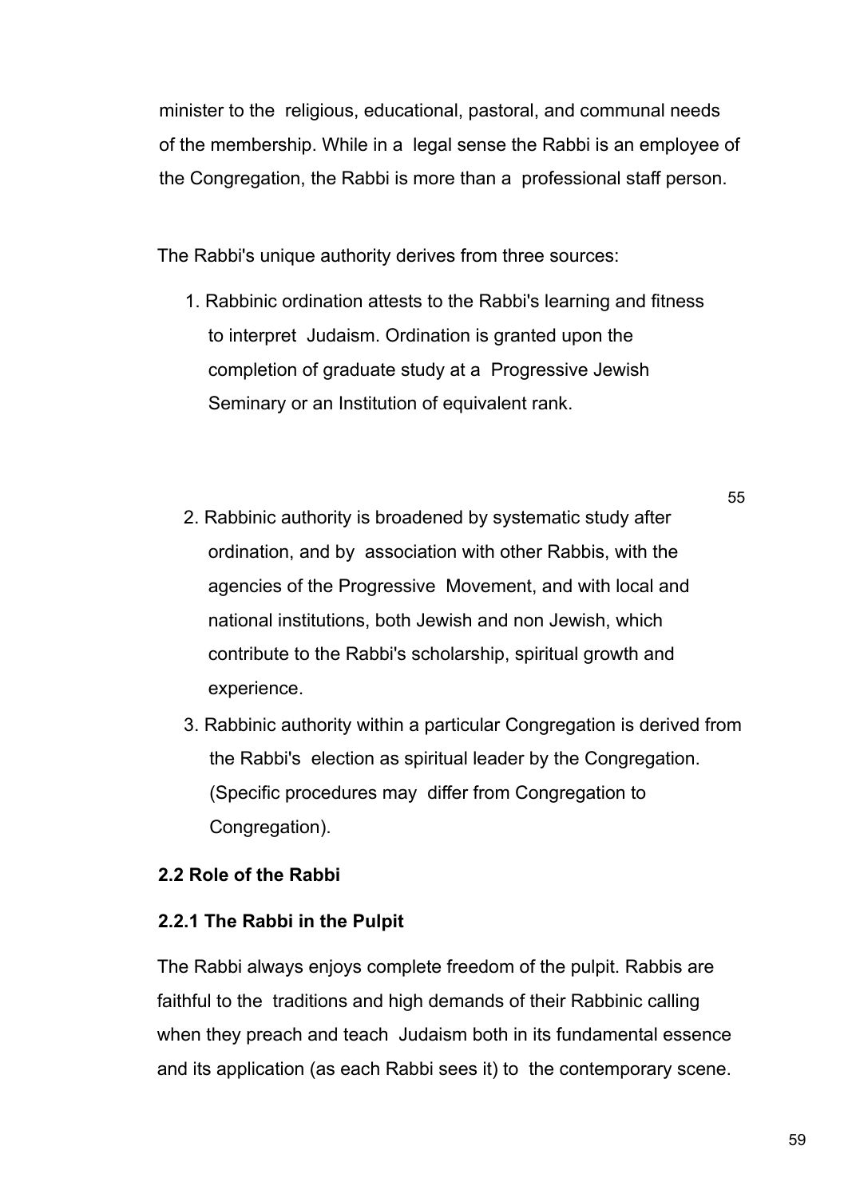minister to the religious, educational, pastoral, and communal needs of the membership. While in a legal sense the Rabbi is an employee of the Congregation, the Rabbi is more than a professional staff person.

The Rabbi's unique authority derives from three sources:

1. Rabbinic ordination attests to the Rabbi's learning and fitness to interpret Judaism. Ordination is granted upon the completion of graduate study at a Progressive Jewish Seminary or an Institution of equivalent rank.

2. Rabbinic authority is broadened by systematic study after ordination, and by association with other Rabbis, with the agencies of the Progressive Movement, and with local and national institutions, both Jewish and non Jewish, which contribute to the Rabbi's scholarship, spiritual growth and experience.
3. Rabbinic authority within a particular Congregation is derived from the Rabbi's election as spiritual leader by the Congregation. (Specific procedures may differ from Congregation to Congregation).

### 2.2 Role of the Rabbi

#### 2.2.1 The Rabbi in the Pulpit

The Rabbi always enjoys complete freedom of the pulpit. Rabbis are faithful to the traditions and high demands of their Rabbinic calling when they preach and teach Judaism both in its fundamental essence and its application (as each Rabbi sees it) to the contemporary scene.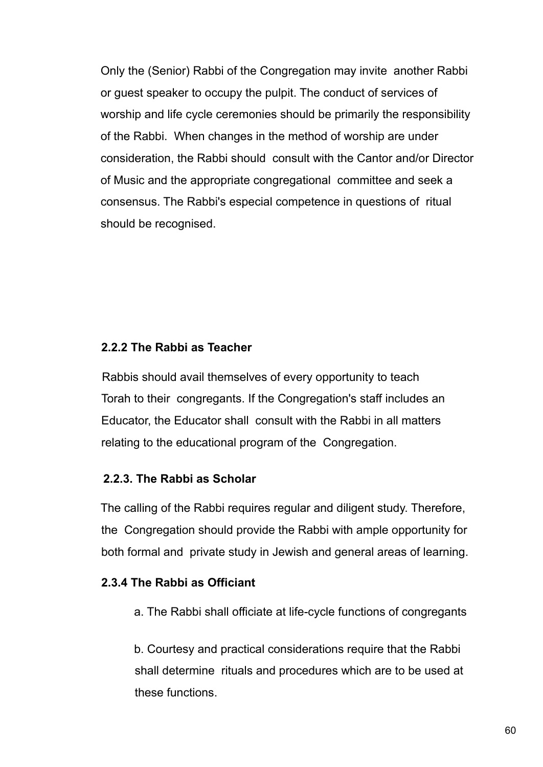Only the (Senior) Rabbi of the Congregation may invite another Rabbi or guest speaker to occupy the pulpit. The conduct of services of worship and life cycle ceremonies should be primarily the responsibility of the Rabbi. When changes in the method of worship are under consideration, the Rabbi should consult with the Cantor and/or Director of Music and the appropriate congregational committee and seek a consensus. The Rabbi's especial competence in questions of ritual should be recognised.

#### 2.2.2 The Rabbi as Teacher

Rabbis should avail themselves of every opportunity to teach Torah to their congregants. If the Congregation's staff includes an Educator, the Educator shall consult with the Rabbi in all matters relating to the educational program of the Congregation.

#### 2.2.3. The Rabbi as Scholar

The calling of the Rabbi requires regular and diligent study. Therefore, the Congregation should provide the Rabbi with ample opportunity for both formal and private study in Jewish and general areas of learning.

#### 2.3.4 The Rabbi as Officiant

a. The Rabbi shall officiate at life-cycle functions of congregants

b. Courtesy and practical considerations require that the Rabbi shall determine rituals and procedures which are to be used at these functions.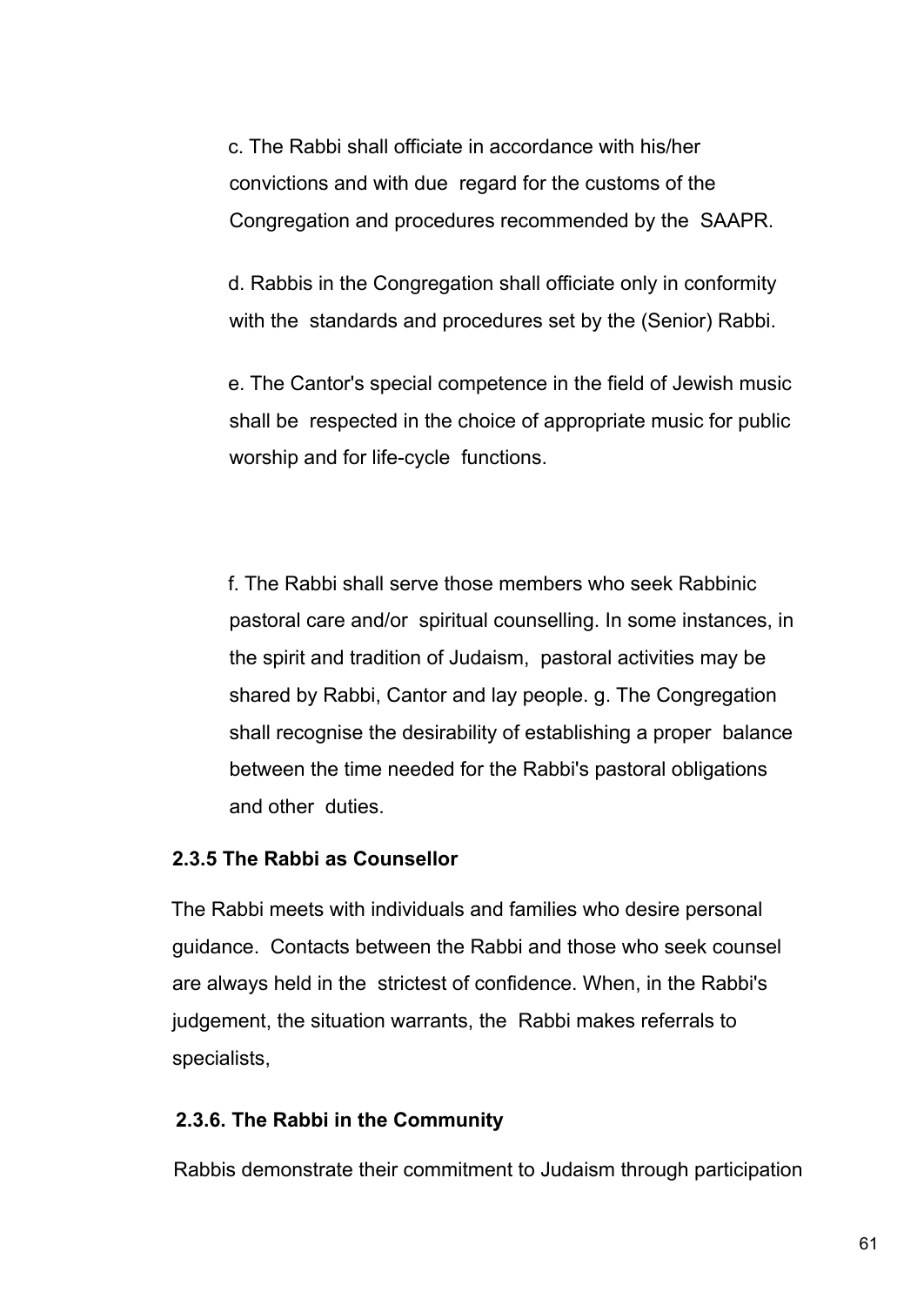c. The Rabbi shall officiate in accordance with his/her convictions and with due regard for the customs of the Congregation and procedures recommended by the SAAPR.

d. Rabbis in the Congregation shall officiate only in conformity with the standards and procedures set by the (Senior) Rabbi.

e. The Cantor's special competence in the field of Jewish music shall be respected in the choice of appropriate music for public worship and for life-cycle functions.

f. The Rabbi shall serve those members who seek Rabbinic pastoral care and/or spiritual counselling. In some instances, in the spirit and tradition of Judaism, pastoral activities may be shared by Rabbi, Cantor and lay people. g. The Congregation shall recognise the desirability of establishing a proper balance between the time needed for the Rabbi's pastoral obligations and other duties.

**2.3.5 The Rabbi as Counsellor**

The Rabbi meets with individuals and families who desire personal guidance. Contacts between the Rabbi and those who seek counsel are always held in the strictest of confidence. When, in the Rabbi's judgement, the situation warrants, the Rabbi makes referrals to specialists,

**2.3.6. The Rabbi in the Community**

Rabbis demonstrate their commitment to Judaism through participation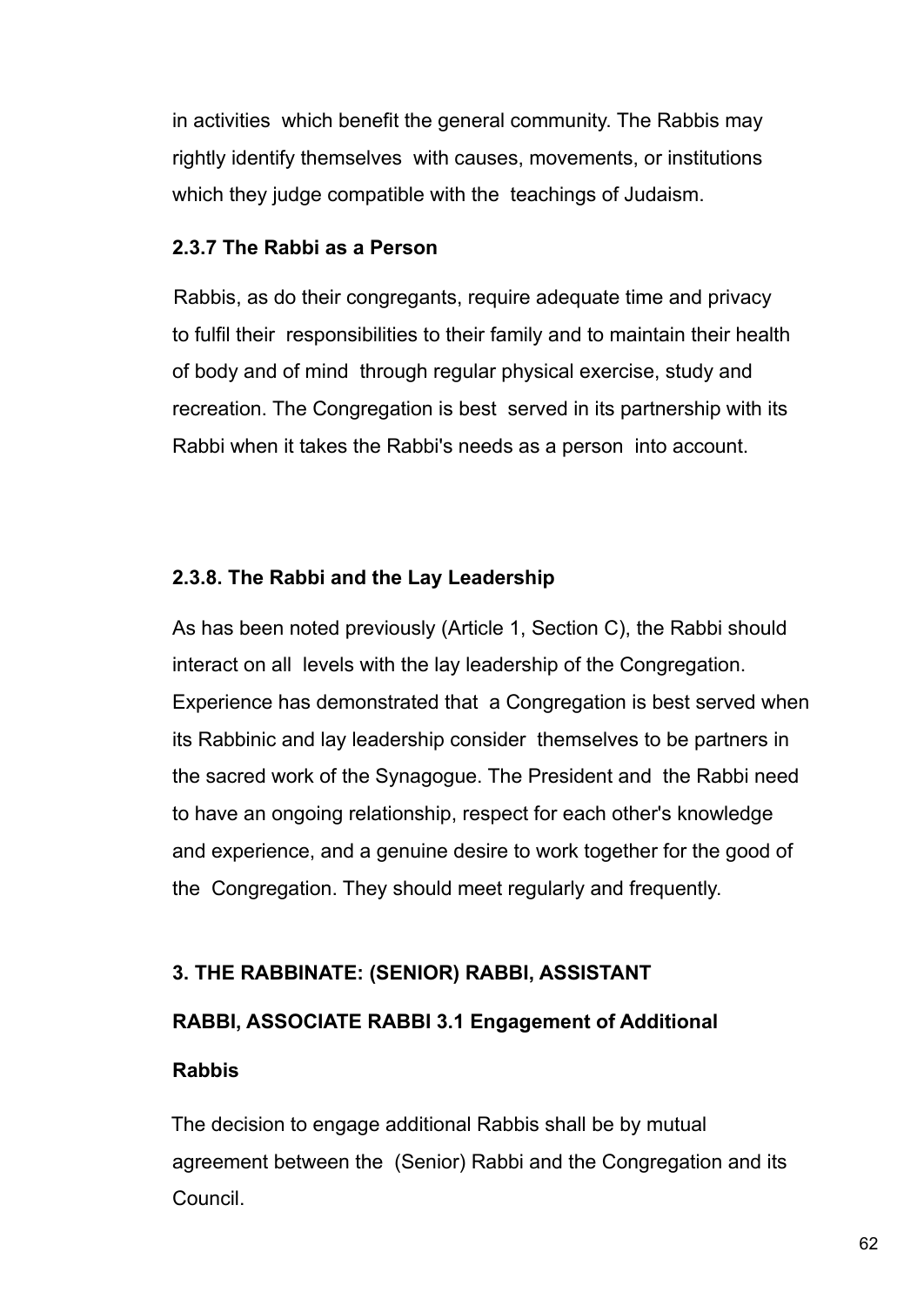in activities which benefit the general community. The Rabbis may rightly identify themselves with causes, movements, or institutions which they judge compatible with the teachings of Judaism.

### 2.3.7 The Rabbi as a Person

Rabbis, as do their congregants, require adequate time and privacy to fulfil their responsibilities to their family and to maintain their health of body and of mind through regular physical exercise, study and recreation. The Congregation is best served in its partnership with its Rabbi when it takes the Rabbi's needs as a person into account.

### 2.3.8. The Rabbi and the Lay Leadership

As has been noted previously (Article 1, Section C), the Rabbi should interact on all levels with the lay leadership of the Congregation. Experience has demonstrated that a Congregation is best served when its Rabbinic and lay leadership consider themselves to be partners in the sacred work of the Synagogue. The President and the Rabbi need to have an ongoing relationship, respect for each other's knowledge and experience, and a genuine desire to work together for the good of the Congregation. They should meet regularly and frequently.

## 3. THE RABBINATE: (SENIOR) RABBI, ASSISTANT RABBI, ASSOCIATE RABBI

### 3.1 Engagement of Additional Rabbis

The decision to engage additional Rabbis shall be by mutual agreement between the (Senior) Rabbi and the Congregation and its Council.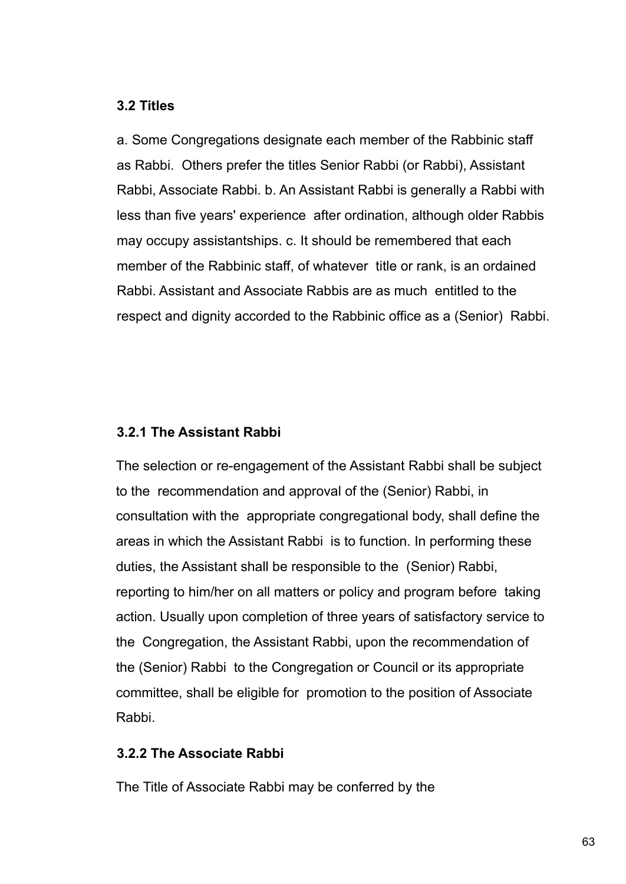### 3.2 Titles

a. Some Congregations designate each member of the Rabbinic staff as Rabbi. Others prefer the titles Senior Rabbi (or Rabbi), Assistant Rabbi, Associate Rabbi. b. An Assistant Rabbi is generally a Rabbi with less than five years' experience after ordination, although older Rabbis may occupy assistantships. c. It should be remembered that each member of the Rabbinic staff, of whatever title or rank, is an ordained Rabbi. Assistant and Associate Rabbis are as much entitled to the respect and dignity accorded to the Rabbinic office as a (Senior) Rabbi.

#### 3.2.1 The Assistant Rabbi

The selection or re-engagement of the Assistant Rabbi shall be subject to the recommendation and approval of the (Senior) Rabbi, in consultation with the appropriate congregational body, shall define the areas in which the Assistant Rabbi is to function. In performing these duties, the Assistant shall be responsible to the (Senior) Rabbi, reporting to him/her on all matters or policy and program before taking action. Usually upon completion of three years of satisfactory service to the Congregation, the Assistant Rabbi, upon the recommendation of the (Senior) Rabbi to the Congregation or Council or its appropriate committee, shall be eligible for promotion to the position of Associate Rabbi.

#### 3.2.2 The Associate Rabbi

The Title of Associate Rabbi may be conferred by the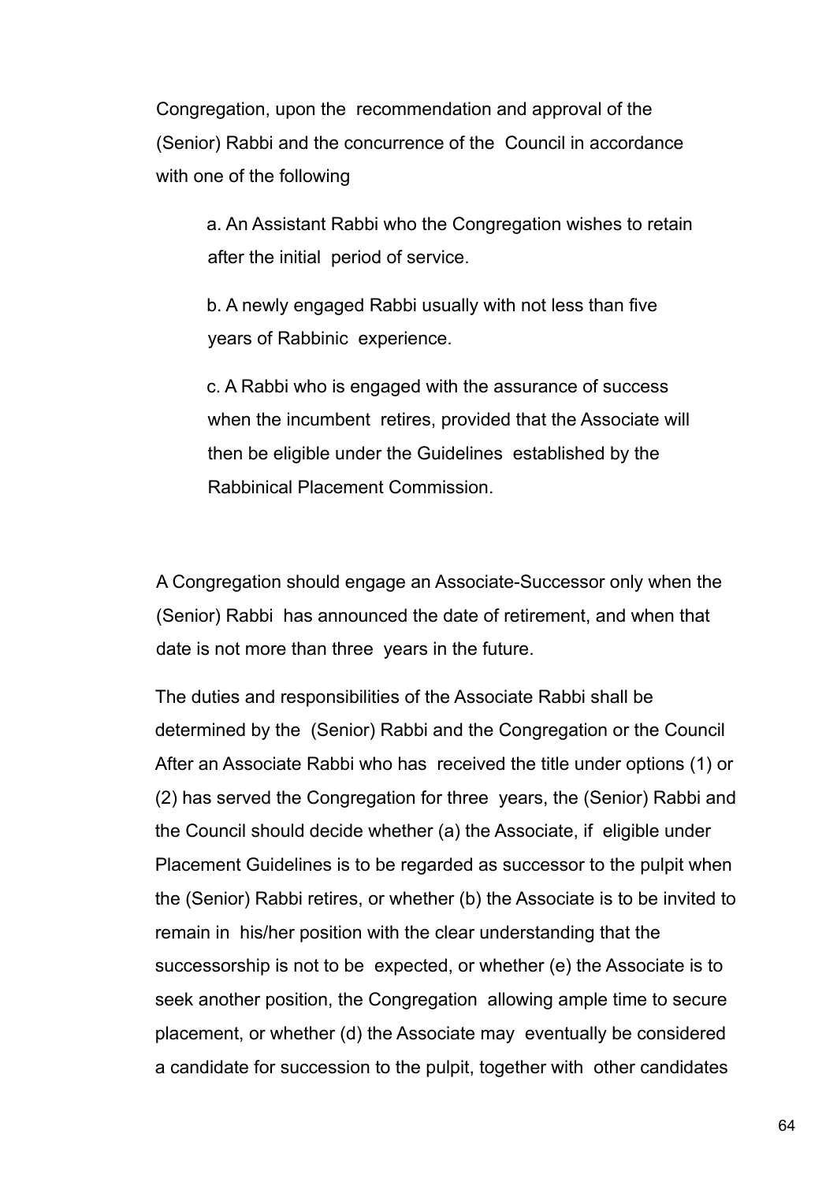Congregation, upon the recommendation and approval of the (Senior) Rabbi and the concurrence of the Council in accordance with one of the following

a. An Assistant Rabbi who the Congregation wishes to retain after the initial period of service.

b. A newly engaged Rabbi usually with not less than five years of Rabbinic experience.

c. A Rabbi who is engaged with the assurance of success when the incumbent retires, provided that the Associate will then be eligible under the Guidelines established by the Rabbinical Placement Commission.

A Congregation should engage an Associate-Successor only when the (Senior) Rabbi has announced the date of retirement, and when that date is not more than three years in the future.

The duties and responsibilities of the Associate Rabbi shall be determined by the (Senior) Rabbi and the Congregation or the Council After an Associate Rabbi who has received the title under options (1) or (2) has served the Congregation for three years, the (Senior) Rabbi and the Council should decide whether (a) the Associate, if eligible under Placement Guidelines is to be regarded as successor to the pulpit when the (Senior) Rabbi retires, or whether (b) the Associate is to be invited to remain in his/her position with the clear understanding that the successorship is not to be expected, or whether (e) the Associate is to seek another position, the Congregation allowing ample time to secure placement, or whether (d) the Associate may eventually be considered a candidate for succession to the pulpit, together with other candidates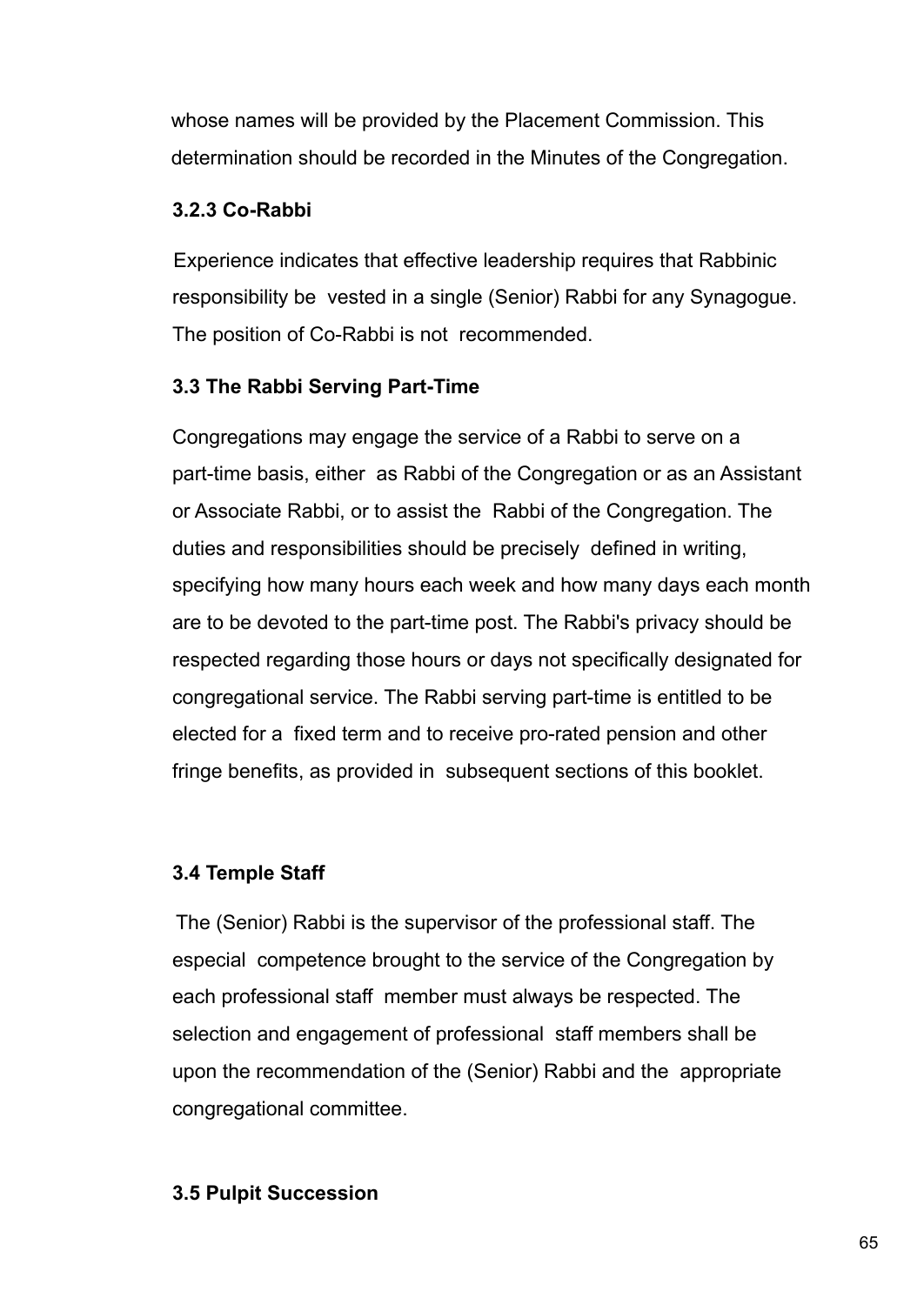whose names will be provided by the Placement Commission. This determination should be recorded in the Minutes of the Congregation.

### 3.2.3 Co-Rabbi

Experience indicates that effective leadership requires that Rabbinic responsibility be vested in a single (Senior) Rabbi for any Synagogue. The position of Co-Rabbi is not recommended.

## 3.3 The Rabbi Serving Part-Time

Congregations may engage the service of a Rabbi to serve on a part-time basis, either as Rabbi of the Congregation or as an Assistant or Associate Rabbi, or to assist the Rabbi of the Congregation. The duties and responsibilities should be precisely defined in writing, specifying how many hours each week and how many days each month are to be devoted to the part-time post. The Rabbi's privacy should be respected regarding those hours or days not specifically designated for congregational service. The Rabbi serving part-time is entitled to be elected for a fixed term and to receive pro-rated pension and other fringe benefits, as provided in subsequent sections of this booklet.

## 3.4 Temple Staff

The (Senior) Rabbi is the supervisor of the professional staff. The especial competence brought to the service of the Congregation by each professional staff member must always be respected. The selection and engagement of professional staff members shall be upon the recommendation of the (Senior) Rabbi and the appropriate congregational committee.

## 3.5 Pulpit Succession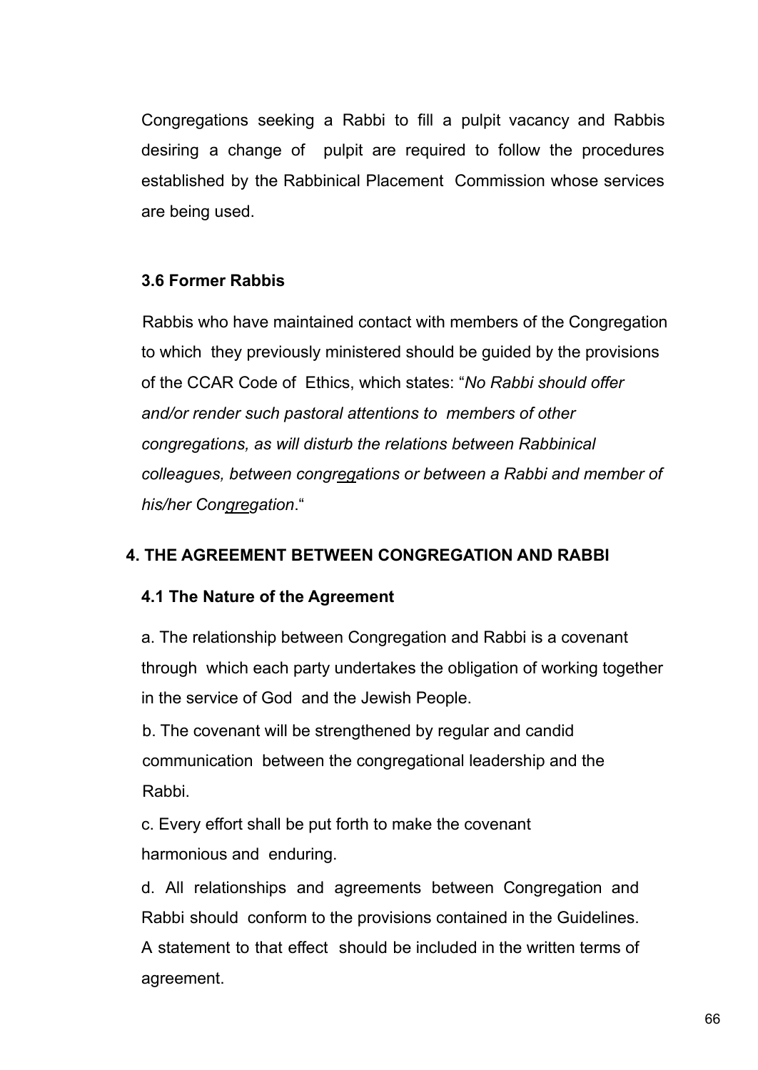Congregations seeking a Rabbi to fill a pulpit vacancy and Rabbis desiring a change of pulpit are required to follow the procedures established by the Rabbinical Placement Commission whose services are being used.

### 3.6 Former Rabbis

Rabbis who have maintained contact with members of the Congregation to which they previously ministered should be guided by the provisions of the CCAR Code of Ethics, which states: "*No Rabbi should offer and/or render such pastoral attentions to members of other congregations, as will disturb the relations between Rabbinical colleagues, between congregations or between a Rabbi and member of his/her Congregation*."

## 4. THE AGREEMENT BETWEEN CONGREGATION AND RABBI

### 4.1 The Nature of the Agreement

a. The relationship between Congregation and Rabbi is a covenant through which each party undertakes the obligation of working together in the service of God and the Jewish People.

b. The covenant will be strengthened by regular and candid communication between the congregational leadership and the Rabbi.

c. Every effort shall be put forth to make the covenant harmonious and enduring.

d. All relationships and agreements between Congregation and Rabbi should conform to the provisions contained in the Guidelines. A statement to that effect should be included in the written terms of agreement.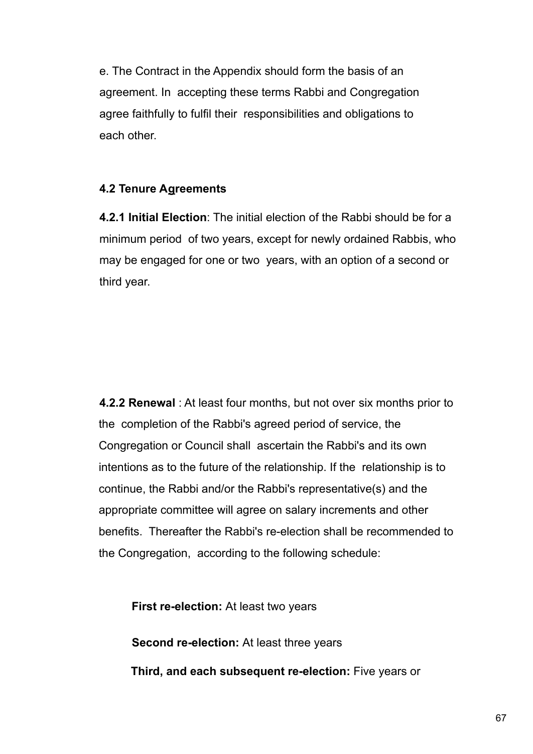e. The Contract in the Appendix should form the basis of an agreement. In accepting these terms Rabbi and Congregation agree faithfully to fulfil their responsibilities and obligations to each other.

### 4.2 Tenure Agreements

**4.2.1 Initial Election**: The initial election of the Rabbi should be for a minimum period of two years, except for newly ordained Rabbis, who may be engaged for one or two years, with an option of a second or third year.

**4.2.2 Renewal** : At least four months, but not over six months prior to the completion of the Rabbi's agreed period of service, the Congregation or Council shall ascertain the Rabbi's and its own intentions as to the future of the relationship. If the relationship is to continue, the Rabbi and/or the Rabbi's representative(s) and the appropriate committee will agree on salary increments and other benefits. Thereafter the Rabbi's re-election shall be recommended to the Congregation, according to the following schedule:

**First re-election:** At least two years

**Second re-election:** At least three years

**Third, and each subsequent re-election:** Five years or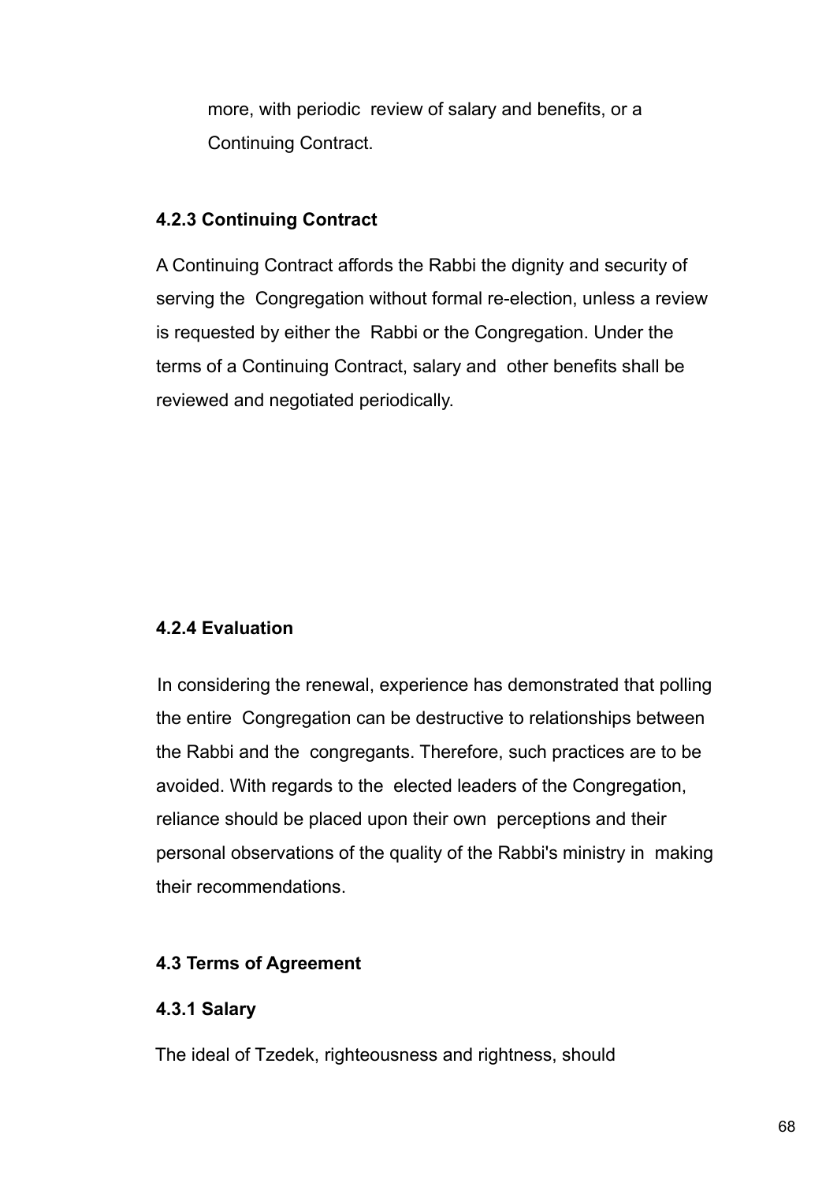more, with periodic review of salary and benefits, or a Continuing Contract.

#### 4.2.3 Continuing Contract

A Continuing Contract affords the Rabbi the dignity and security of serving the Congregation without formal re-election, unless a review is requested by either the Rabbi or the Congregation. Under the terms of a Continuing Contract, salary and other benefits shall be reviewed and negotiated periodically.

#### 4.2.4 Evaluation

In considering the renewal, experience has demonstrated that polling the entire Congregation can be destructive to relationships between the Rabbi and the congregants. Therefore, such practices are to be avoided. With regards to the elected leaders of the Congregation, reliance should be placed upon their own perceptions and their personal observations of the quality of the Rabbi's ministry in making their recommendations.

### 4.3 Terms of Agreement

#### 4.3.1 Salary

The ideal of Tzedek, righteousness and rightness, should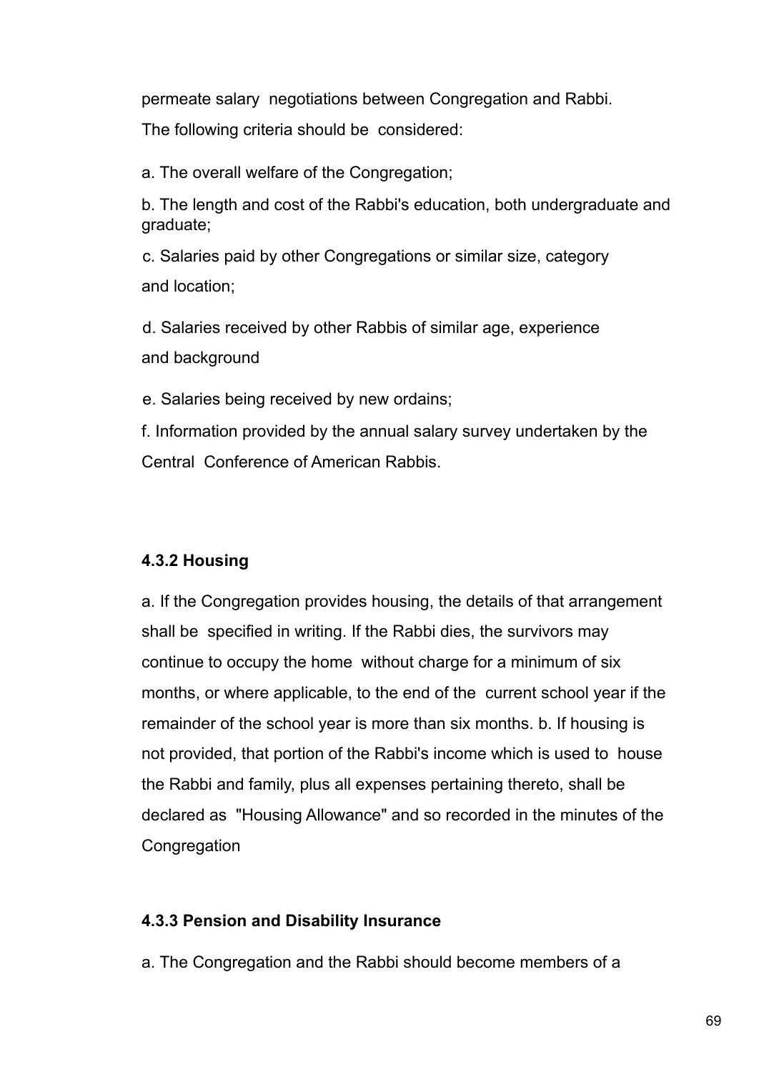permeate salary negotiations between Congregation and Rabbi.

The following criteria should be considered:

a. The overall welfare of the Congregation;

b. The length and cost of the Rabbi's education, both undergraduate and graduate;

c. Salaries paid by other Congregations or similar size, category and location;

d. Salaries received by other Rabbis of similar age, experience and background

e. Salaries being received by new ordains;

f. Information provided by the annual salary survey undertaken by the Central Conference of American Rabbis.

#### 4.3.2 Housing

a. If the Congregation provides housing, the details of that arrangement shall be specified in writing. If the Rabbi dies, the survivors may continue to occupy the home without charge for a minimum of six months, or where applicable, to the end of the current school year if the remainder of the school year is more than six months. b. If housing is not provided, that portion of the Rabbi's income which is used to house the Rabbi and family, plus all expenses pertaining thereto, shall be declared as "Housing Allowance" and so recorded in the minutes of the Congregation

#### 4.3.3 Pension and Disability Insurance

a. The Congregation and the Rabbi should become members of a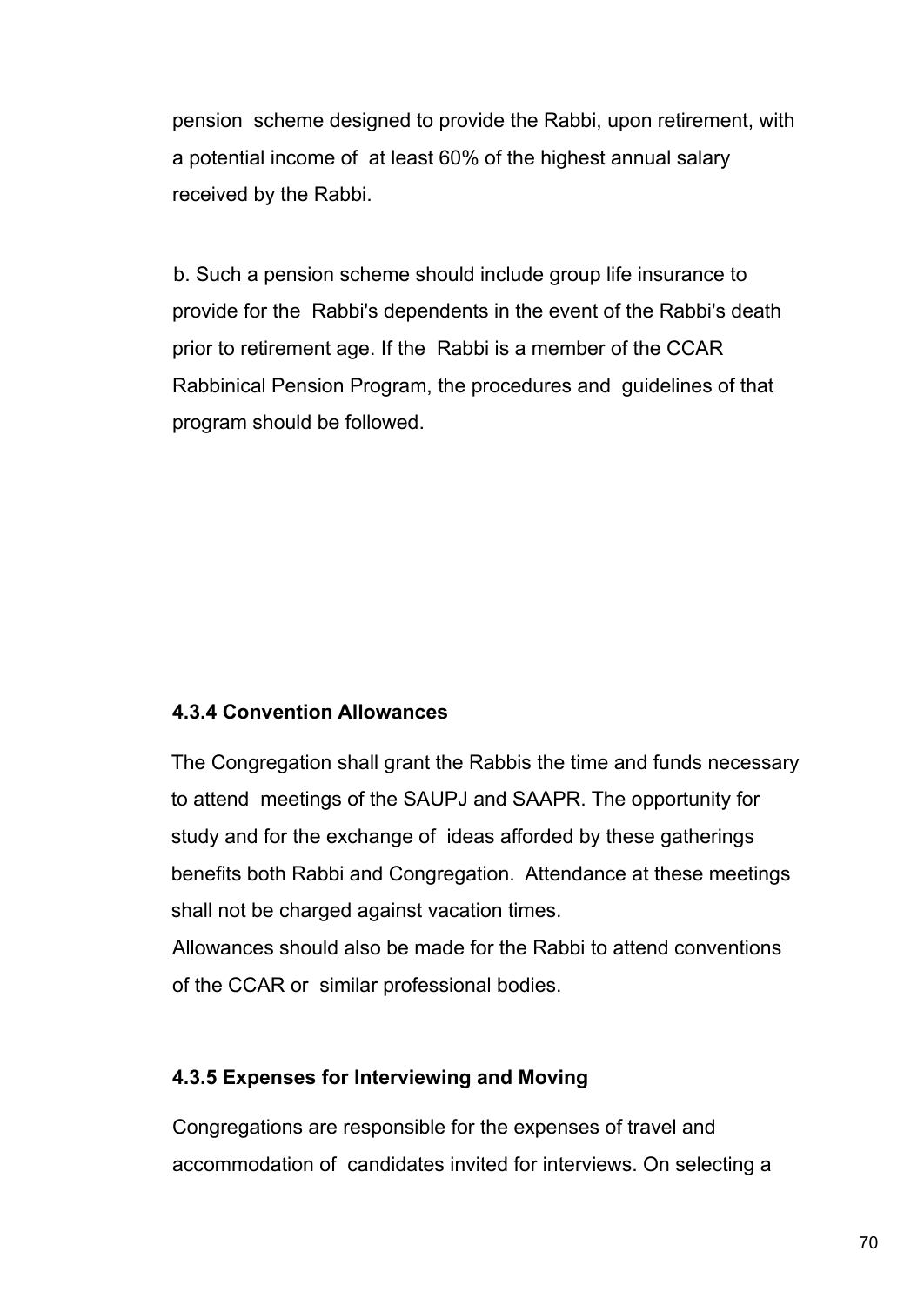pension scheme designed to provide the Rabbi, upon retirement, with a potential income of at least 60% of the highest annual salary received by the Rabbi.

b. Such a pension scheme should include group life insurance to provide for the Rabbi's dependents in the event of the Rabbi's death prior to retirement age. If the Rabbi is a member of the CCAR Rabbinical Pension Program, the procedures and guidelines of that program should be followed.

#### 4.3.4 Convention Allowances

The Congregation shall grant the Rabbis the time and funds necessary to attend meetings of the SAUPJ and SAAPR. The opportunity for study and for the exchange of ideas afforded by these gatherings benefits both Rabbi and Congregation. Attendance at these meetings shall not be charged against vacation times.
Allowances should also be made for the Rabbi to attend conventions of the CCAR or similar professional bodies.

#### 4.3.5 Expenses for Interviewing and Moving

Congregations are responsible for the expenses of travel and accommodation of candidates invited for interviews. On selecting a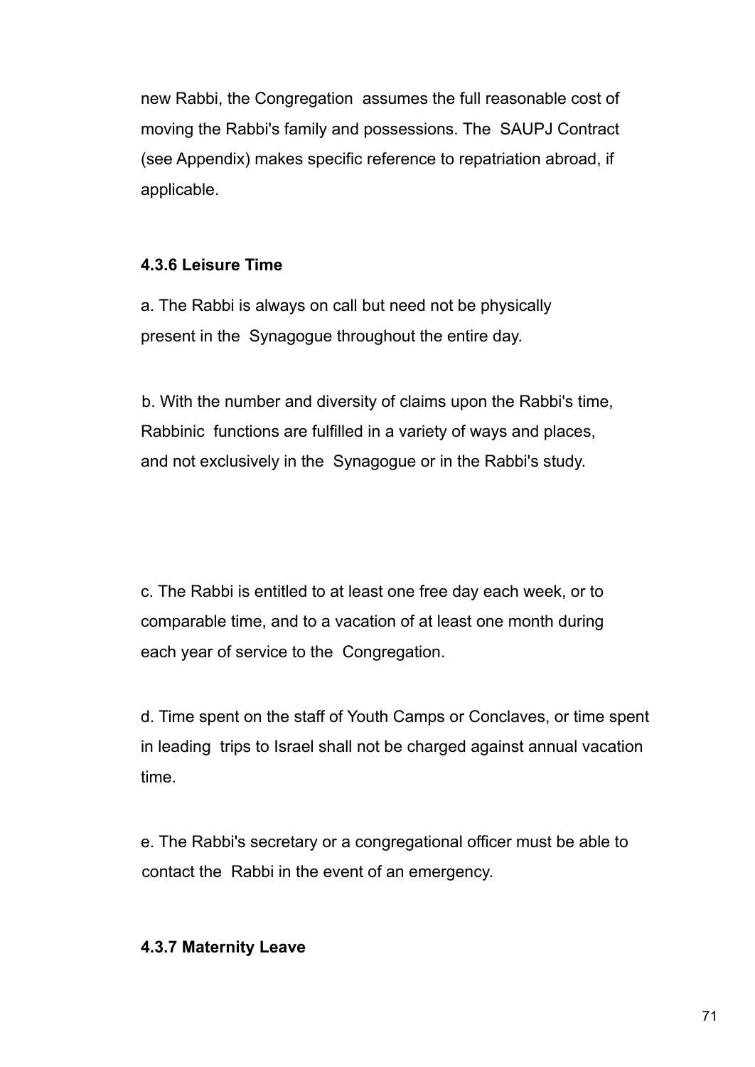new Rabbi, the Congregation assumes the full reasonable cost of moving the Rabbi's family and possessions. The SAUPJ Contract (see Appendix) makes specific reference to repatriation abroad, if applicable.

#### 4.3.6 Leisure Time

a. The Rabbi is always on call but need not be physically present in the Synagogue throughout the entire day.

b. With the number and diversity of claims upon the Rabbi's time, Rabbinic functions are fulfilled in a variety of ways and places, and not exclusively in the Synagogue or in the Rabbi's study.

c. The Rabbi is entitled to at least one free day each week, or to comparable time, and to a vacation of at least one month during each year of service to the Congregation.

d. Time spent on the staff of Youth Camps or Conclaves, or time spent in leading trips to Israel shall not be charged against annual vacation time.

e. The Rabbi's secretary or a congregational officer must be able to contact the Rabbi in the event of an emergency.

#### 4.3.7 Maternity Leave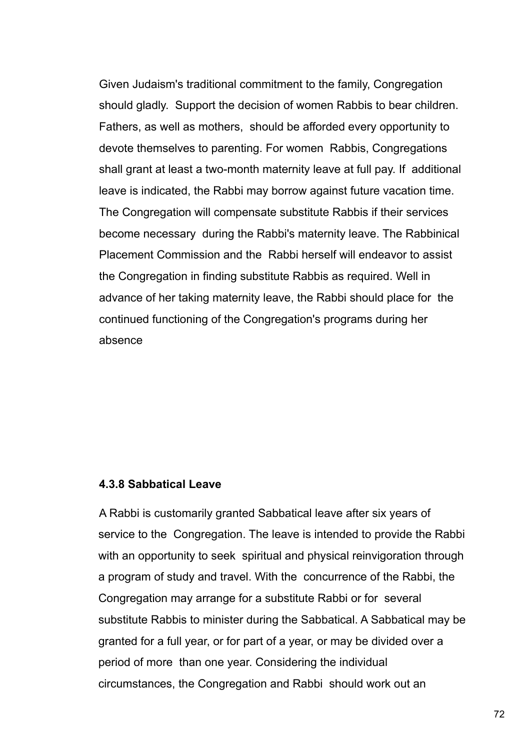Given Judaism's traditional commitment to the family, Congregation should gladly. Support the decision of women Rabbis to bear children. Fathers, as well as mothers, should be afforded every opportunity to devote themselves to parenting. For women Rabbis, Congregations shall grant at least a two-month maternity leave at full pay. If additional leave is indicated, the Rabbi may borrow against future vacation time. The Congregation will compensate substitute Rabbis if their services become necessary during the Rabbi's maternity leave. The Rabbinical Placement Commission and the Rabbi herself will endeavor to assist the Congregation in finding substitute Rabbis as required. Well in advance of her taking maternity leave, the Rabbi should place for the continued functioning of the Congregation's programs during her absence

#### 4.3.8 Sabbatical Leave

A Rabbi is customarily granted Sabbatical leave after six years of service to the Congregation. The leave is intended to provide the Rabbi with an opportunity to seek spiritual and physical reinvigoration through a program of study and travel. With the concurrence of the Rabbi, the Congregation may arrange for a substitute Rabbi or for several substitute Rabbis to minister during the Sabbatical. A Sabbatical may be granted for a full year, or for part of a year, or may be divided over a period of more than one year. Considering the individual circumstances, the Congregation and Rabbi should work out an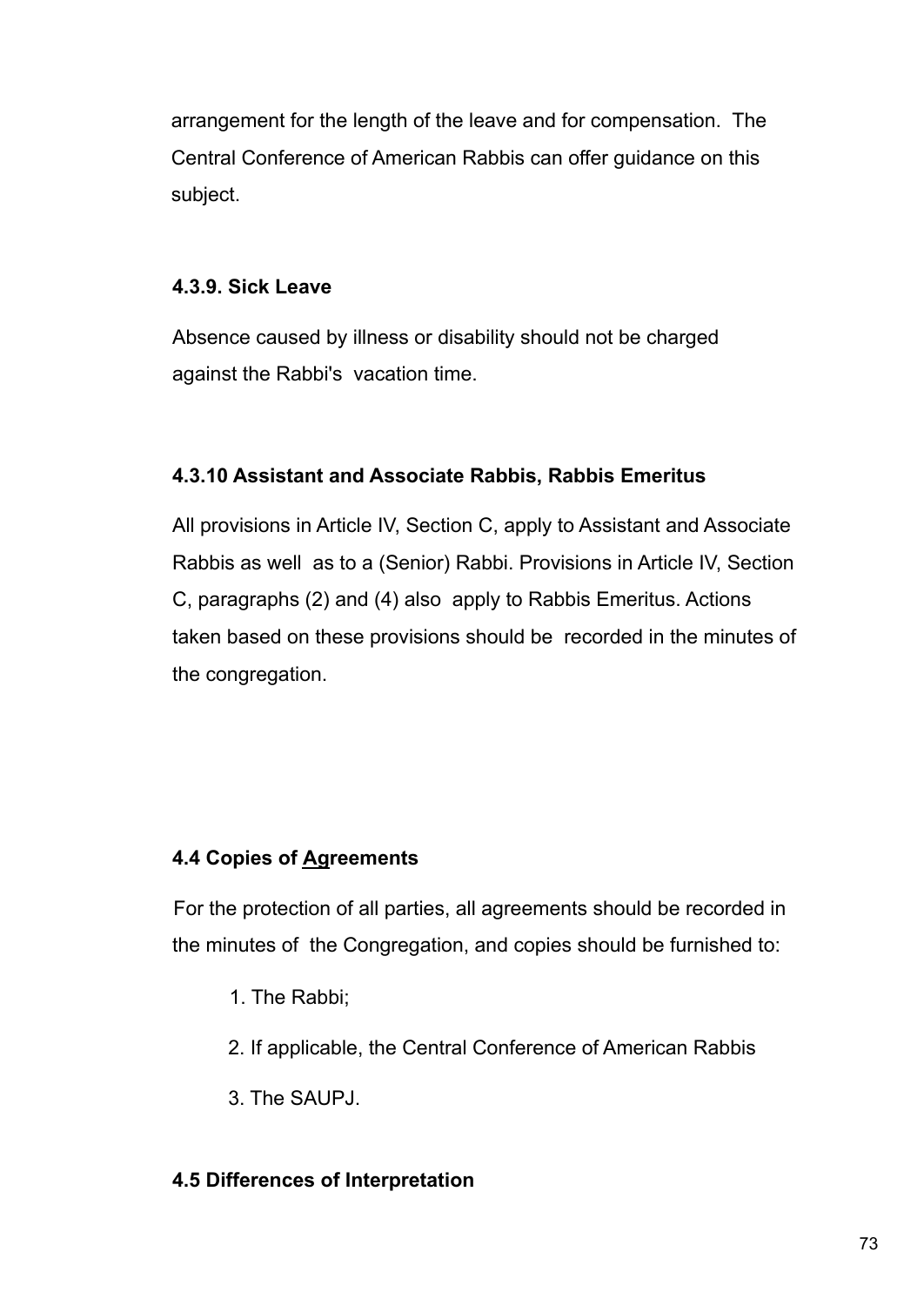arrangement for the length of the leave and for compensation. The Central Conference of American Rabbis can offer guidance on this subject.

### 4.3.9. Sick Leave

Absence caused by illness or disability should not be charged against the Rabbi's vacation time.

### 4.3.10 Assistant and Associate Rabbis, Rabbis Emeritus

All provisions in Article IV, Section C, apply to Assistant and Associate Rabbis as well as to a (Senior) Rabbi. Provisions in Article IV, Section C, paragraphs (2) and (4) also apply to Rabbis Emeritus. Actions taken based on these provisions should be recorded in the minutes of the congregation.

## 4.4 Copies of Agreements

For the protection of all parties, all agreements should be recorded in the minutes of the Congregation, and copies should be furnished to:

1. The Rabbi;
2. If applicable, the Central Conference of American Rabbis
3. The SAUPJ.

## 4.5 Differences of Interpretation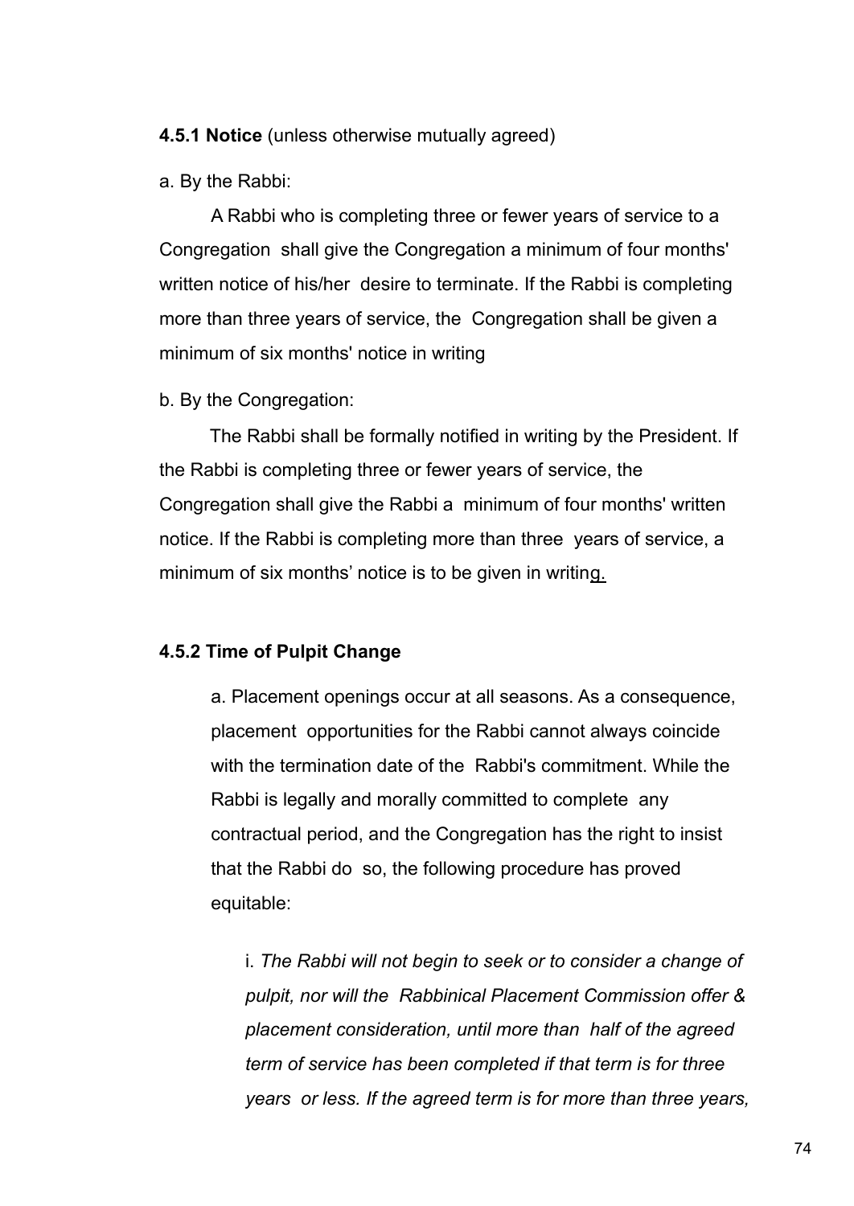**4.5.1 Notice** (unless otherwise mutually agreed)

a. By the Rabbi:

A Rabbi who is completing three or fewer years of service to a Congregation shall give the Congregation a minimum of four months' written notice of his/her desire to terminate. If the Rabbi is completing more than three years of service, the Congregation shall be given a minimum of six months' notice in writing

b. By the Congregation:

The Rabbi shall be formally notified in writing by the President. If the Rabbi is completing three or fewer years of service, the Congregation shall give the Rabbi a minimum of four months' written notice. If the Rabbi is completing more than three years of service, a minimum of six months' notice is to be given in writing.

**4.5.2 Time of Pulpit Change**

a. Placement openings occur at all seasons. As a consequence, placement opportunities for the Rabbi cannot always coincide with the termination date of the Rabbi's commitment. While the Rabbi is legally and morally committed to complete any contractual period, and the Congregation has the right to insist that the Rabbi do so, the following procedure has proved equitable:

i. *The Rabbi will not begin to seek or to consider a change of pulpit, nor will the Rabbinical Placement Commission offer & placement consideration, until more than half of the agreed term of service has been completed if that term is for three years or less. If the agreed term is for more than three years,*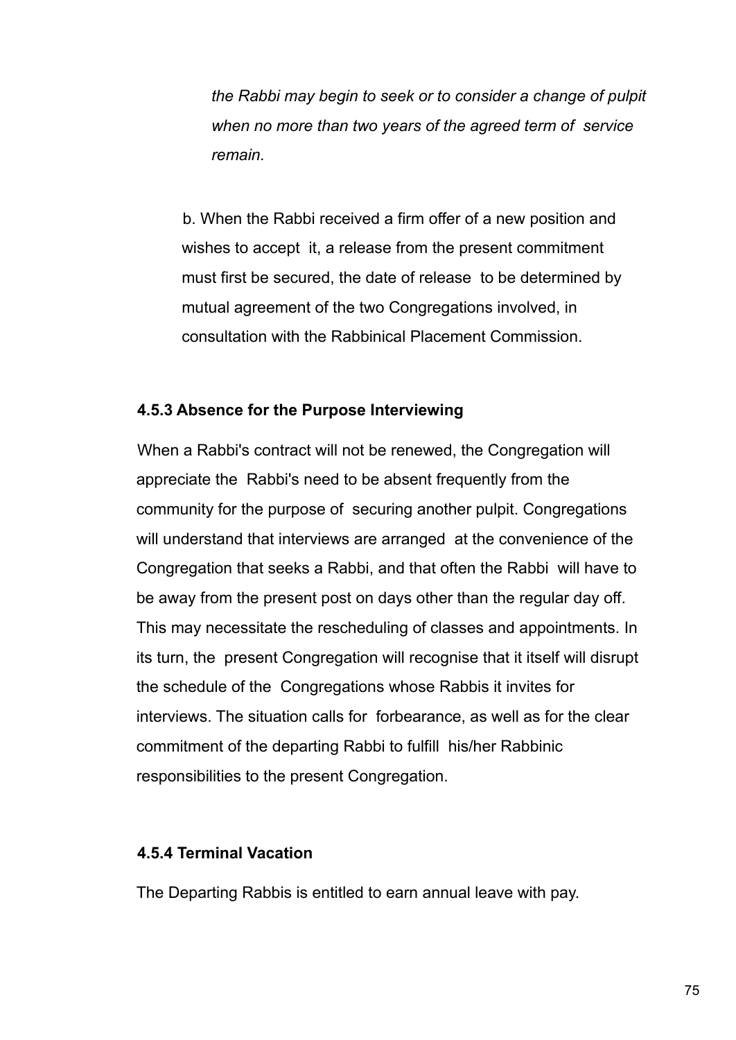*the Rabbi may begin to seek or to consider a change of pulpit when no more than two years of the agreed term of service remain.*

b. When the Rabbi received a firm offer of a new position and wishes to accept it, a release from the present commitment must first be secured, the date of release to be determined by mutual agreement of the two Congregations involved, in consultation with the Rabbinical Placement Commission.

#### 4.5.3 Absence for the Purpose Interviewing

When a Rabbi's contract will not be renewed, the Congregation will appreciate the Rabbi's need to be absent frequently from the community for the purpose of securing another pulpit. Congregations will understand that interviews are arranged at the convenience of the Congregation that seeks a Rabbi, and that often the Rabbi will have to be away from the present post on days other than the regular day off. This may necessitate the rescheduling of classes and appointments. In its turn, the present Congregation will recognise that it itself will disrupt the schedule of the Congregations whose Rabbis it invites for interviews. The situation calls for forbearance, as well as for the clear commitment of the departing Rabbi to fulfill his/her Rabbinic responsibilities to the present Congregation.

#### 4.5.4 Terminal Vacation

The Departing Rabbis is entitled to earn annual leave with pay.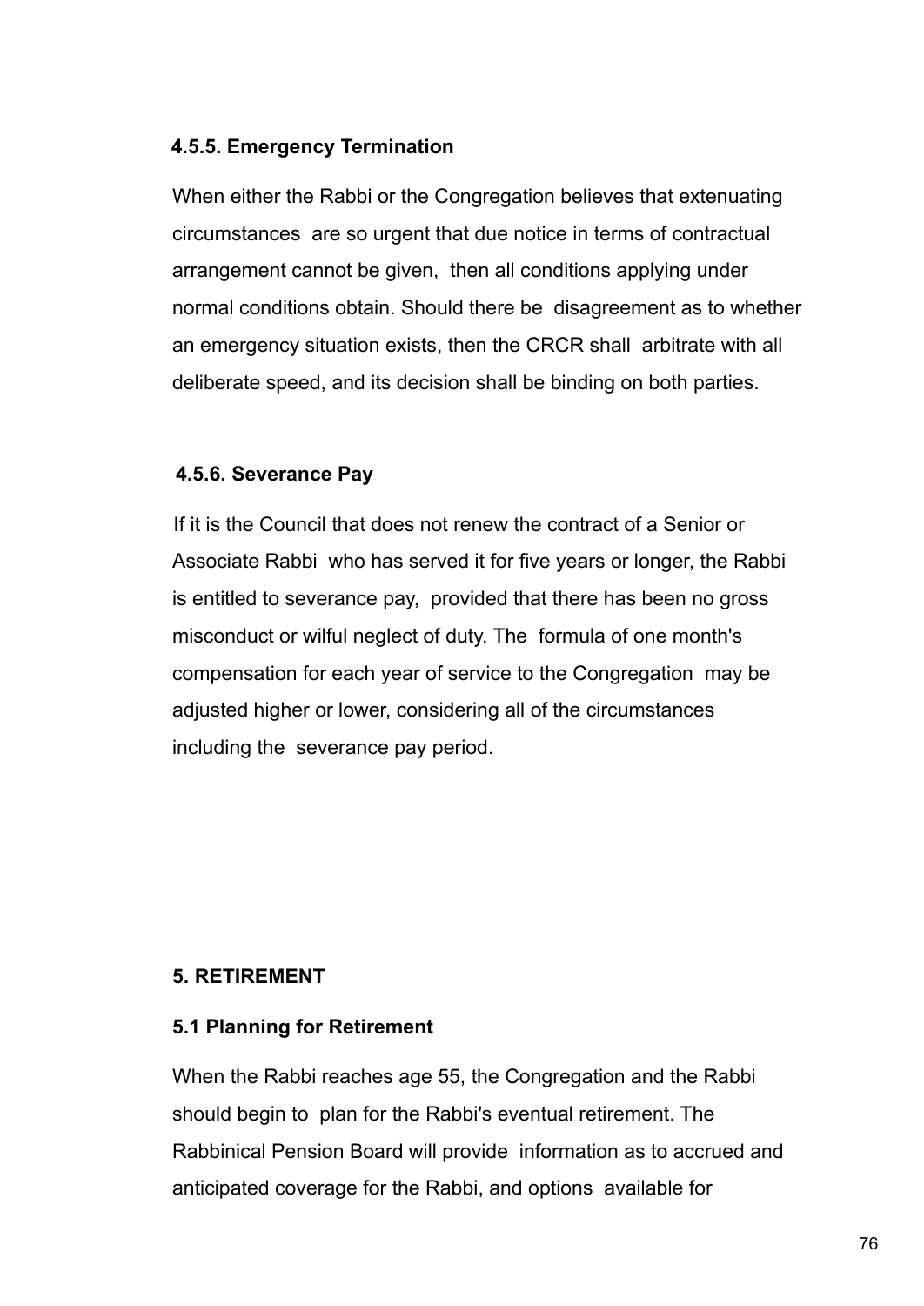#### 4.5.5. Emergency Termination

When either the Rabbi or the Congregation believes that extenuating circumstances are so urgent that due notice in terms of contractual arrangement cannot be given, then all conditions applying under normal conditions obtain. Should there be disagreement as to whether an emergency situation exists, then the CRCR shall arbitrate with all deliberate speed, and its decision shall be binding on both parties.

#### 4.5.6. Severance Pay

If it is the Council that does not renew the contract of a Senior or Associate Rabbi who has served it for five years or longer, the Rabbi is entitled to severance pay, provided that there has been no gross misconduct or wilful neglect of duty. The formula of one month's compensation for each year of service to the Congregation may be adjusted higher or lower, considering all of the circumstances including the severance pay period.

## 5. RETIREMENT

### 5.1 Planning for Retirement

When the Rabbi reaches age 55, the Congregation and the Rabbi should begin to plan for the Rabbi's eventual retirement. The Rabbinical Pension Board will provide information as to accrued and anticipated coverage for the Rabbi, and options available for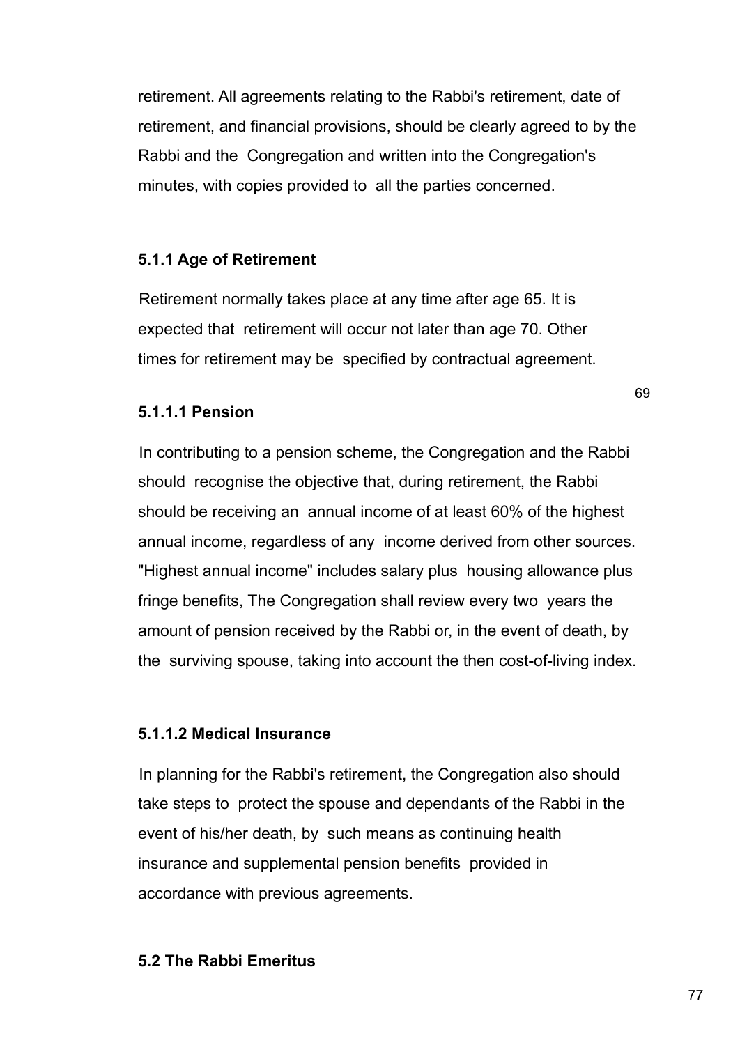retirement. All agreements relating to the Rabbi's retirement, date of retirement, and financial provisions, should be clearly agreed to by the Rabbi and the Congregation and written into the Congregation's minutes, with copies provided to all the parties concerned.

### 5.1.1 Age of Retirement

Retirement normally takes place at any time after age 65. It is expected that retirement will occur not later than age 70. Other times for retirement may be specified by contractual agreement.

#### 5.1.1.1 Pension

In contributing to a pension scheme, the Congregation and the Rabbi should recognise the objective that, during retirement, the Rabbi should be receiving an annual income of at least 60% of the highest annual income, regardless of any income derived from other sources. "Highest annual income" includes salary plus housing allowance plus fringe benefits, The Congregation shall review every two years the amount of pension received by the Rabbi or, in the event of death, by the surviving spouse, taking into account the then cost-of-living index.

#### 5.1.1.2 Medical Insurance

In planning for the Rabbi's retirement, the Congregation also should take steps to protect the spouse and dependants of the Rabbi in the event of his/her death, by such means as continuing health insurance and supplemental pension benefits provided in accordance with previous agreements.

### 5.2 The Rabbi Emeritus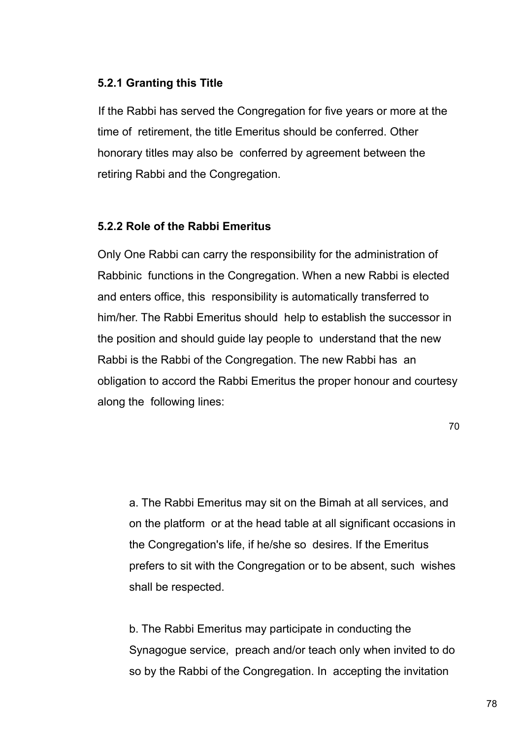#### 5.2.1 Granting this Title

If the Rabbi has served the Congregation for five years or more at the time of retirement, the title Emeritus should be conferred. Other honorary titles may also be conferred by agreement between the retiring Rabbi and the Congregation.

#### 5.2.2 Role of the Rabbi Emeritus

Only One Rabbi can carry the responsibility for the administration of Rabbinic functions in the Congregation. When a new Rabbi is elected and enters office, this responsibility is automatically transferred to him/her. The Rabbi Emeritus should help to establish the successor in the position and should guide lay people to understand that the new Rabbi is the Rabbi of the Congregation. The new Rabbi has an obligation to accord the Rabbi Emeritus the proper honour and courtesy along the following lines:

a. The Rabbi Emeritus may sit on the Bimah at all services, and on the platform or at the head table at all significant occasions in the Congregation's life, if he/she so desires. If the Emeritus prefers to sit with the Congregation or to be absent, such wishes shall be respected.

b. The Rabbi Emeritus may participate in conducting the Synagogue service, preach and/or teach only when invited to do so by the Rabbi of the Congregation. In accepting the invitation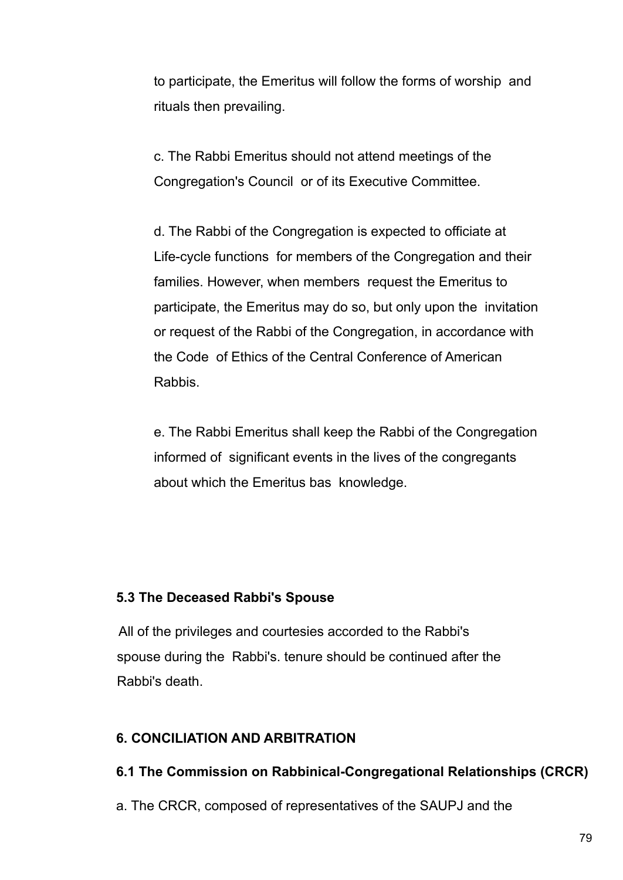to participate, the Emeritus will follow the forms of worship and rituals then prevailing.

c. The Rabbi Emeritus should not attend meetings of the Congregation's Council or of its Executive Committee.

d. The Rabbi of the Congregation is expected to officiate at Life-cycle functions for members of the Congregation and their families. However, when members request the Emeritus to participate, the Emeritus may do so, but only upon the invitation or request of the Rabbi of the Congregation, in accordance with the Code of Ethics of the Central Conference of American Rabbis.

e. The Rabbi Emeritus shall keep the Rabbi of the Congregation informed of significant events in the lives of the congregants about which the Emeritus bas knowledge.

**5.3 The Deceased Rabbi's Spouse**

All of the privileges and courtesies accorded to the Rabbi's spouse during the Rabbi's. tenure should be continued after the Rabbi's death.

**6. CONCILIATION AND ARBITRATION**

**6.1 The Commission on Rabbinical-Congregational Relationships (CRCR)**

a. The CRCR, composed of representatives of the SAUPJ and the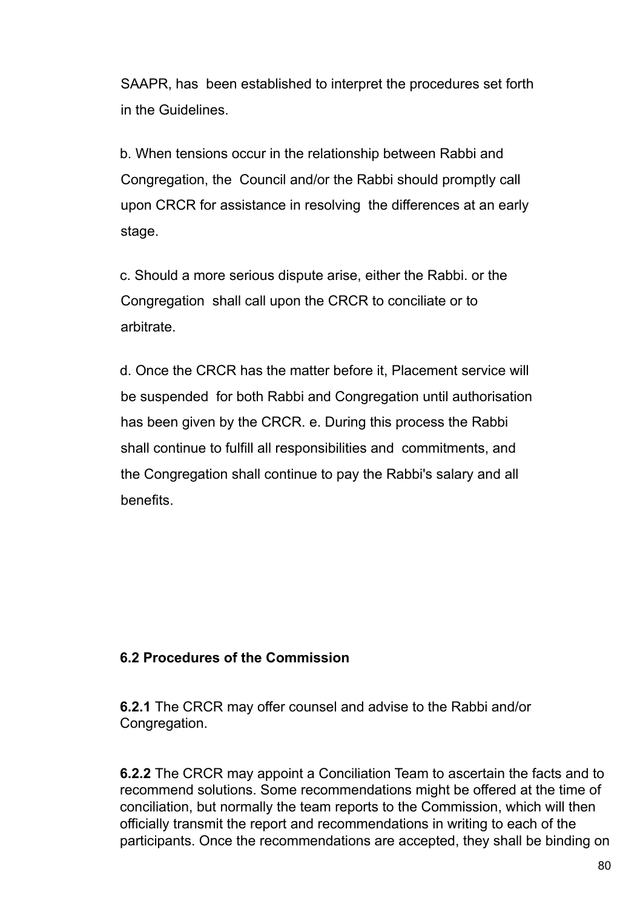SAAPR, has been established to interpret the procedures set forth in the Guidelines.

b. When tensions occur in the relationship between Rabbi and Congregation, the Council and/or the Rabbi should promptly call upon CRCR for assistance in resolving the differences at an early stage.

c. Should a more serious dispute arise, either the Rabbi. or the Congregation shall call upon the CRCR to conciliate or to arbitrate.

d. Once the CRCR has the matter before it, Placement service will be suspended for both Rabbi and Congregation until authorisation has been given by the CRCR. e. During this process the Rabbi shall continue to fulfill all responsibilities and commitments, and the Congregation shall continue to pay the Rabbi's salary and all benefits.

**6.2 Procedures of the Commission**

**6.2.1** The CRCR may offer counsel and advise to the Rabbi and/or Congregation.

**6.2.2** The CRCR may appoint a Conciliation Team to ascertain the facts and to recommend solutions. Some recommendations might be offered at the time of conciliation, but normally the team reports to the Commission, which will then officially transmit the report and recommendations in writing to each of the participants. Once the recommendations are accepted, they shall be binding on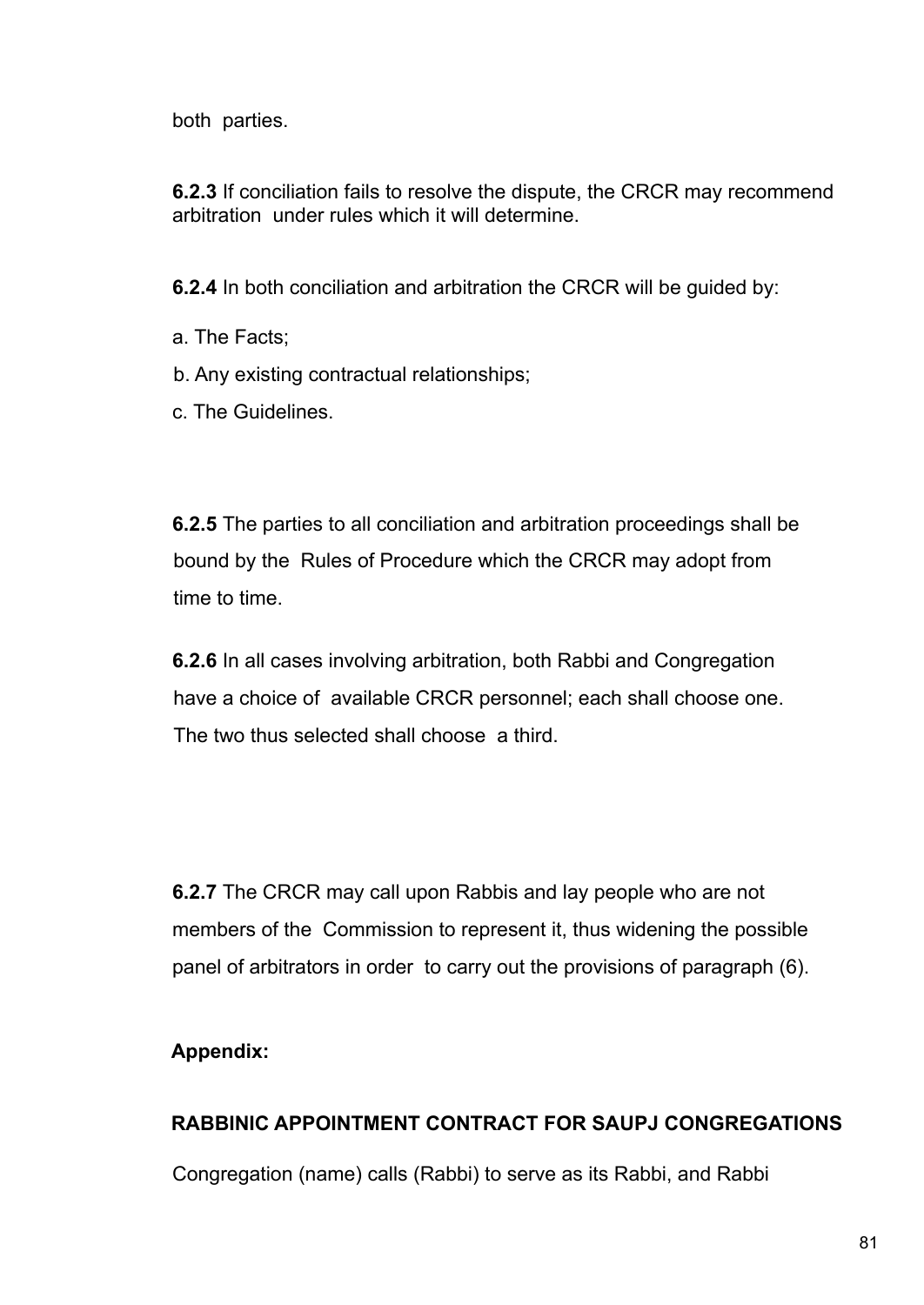both parties.

**6.2.3** If conciliation fails to resolve the dispute, the CRCR may recommend arbitration under rules which it will determine.

**6.2.4** In both conciliation and arbitration the CRCR will be guided by:

a. The Facts;

b. Any existing contractual relationships;

c. The Guidelines.

**6.2.5** The parties to all conciliation and arbitration proceedings shall be bound by the Rules of Procedure which the CRCR may adopt from time to time.

**6.2.6** In all cases involving arbitration, both Rabbi and Congregation have a choice of available CRCR personnel; each shall choose one. The two thus selected shall choose a third.

**6.2.7** The CRCR may call upon Rabbis and lay people who are not members of the Commission to represent it, thus widening the possible panel of arbitrators in order to carry out the provisions of paragraph (6).

**Appendix:**

**RABBINIC APPOINTMENT CONTRACT FOR SAUPJ CONGREGATIONS**

Congregation (name) calls (Rabbi) to serve as its Rabbi, and Rabbi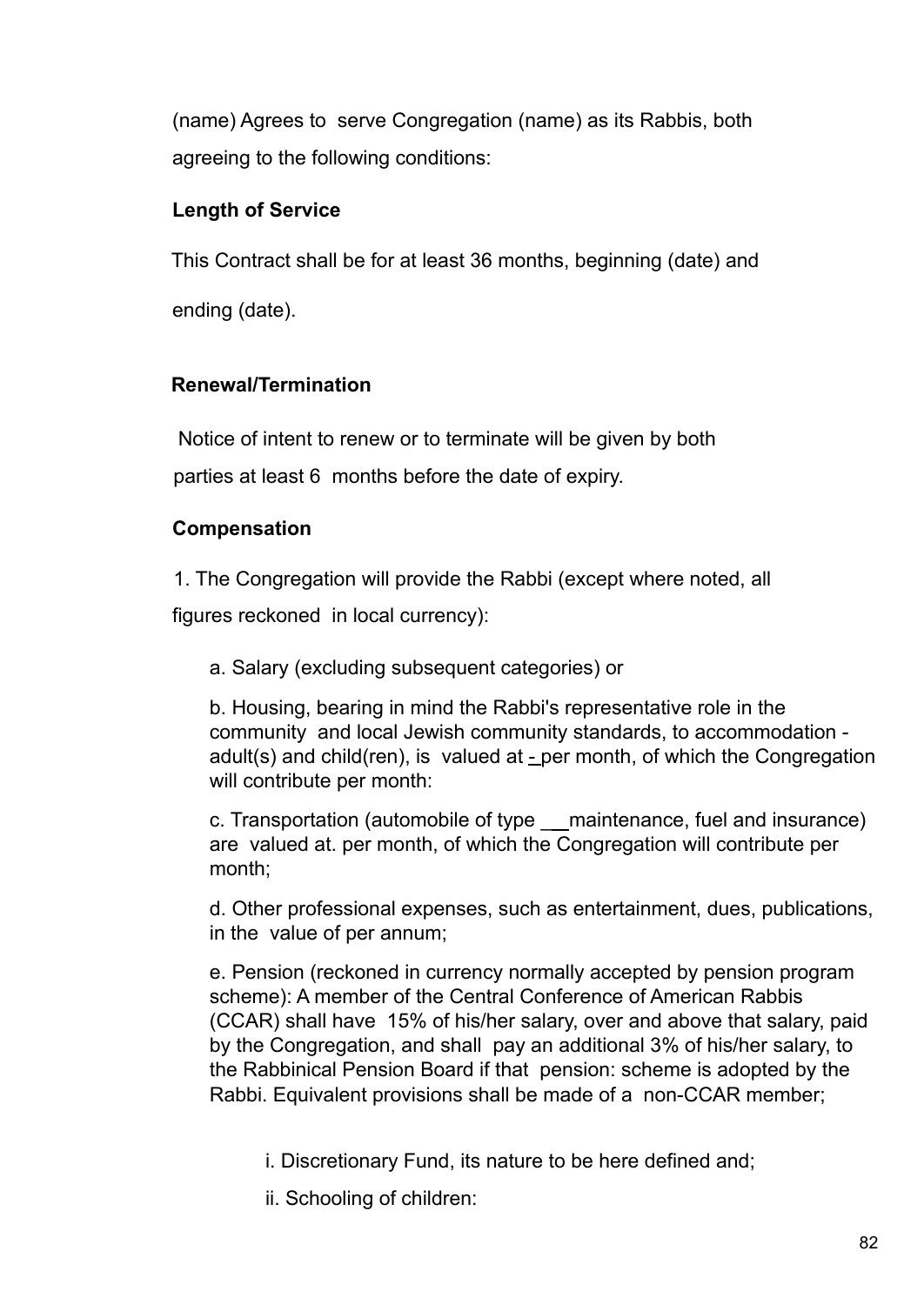(name) Agrees to serve Congregation (name) as its Rabbis, both agreeing to the following conditions:

**Length of Service**

This Contract shall be for at least 36 months, beginning (date) and ending (date).

**Renewal/Termination**

Notice of intent to renew or to terminate will be given by both parties at least 6 months before the date of expiry.

**Compensation**

1. The Congregation will provide the Rabbi (except where noted, all figures reckoned in local currency):

   a. Salary (excluding subsequent categories) or

   b. Housing, bearing in mind the Rabbi's representative role in the community and local Jewish community standards, to accommodation - adult(s) and child(ren), is valued at - per month, of which the Congregation will contribute per month:

   c. Transportation (automobile of type \_\_maintenance, fuel and insurance) are valued at. per month, of which the Congregation will contribute per month;

   d. Other professional expenses, such as entertainment, dues, publications, in the value of per annum;

   e. Pension (reckoned in currency normally accepted by pension program scheme): A member of the Central Conference of American Rabbis (CCAR) shall have 15% of his/her salary, over and above that salary, paid by the Congregation, and shall pay an additional 3% of his/her salary, to the Rabbinical Pension Board if that pension: scheme is adopted by the Rabbi. Equivalent provisions shall be made of a non-CCAR member;

      i. Discretionary Fund, its nature to be here defined and;

      ii. Schooling of children: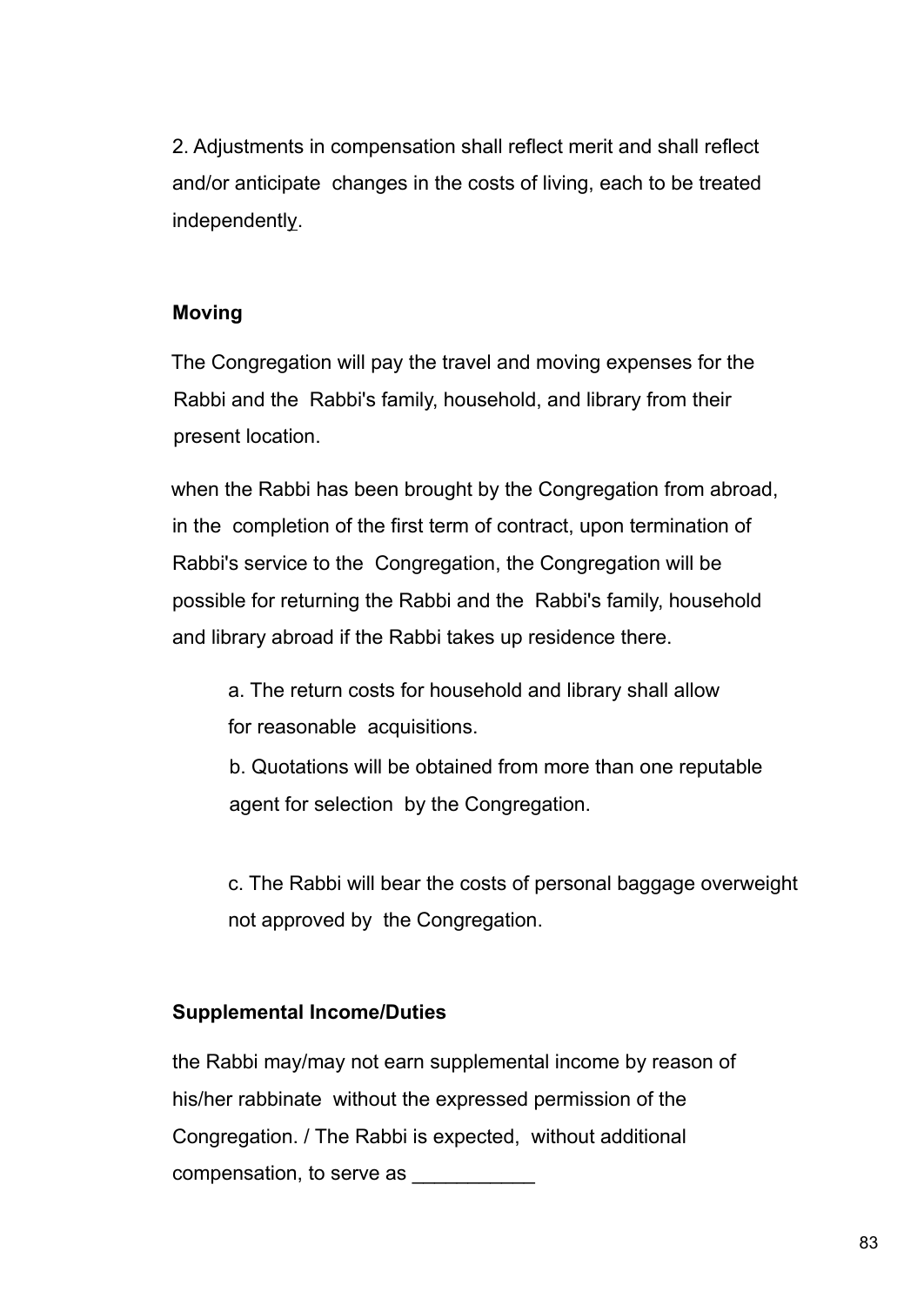2. Adjustments in compensation shall reflect merit and shall reflect and/or anticipate changes in the costs of living, each to be treated independently.

**Moving**

The Congregation will pay the travel and moving expenses for the Rabbi and the Rabbi's family, household, and library from their present location.

when the Rabbi has been brought by the Congregation from abroad, in the completion of the first term of contract, upon termination of Rabbi's service to the Congregation, the Congregation will be possible for returning the Rabbi and the Rabbi's family, household and library abroad if the Rabbi takes up residence there.

a. The return costs for household and library shall allow for reasonable acquisitions.

b. Quotations will be obtained from more than one reputable agent for selection by the Congregation.

c. The Rabbi will bear the costs of personal baggage overweight not approved by the Congregation.

**Supplemental Income/Duties**

the Rabbi may/may not earn supplemental income by reason of his/her rabbinate without the expressed permission of the Congregation. / The Rabbi is expected, without additional compensation, to serve as ___________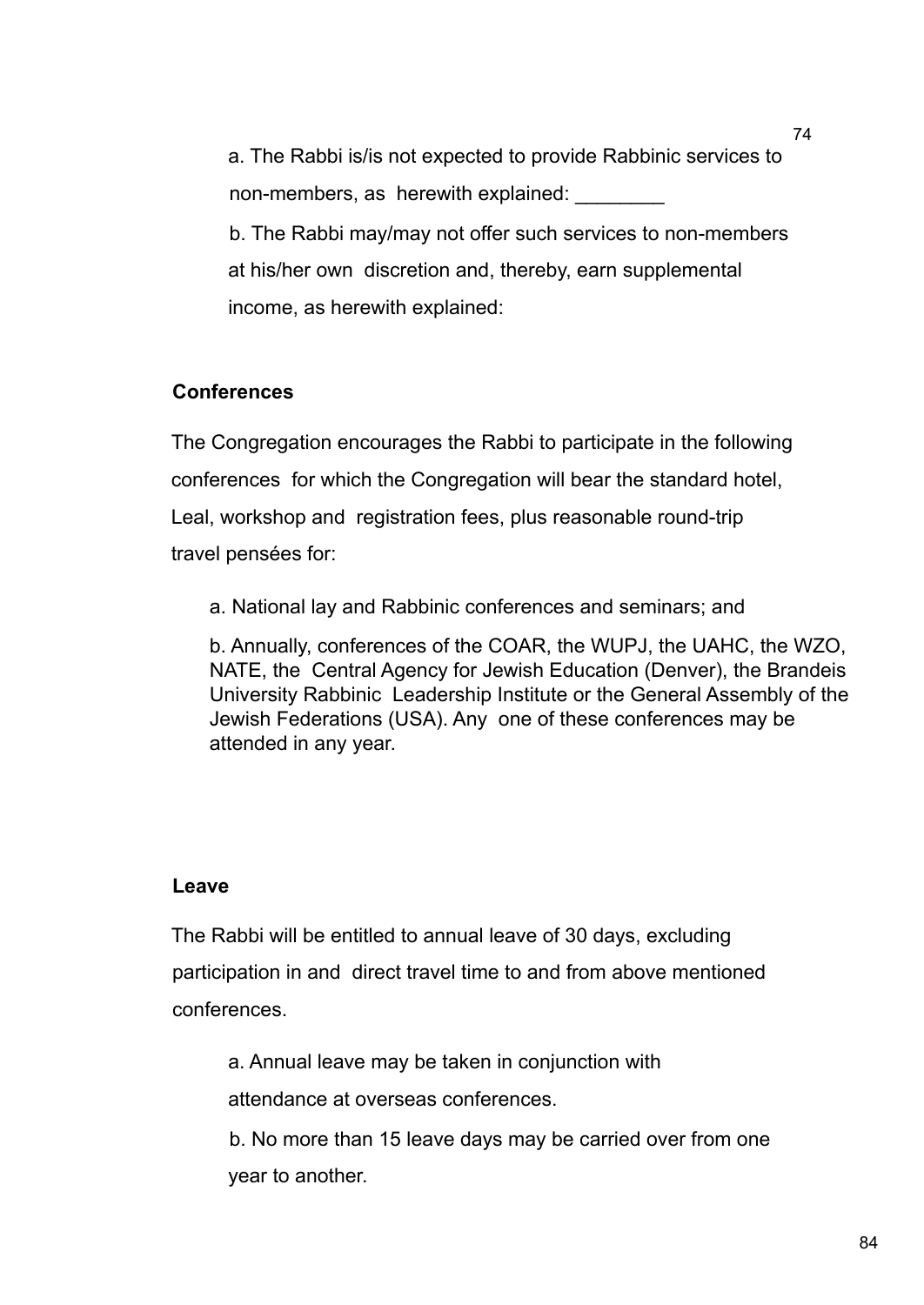a. The Rabbi is/is not expected to provide Rabbinic services to non-members, as herewith explained: ________

b. The Rabbi may/may not offer such services to non-members at his/her own discretion and, thereby, earn supplemental income, as herewith explained:

**Conferences**

The Congregation encourages the Rabbi to participate in the following conferences for which the Congregation will bear the standard hotel, Leal, workshop and registration fees, plus reasonable round-trip travel pensées for:

a. National lay and Rabbinic conferences and seminars; and

b. Annually, conferences of the COAR, the WUPJ, the UAHC, the WZO, NATE, the Central Agency for Jewish Education (Denver), the Brandeis University Rabbinic Leadership Institute or the General Assembly of the Jewish Federations (USA). Any one of these conferences may be attended in any year.

**Leave**

The Rabbi will be entitled to annual leave of 30 days, excluding participation in and direct travel time to and from above mentioned conferences.

a. Annual leave may be taken in conjunction with attendance at overseas conferences.

b. No more than 15 leave days may be carried over from one year to another.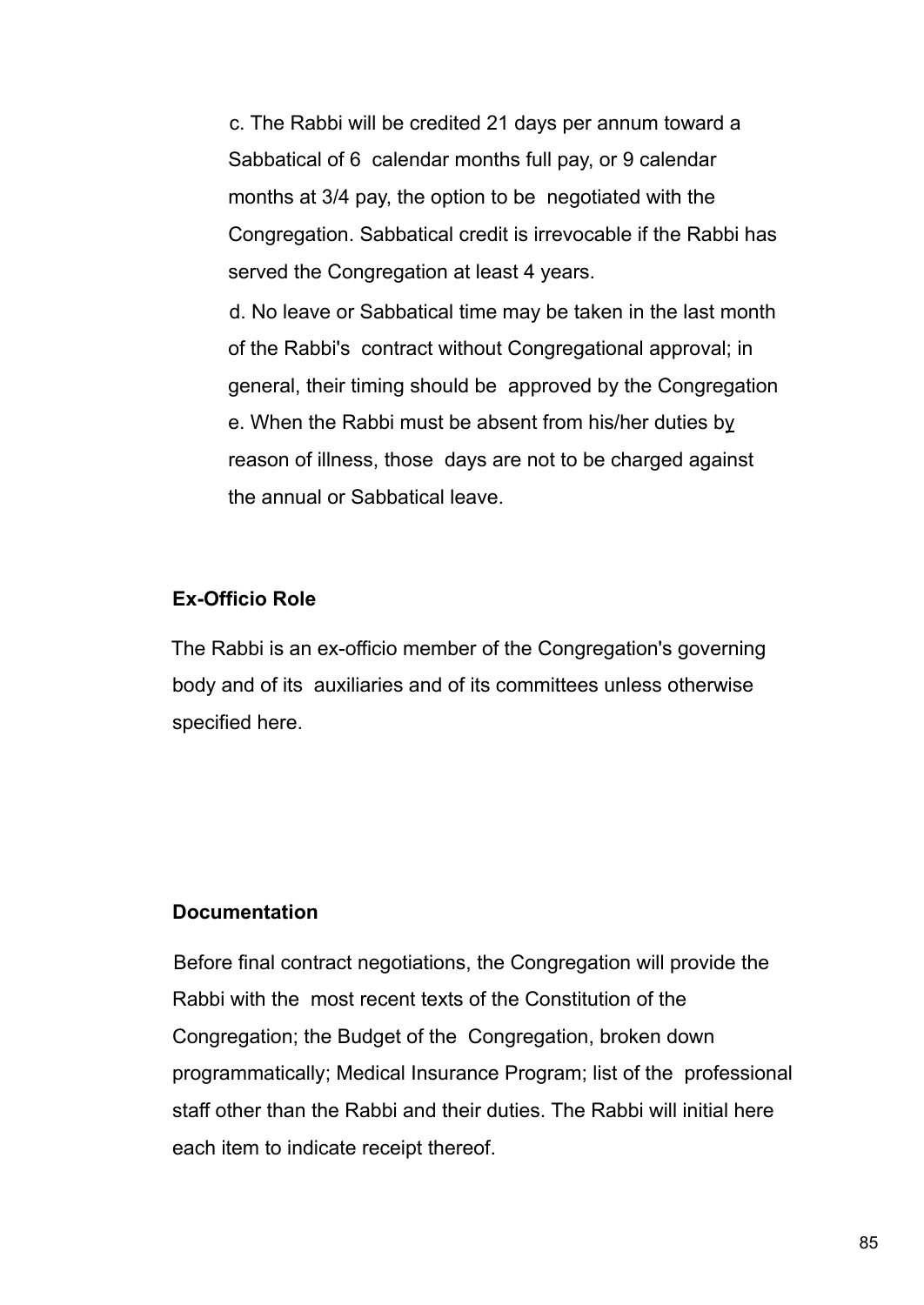c. The Rabbi will be credited 21 days per annum toward a Sabbatical of 6 calendar months full pay, or 9 calendar months at 3/4 pay, the option to be negotiated with the Congregation. Sabbatical credit is irrevocable if the Rabbi has served the Congregation at least 4 years.

d. No leave or Sabbatical time may be taken in the last month of the Rabbi's contract without Congregational approval; in general, their timing should be approved by the Congregation

e. When the Rabbi must be absent from his/her duties by reason of illness, those days are not to be charged against the annual or Sabbatical leave.

**Ex-Officio Role**

The Rabbi is an ex-officio member of the Congregation's governing body and of its auxiliaries and of its committees unless otherwise specified here.

**Documentation**

Before final contract negotiations, the Congregation will provide the Rabbi with the most recent texts of the Constitution of the Congregation; the Budget of the Congregation, broken down programmatically; Medical Insurance Program; list of the professional staff other than the Rabbi and their duties. The Rabbi will initial here each item to indicate receipt thereof.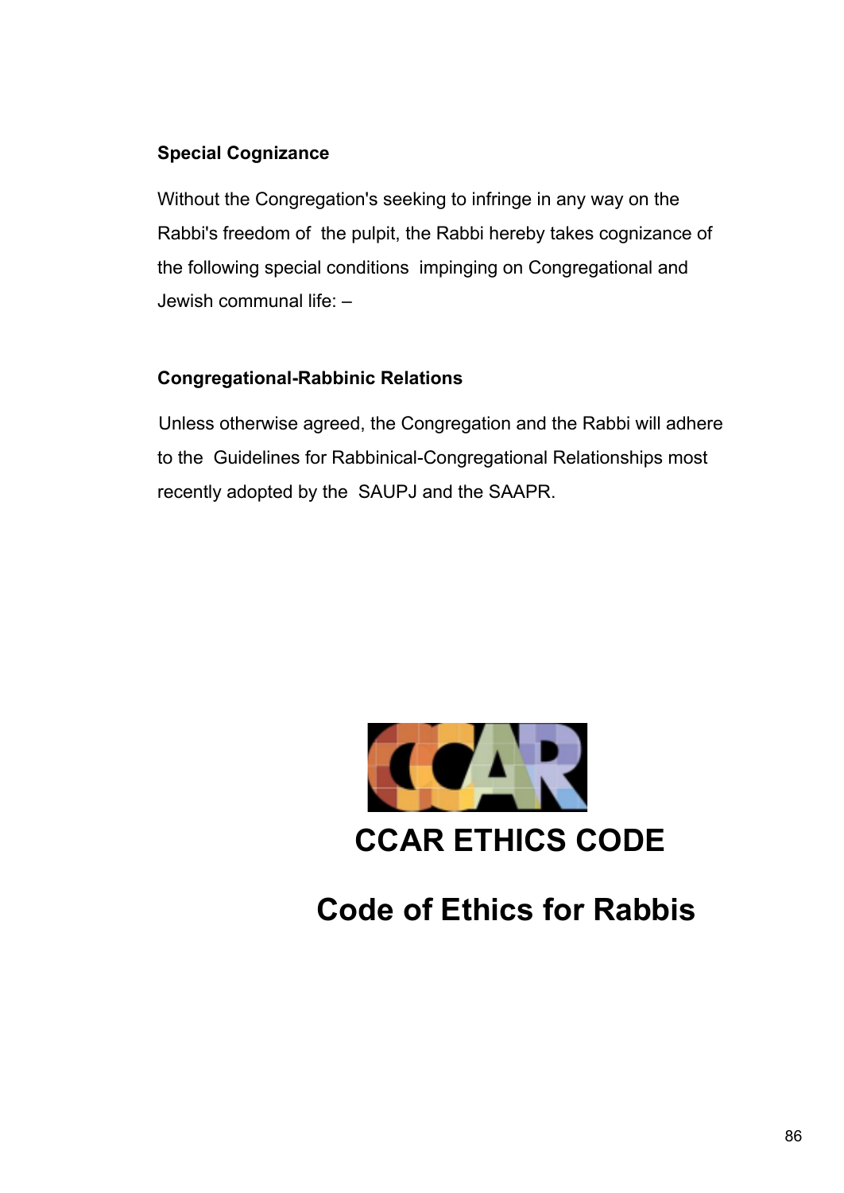**Special Cognizance**

Without the Congregation's seeking to infringe in any way on the Rabbi's freedom of the pulpit, the Rabbi hereby takes cognizance of the following special conditions impinging on Congregational and Jewish communal life: –

**Congregational-Rabbinic Relations**

Unless otherwise agreed, the Congregation and the Rabbi will adhere to the Guidelines for Rabbinical-Congregational Relationships most recently adopted by the SAUPJ and the SAAPR.

# CCAR ETHICS CODE

# Code of Ethics for Rabbis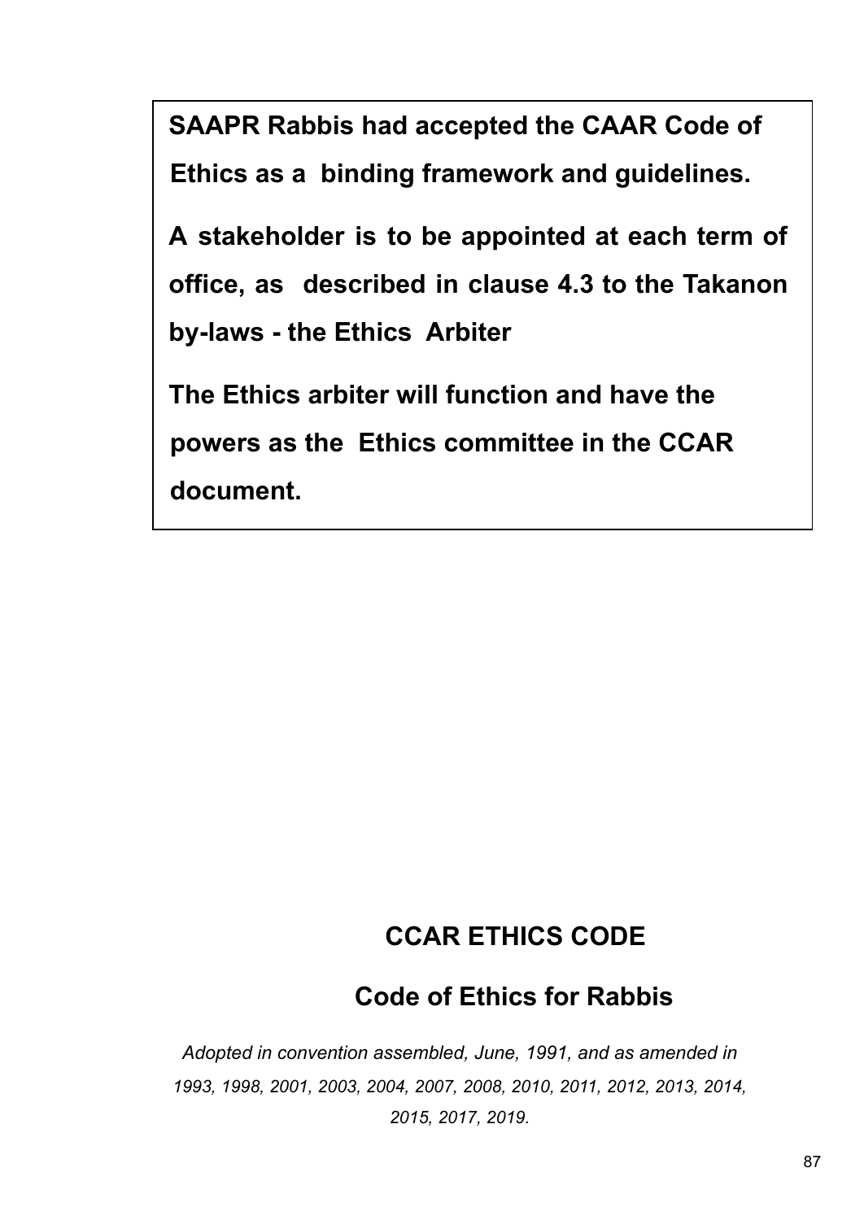**SAAPR Rabbis had accepted the CAAR Code of Ethics as a binding framework and guidelines.**

**A stakeholder is to be appointed at each term of office, as described in clause 4.3 to the Takanon by-laws - the Ethics Arbiter**

**The Ethics arbiter will function and have the powers as the Ethics committee in the CCAR document.**

# CCAR ETHICS CODE

## Code of Ethics for Rabbis

*Adopted in convention assembled, June, 1991, and as amended in 1993, 1998, 2001, 2003, 2004, 2007, 2008, 2010, 2011, 2012, 2013, 2014, 2015, 2017, 2019.*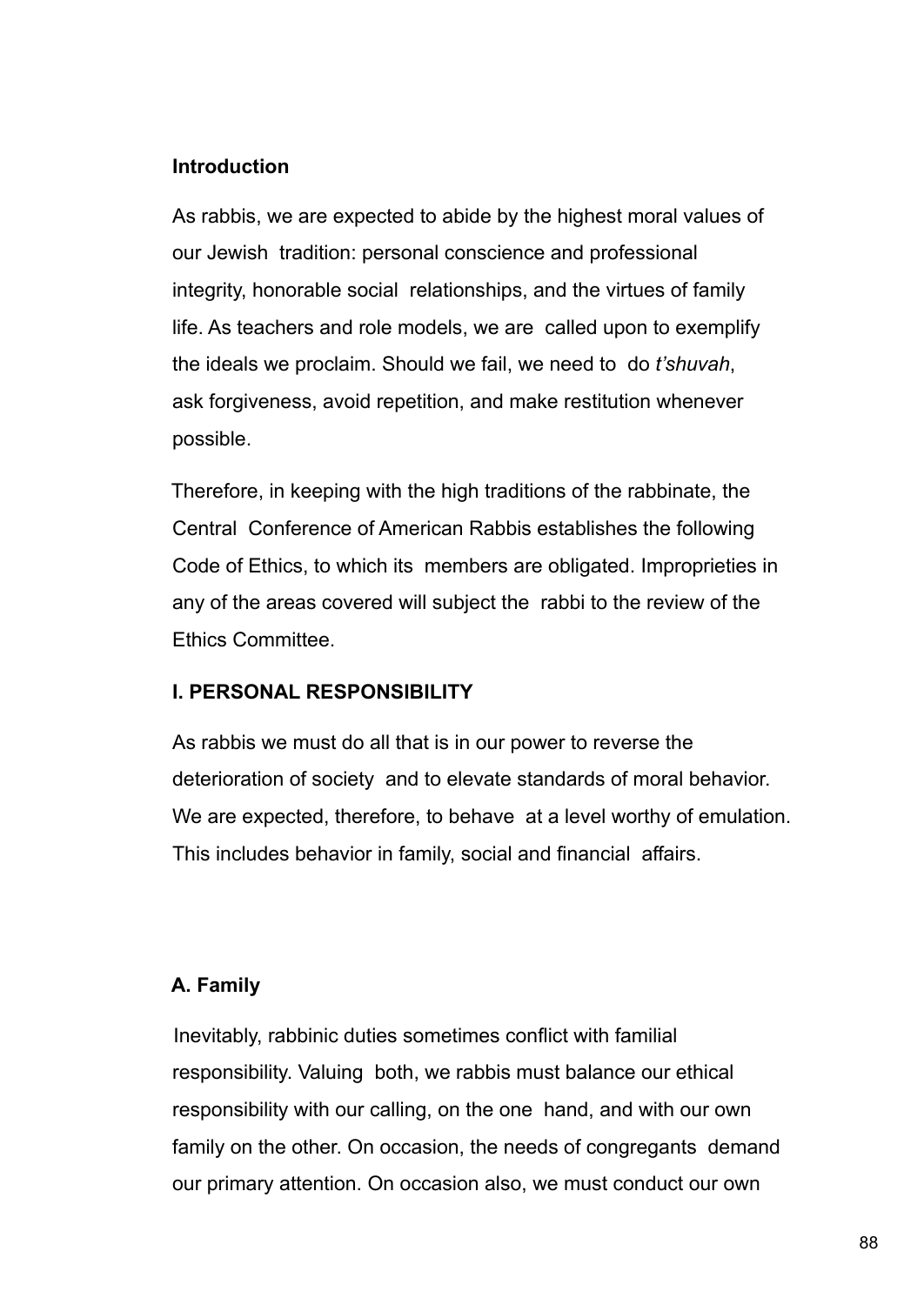## Introduction

As rabbis, we are expected to abide by the highest moral values of our Jewish tradition: personal conscience and professional integrity, honorable social relationships, and the virtues of family life. As teachers and role models, we are called upon to exemplify the ideals we proclaim. Should we fail, we need to do *t'shuvah*, ask forgiveness, avoid repetition, and make restitution whenever possible.

Therefore, in keeping with the high traditions of the rabbinate, the Central Conference of American Rabbis establishes the following Code of Ethics, to which its members are obligated. Improprieties in any of the areas covered will subject the rabbi to the review of the Ethics Committee.

## I. PERSONAL RESPONSIBILITY

As rabbis we must do all that is in our power to reverse the deterioration of society and to elevate standards of moral behavior. We are expected, therefore, to behave at a level worthy of emulation. This includes behavior in family, social and financial affairs.

### A. Family

Inevitably, rabbinic duties sometimes conflict with familial responsibility. Valuing both, we rabbis must balance our ethical responsibility with our calling, on the one hand, and with our own family on the other. On occasion, the needs of congregants demand our primary attention. On occasion also, we must conduct our own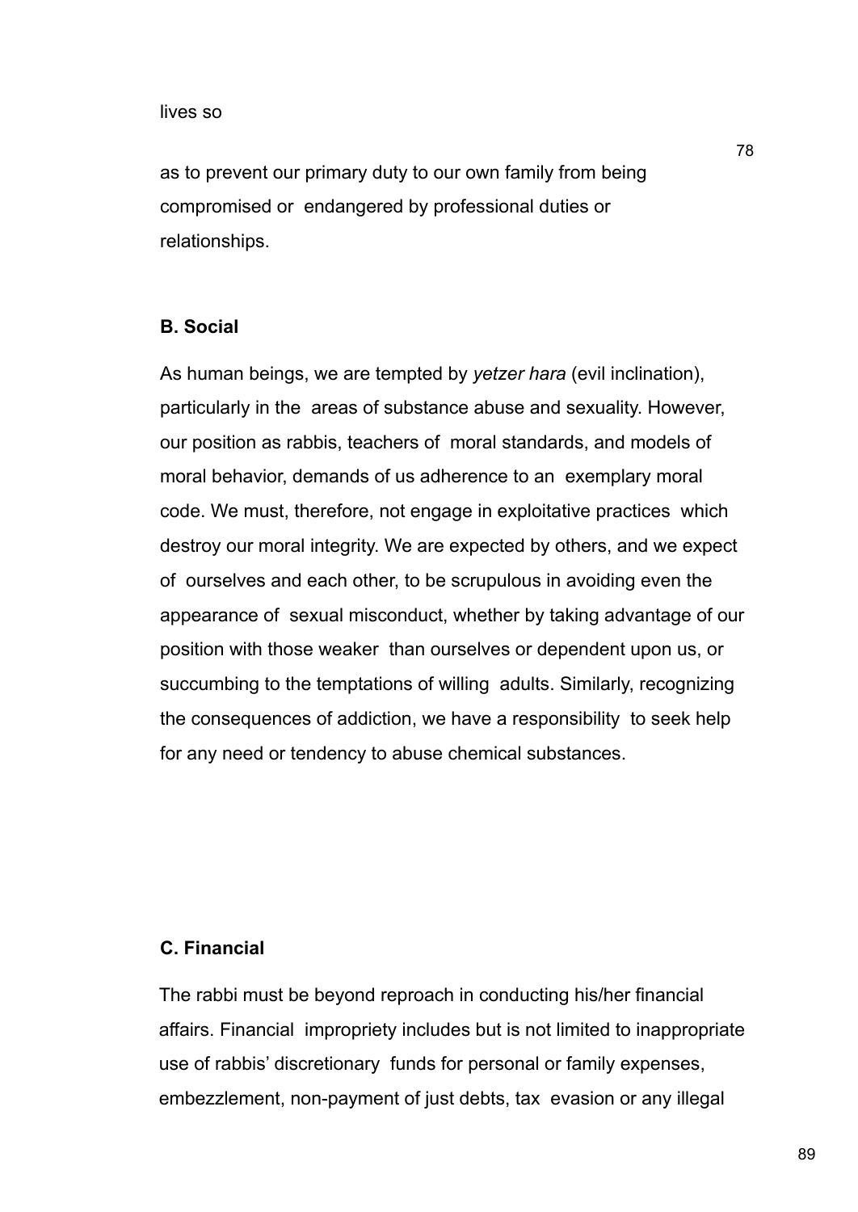lives so

as to prevent our primary duty to our own family from being compromised or endangered by professional duties or relationships.

**B. Social**

As human beings, we are tempted by *yetzer hara* (evil inclination), particularly in the areas of substance abuse and sexuality. However, our position as rabbis, teachers of moral standards, and models of moral behavior, demands of us adherence to an exemplary moral code. We must, therefore, not engage in exploitative practices which destroy our moral integrity. We are expected by others, and we expect of ourselves and each other, to be scrupulous in avoiding even the appearance of sexual misconduct, whether by taking advantage of our position with those weaker than ourselves or dependent upon us, or succumbing to the temptations of willing adults. Similarly, recognizing the consequences of addiction, we have a responsibility to seek help for any need or tendency to abuse chemical substances.

**C. Financial**

The rabbi must be beyond reproach in conducting his/her financial affairs. Financial impropriety includes but is not limited to inappropriate use of rabbis' discretionary funds for personal or family expenses, embezzlement, non-payment of just debts, tax evasion or any illegal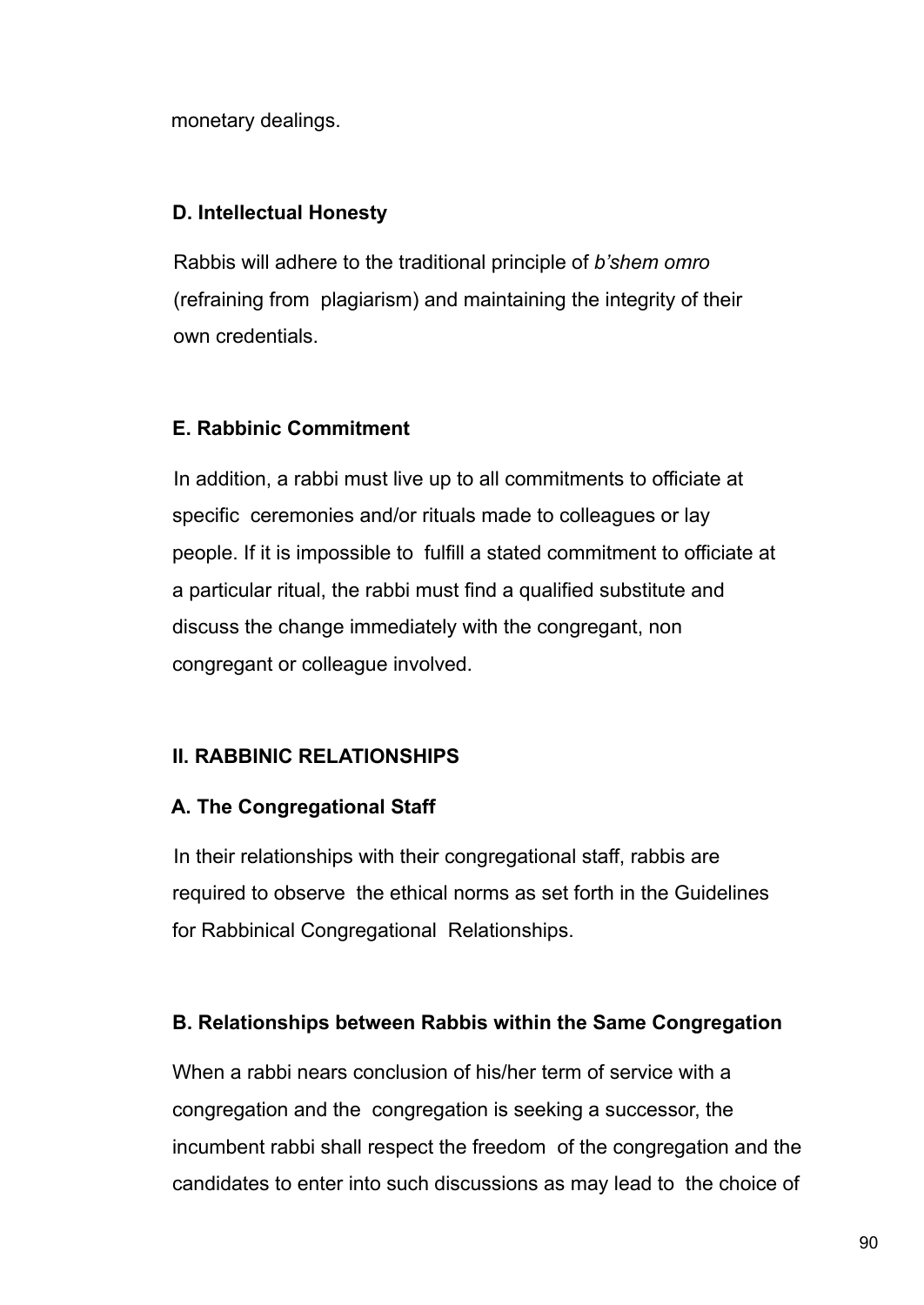monetary dealings.

### D. Intellectual Honesty

Rabbis will adhere to the traditional principle of *b'shem omro* (refraining from plagiarism) and maintaining the integrity of their own credentials.

### E. Rabbinic Commitment

In addition, a rabbi must live up to all commitments to officiate at specific ceremonies and/or rituals made to colleagues or lay people. If it is impossible to fulfill a stated commitment to officiate at a particular ritual, the rabbi must find a qualified substitute and discuss the change immediately with the congregant, non congregant or colleague involved.

## II. RABBINIC RELATIONSHIPS

### A. The Congregational Staff

In their relationships with their congregational staff, rabbis are required to observe the ethical norms as set forth in the Guidelines for Rabbinical Congregational Relationships.

### B. Relationships between Rabbis within the Same Congregation

When a rabbi nears conclusion of his/her term of service with a congregation and the congregation is seeking a successor, the incumbent rabbi shall respect the freedom of the congregation and the candidates to enter into such discussions as may lead to the choice of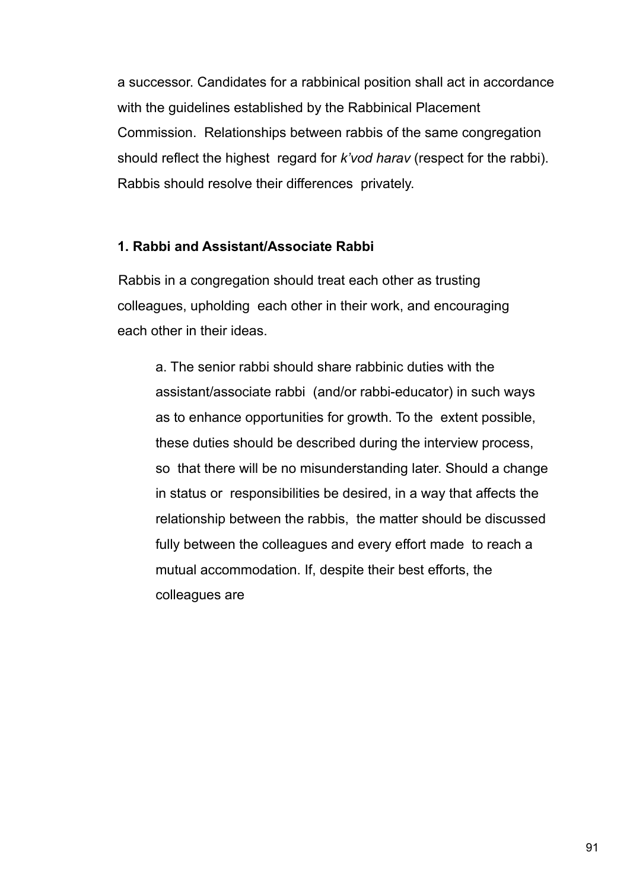a successor. Candidates for a rabbinical position shall act in accordance with the guidelines established by the Rabbinical Placement Commission. Relationships between rabbis of the same congregation should reflect the highest regard for *k'vod harav* (respect for the rabbi). Rabbis should resolve their differences privately.

### 1. Rabbi and Assistant/Associate Rabbi

Rabbis in a congregation should treat each other as trusting colleagues, upholding each other in their work, and encouraging each other in their ideas.

a. The senior rabbi should share rabbinic duties with the assistant/associate rabbi (and/or rabbi-educator) in such ways as to enhance opportunities for growth. To the extent possible, these duties should be described during the interview process, so that there will be no misunderstanding later. Should a change in status or responsibilities be desired, in a way that affects the relationship between the rabbis, the matter should be discussed fully between the colleagues and every effort made to reach a mutual accommodation. If, despite their best efforts, the colleagues are